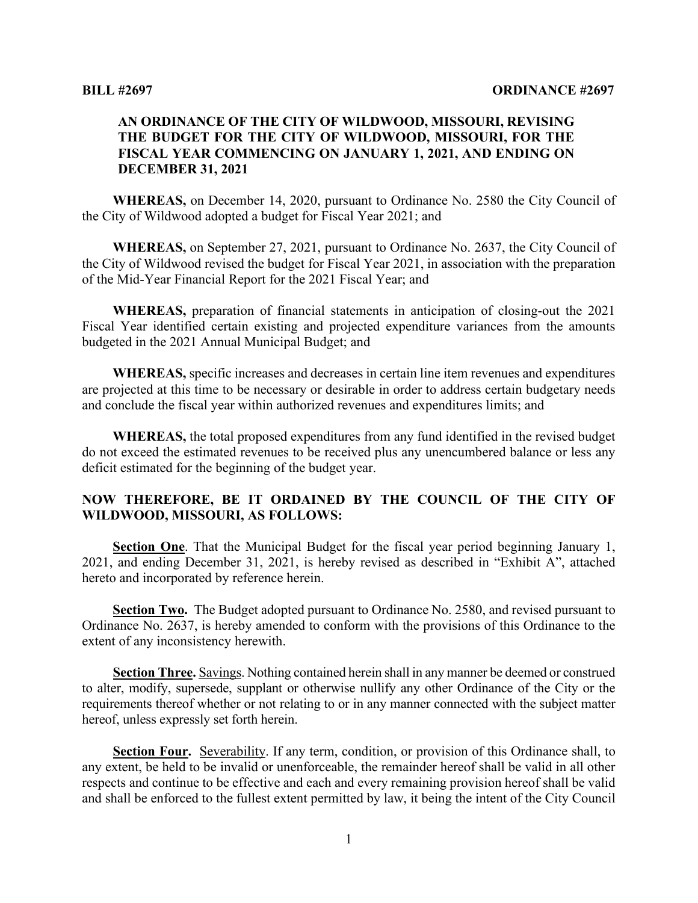**BILL #2697** **ORDINANCE #2697**

**AN ORDINANCE OF THE CITY OF WILDWOOD, MISSOURI, REVISING THE BUDGET FOR THE CITY OF WILDWOOD, MISSOURI, FOR THE FISCAL YEAR COMMENCING ON JANUARY 1, 2021, AND ENDING ON DECEMBER 31, 2021**

**WHEREAS,** on December 14, 2020, pursuant to Ordinance No. 2580 the City Council of the City of Wildwood adopted a budget for Fiscal Year 2021; and

**WHEREAS,** on September 27, 2021, pursuant to Ordinance No. 2637, the City Council of the City of Wildwood revised the budget for Fiscal Year 2021, in association with the preparation of the Mid-Year Financial Report for the 2021 Fiscal Year; and

**WHEREAS,** preparation of financial statements in anticipation of closing-out the 2021 Fiscal Year identified certain existing and projected expenditure variances from the amounts budgeted in the 2021 Annual Municipal Budget; and

**WHEREAS,** specific increases and decreases in certain line item revenues and expenditures are projected at this time to be necessary or desirable in order to address certain budgetary needs and conclude the fiscal year within authorized revenues and expenditures limits; and

**WHEREAS,** the total proposed expenditures from any fund identified in the revised budget do not exceed the estimated revenues to be received plus any unencumbered balance or less any deficit estimated for the beginning of the budget year.

**NOW THEREFORE, BE IT ORDAINED BY THE COUNCIL OF THE CITY OF WILDWOOD, MISSOURI, AS FOLLOWS:**

**Section One**. That the Municipal Budget for the fiscal year period beginning January 1, 2021, and ending December 31, 2021, is hereby revised as described in "Exhibit A", attached hereto and incorporated by reference herein.

**Section Two.** The Budget adopted pursuant to Ordinance No. 2580, and revised pursuant to Ordinance No. 2637, is hereby amended to conform with the provisions of this Ordinance to the extent of any inconsistency herewith.

**Section Three.** Savings. Nothing contained herein shall in any manner be deemed or construed to alter, modify, supersede, supplant or otherwise nullify any other Ordinance of the City or the requirements thereof whether or not relating to or in any manner connected with the subject matter hereof, unless expressly set forth herein.

**Section Four.** Severability. If any term, condition, or provision of this Ordinance shall, to any extent, be held to be invalid or unenforceable, the remainder hereof shall be valid in all other respects and continue to be effective and each and every remaining provision hereof shall be valid and shall be enforced to the fullest extent permitted by law, it being the intent of the City Council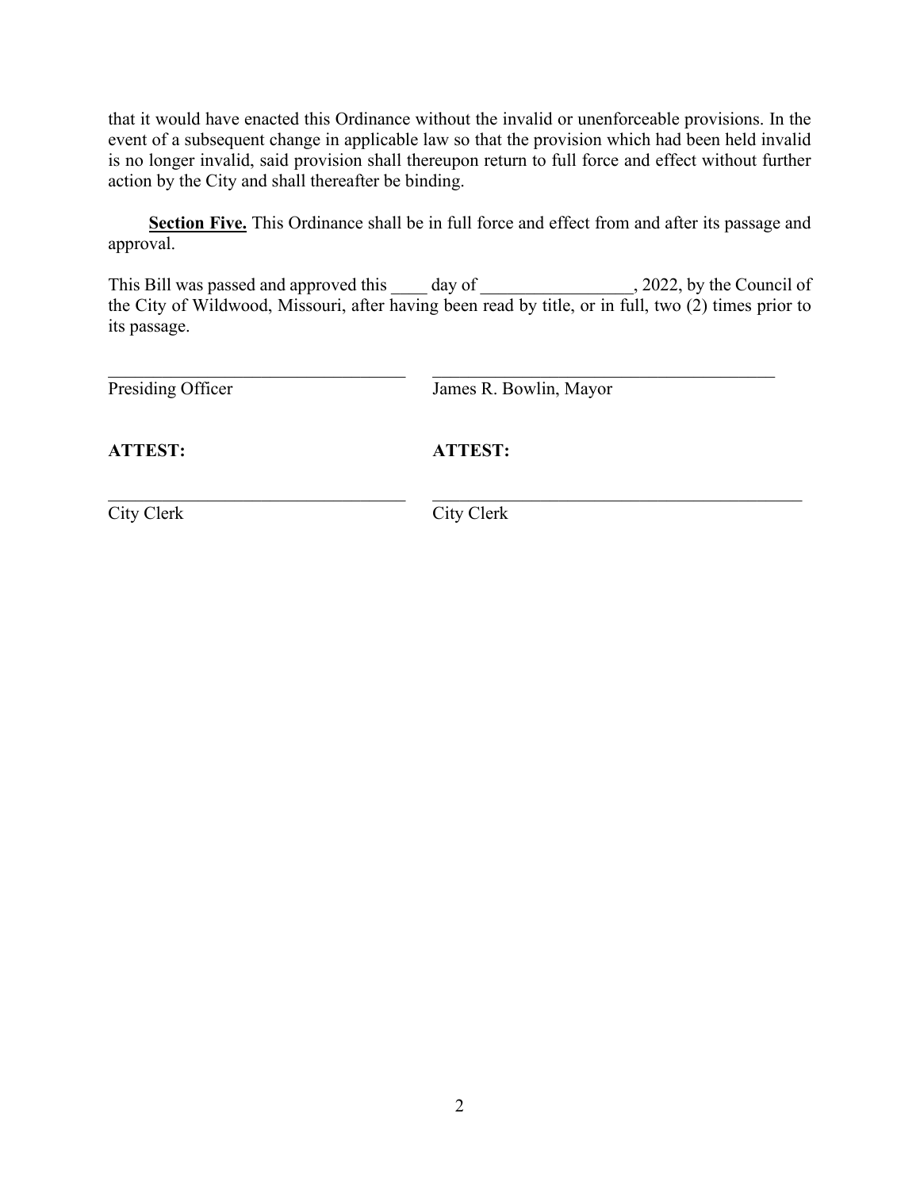that it would have enacted this Ordinance without the invalid or unenforceable provisions. In the event of a subsequent change in applicable law so that the provision which had been held invalid is no longer invalid, said provision shall thereupon return to full force and effect without further action by the City and shall thereafter be binding.

**Section Five.** This Ordinance shall be in full force and effect from and after its passage and approval.

This Bill was passed and approved this ____ day of _________________, 2022, by the Council of the City of Wildwood, Missouri, after having been read by title, or in full, two (2) times prior to its passage.

| ___________________________________ | ________________________________________ |
| --- | --- |
| Presiding Officer | James R. Bowlin, Mayor |
| **ATTEST:** | **ATTEST:** |
| ___________________________________ | ___________________________________________ |
| City Clerk | City Clerk |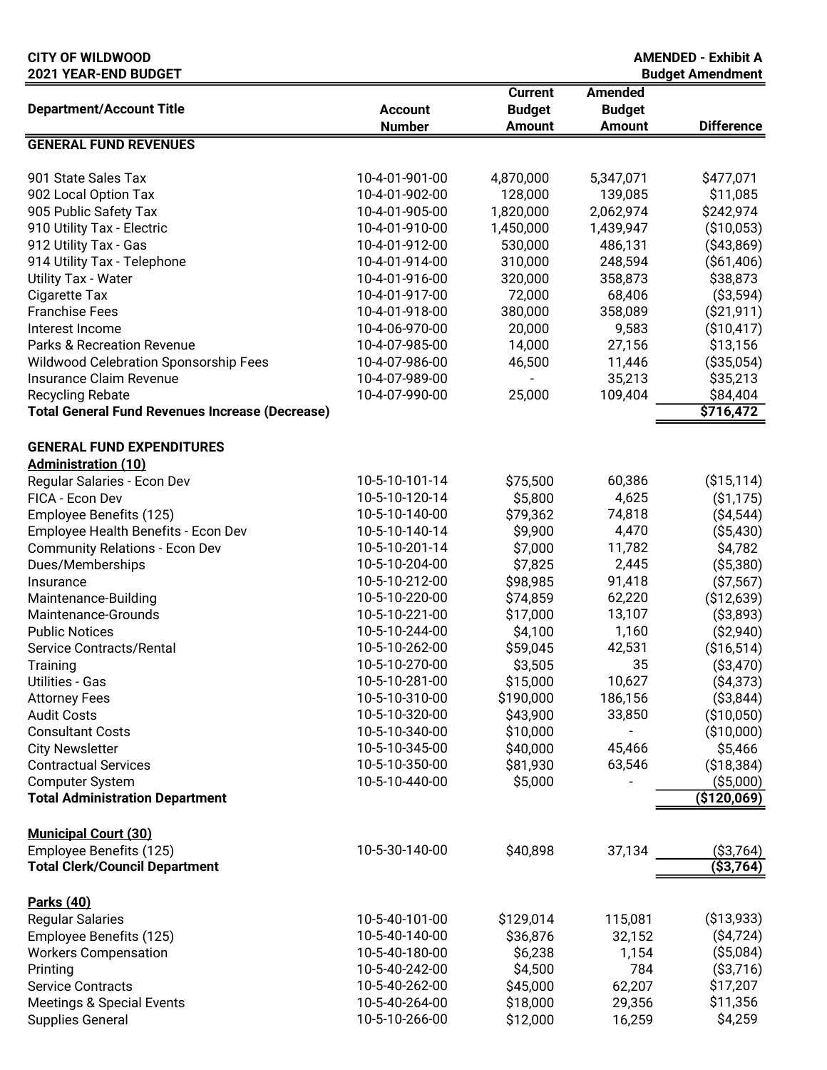**CITY OF WILDWOOD**
**2021 YEAR-END BUDGET**

**AMENDED - Exhibit A**
**Budget Amendment**

| Department/Account Title | Account Number | Current Budget Amount | Amended Budget Amount | Difference |
|---|---|---|---|---|
| **GENERAL FUND REVENUES** | | | | |
| 901 State Sales Tax | 10-4-01-901-00 | 4,870,000 | 5,347,071 | $477,071 |
| 902 Local Option Tax | 10-4-01-902-00 | 128,000 | 139,085 | $11,085 |
| 905 Public Safety Tax | 10-4-01-905-00 | 1,820,000 | 2,062,974 | $242,974 |
| 910 Utility Tax - Electric | 10-4-01-910-00 | 1,450,000 | 1,439,947 | ($10,053) |
| 912 Utility Tax - Gas | 10-4-01-912-00 | 530,000 | 486,131 | ($43,869) |
| 914 Utility Tax - Telephone | 10-4-01-914-00 | 310,000 | 248,594 | ($61,406) |
| Utility Tax - Water | 10-4-01-916-00 | 320,000 | 358,873 | $38,873 |
| Cigarette Tax | 10-4-01-917-00 | 72,000 | 68,406 | ($3,594) |
| Franchise Fees | 10-4-01-918-00 | 380,000 | 358,089 | ($21,911) |
| Interest Income | 10-4-06-970-00 | 20,000 | 9,583 | ($10,417) |
| Parks & Recreation Revenue | 10-4-07-985-00 | 14,000 | 27,156 | $13,156 |
| Wildwood Celebration Sponsorship Fees | 10-4-07-986-00 | 46,500 | 11,446 | ($35,054) |
| Insurance Claim Revenue | 10-4-07-989-00 | - | 35,213 | $35,213 |
| Recycling Rebate | 10-4-07-990-00 | 25,000 | 109,404 | $84,404 |
| **Total General Fund Revenues Increase (Decrease)** | | | | **$716,472** |
| | | | | |
| **GENERAL FUND EXPENDITURES** | | | | |
| **Administration (10)** | | | | |
| Regular Salaries - Econ Dev | 10-5-10-101-14 | $75,500 | 60,386 | ($15,114) |
| FICA - Econ Dev | 10-5-10-120-14 | $5,800 | 4,625 | ($1,175) |
| Employee Benefits (125) | 10-5-10-140-00 | $79,362 | 74,818 | ($4,544) |
| Employee Health Benefits - Econ Dev | 10-5-10-140-14 | $9,900 | 4,470 | ($5,430) |
| Community Relations - Econ Dev | 10-5-10-201-14 | $7,000 | 11,782 | $4,782 |
| Dues/Memberships | 10-5-10-204-00 | $7,825 | 2,445 | ($5,380) |
| Insurance | 10-5-10-212-00 | $98,985 | 91,418 | ($7,567) |
| Maintenance-Building | 10-5-10-220-00 | $74,859 | 62,220 | ($12,639) |
| Maintenance-Grounds | 10-5-10-221-00 | $17,000 | 13,107 | ($3,893) |
| Public Notices | 10-5-10-244-00 | $4,100 | 1,160 | ($2,940) |
| Service Contracts/Rental | 10-5-10-262-00 | $59,045 | 42,531 | ($16,514) |
| Training | 10-5-10-270-00 | $3,505 | 35 | ($3,470) |
| Utilities - Gas | 10-5-10-281-00 | $15,000 | 10,627 | ($4,373) |
| Attorney Fees | 10-5-10-310-00 | $190,000 | 186,156 | ($3,844) |
| Audit Costs | 10-5-10-320-00 | $43,900 | 33,850 | ($10,050) |
| Consultant Costs | 10-5-10-340-00 | $10,000 | - | ($10,000) |
| City Newsletter | 10-5-10-345-00 | $40,000 | 45,466 | $5,466 |
| Contractual Services | 10-5-10-350-00 | $81,930 | 63,546 | ($18,384) |
| Computer System | 10-5-10-440-00 | $5,000 | - | ($5,000) |
| **Total Administration Department** | | | | **($120,069)** |
| | | | | |
| **Municipal Court (30)** | | | | |
| Employee Benefits (125) | 10-5-30-140-00 | $40,898 | 37,134 | ($3,764) |
| **Total Clerk/Council Department** | | | | **($3,764)** |
| | | | | |
| **Parks (40)** | | | | |
| Regular Salaries | 10-5-40-101-00 | $129,014 | 115,081 | ($13,933) |
| Employee Benefits (125) | 10-5-40-140-00 | $36,876 | 32,152 | ($4,724) |
| Workers Compensation | 10-5-40-180-00 | $6,238 | 1,154 | ($5,084) |
| Printing | 10-5-40-242-00 | $4,500 | 784 | ($3,716) |
| Service Contracts | 10-5-40-262-00 | $45,000 | 62,207 | $17,207 |
| Meetings & Special Events | 10-5-40-264-00 | $18,000 | 29,356 | $11,356 |
| Supplies General | 10-5-10-266-00 | $12,000 | 16,259 | $4,259 |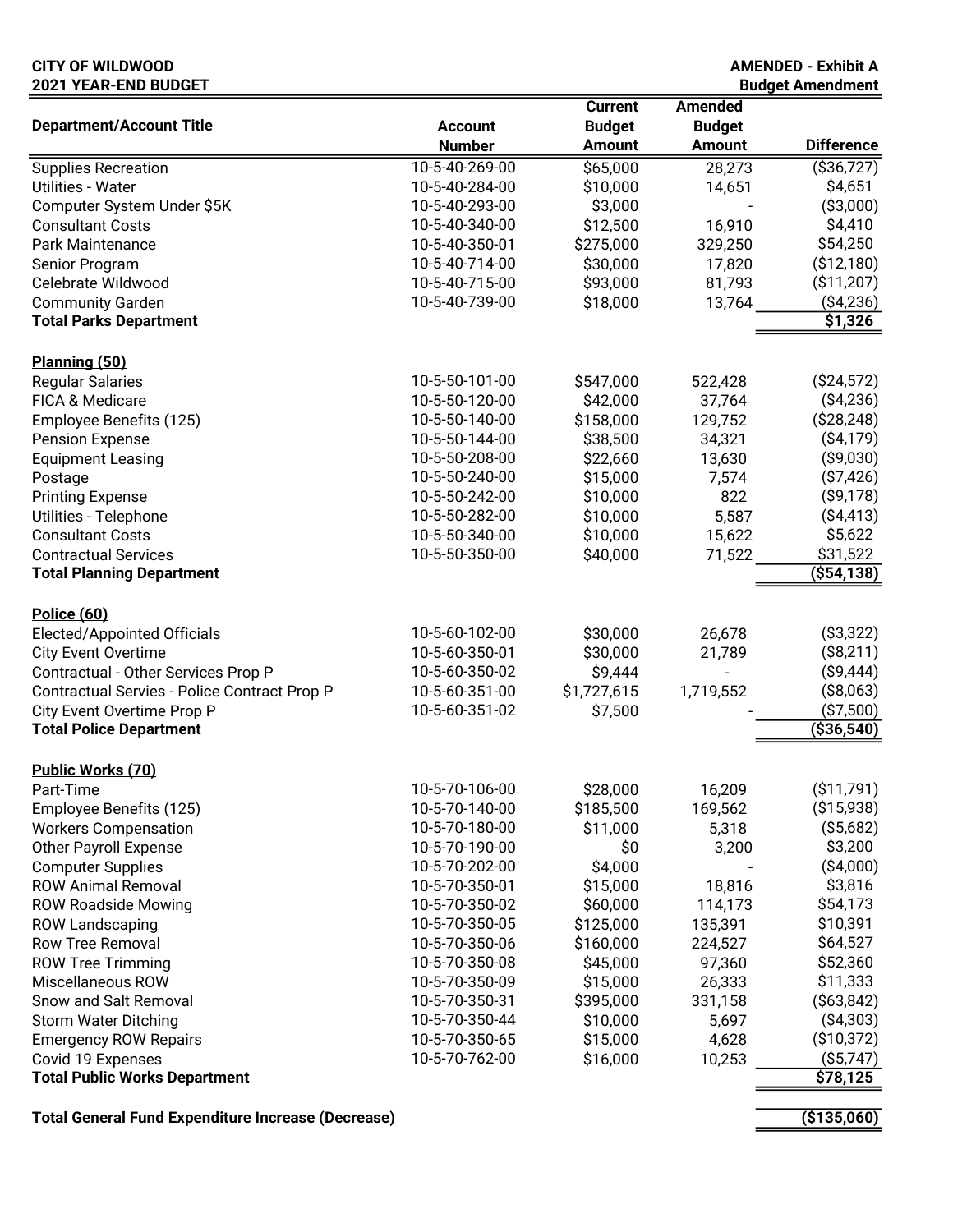**CITY OF WILDWOOD**
**2021 YEAR-END BUDGET**

**AMENDED - Exhibit A**
**Budget Amendment**

| Department/Account Title | Account Number | Current Budget Amount | Amended Budget Amount | Difference |
|---|---|---|---|---|
| Supplies Recreation | 10-5-40-269-00 | $65,000 | 28,273 | ($36,727) |
| Utilities - Water | 10-5-40-284-00 | $10,000 | 14,651 | $4,651 |
| Computer System Under $5K | 10-5-40-293-00 | $3,000 | - | ($3,000) |
| Consultant Costs | 10-5-40-340-00 | $12,500 | 16,910 | $4,410 |
| Park Maintenance | 10-5-40-350-01 | $275,000 | 329,250 | $54,250 |
| Senior Program | 10-5-40-714-00 | $30,000 | 17,820 | ($12,180) |
| Celebrate Wildwood | 10-5-40-715-00 | $93,000 | 81,793 | ($11,207) |
| Community Garden | 10-5-40-739-00 | $18,000 | 13,764 | ($4,236) |
| **Total Parks Department** | | | | **$1,326** |
| | | | | |
| **Planning (50)** | | | | |
| Regular Salaries | 10-5-50-101-00 | $547,000 | 522,428 | ($24,572) |
| FICA & Medicare | 10-5-50-120-00 | $42,000 | 37,764 | ($4,236) |
| Employee Benefits (125) | 10-5-50-140-00 | $158,000 | 129,752 | ($28,248) |
| Pension Expense | 10-5-50-144-00 | $38,500 | 34,321 | ($4,179) |
| Equipment Leasing | 10-5-50-208-00 | $22,660 | 13,630 | ($9,030) |
| Postage | 10-5-50-240-00 | $15,000 | 7,574 | ($7,426) |
| Printing Expense | 10-5-50-242-00 | $10,000 | 822 | ($9,178) |
| Utilities - Telephone | 10-5-50-282-00 | $10,000 | 5,587 | ($4,413) |
| Consultant Costs | 10-5-50-340-00 | $10,000 | 15,622 | $5,622 |
| Contractual Services | 10-5-50-350-00 | $40,000 | 71,522 | $31,522 |
| **Total Planning Department** | | | | **($54,138)** |
| | | | | |
| **Police (60)** | | | | |
| Elected/Appointed Officials | 10-5-60-102-00 | $30,000 | 26,678 | ($3,322) |
| City Event Overtime | 10-5-60-350-01 | $30,000 | 21,789 | ($8,211) |
| Contractual - Other Services Prop P | 10-5-60-350-02 | $9,444 | - | ($9,444) |
| Contractual Servies - Police Contract Prop P | 10-5-60-351-00 | $1,727,615 | 1,719,552 | ($8,063) |
| City Event Overtime Prop P | 10-5-60-351-02 | $7,500 | - | ($7,500) |
| **Total Police Department** | | | | **($36,540)** |
| | | | | |
| **Public Works (70)** | | | | |
| Part-Time | 10-5-70-106-00 | $28,000 | 16,209 | ($11,791) |
| Employee Benefits (125) | 10-5-70-140-00 | $185,500 | 169,562 | ($15,938) |
| Workers Compensation | 10-5-70-180-00 | $11,000 | 5,318 | ($5,682) |
| Other Payroll Expense | 10-5-70-190-00 | $0 | 3,200 | $3,200 |
| Computer Supplies | 10-5-70-202-00 | $4,000 | - | ($4,000) |
| ROW Animal Removal | 10-5-70-350-01 | $15,000 | 18,816 | $3,816 |
| ROW Roadside Mowing | 10-5-70-350-02 | $60,000 | 114,173 | $54,173 |
| ROW Landscaping | 10-5-70-350-05 | $125,000 | 135,391 | $10,391 |
| Row Tree Removal | 10-5-70-350-06 | $160,000 | 224,527 | $64,527 |
| ROW Tree Trimming | 10-5-70-350-08 | $45,000 | 97,360 | $52,360 |
| Miscellaneous ROW | 10-5-70-350-09 | $15,000 | 26,333 | $11,333 |
| Snow and Salt Removal | 10-5-70-350-31 | $395,000 | 331,158 | ($63,842) |
| Storm Water Ditching | 10-5-70-350-44 | $10,000 | 5,697 | ($4,303) |
| Emergency ROW Repairs | 10-5-70-350-65 | $15,000 | 4,628 | ($10,372) |
| Covid 19 Expenses | 10-5-70-762-00 | $16,000 | 10,253 | ($5,747) |
| **Total Public Works Department** | | | | **$78,125** |
| | | | | |
| **Total General Fund Expenditure Increase (Decrease)** | | | | **($135,060)** |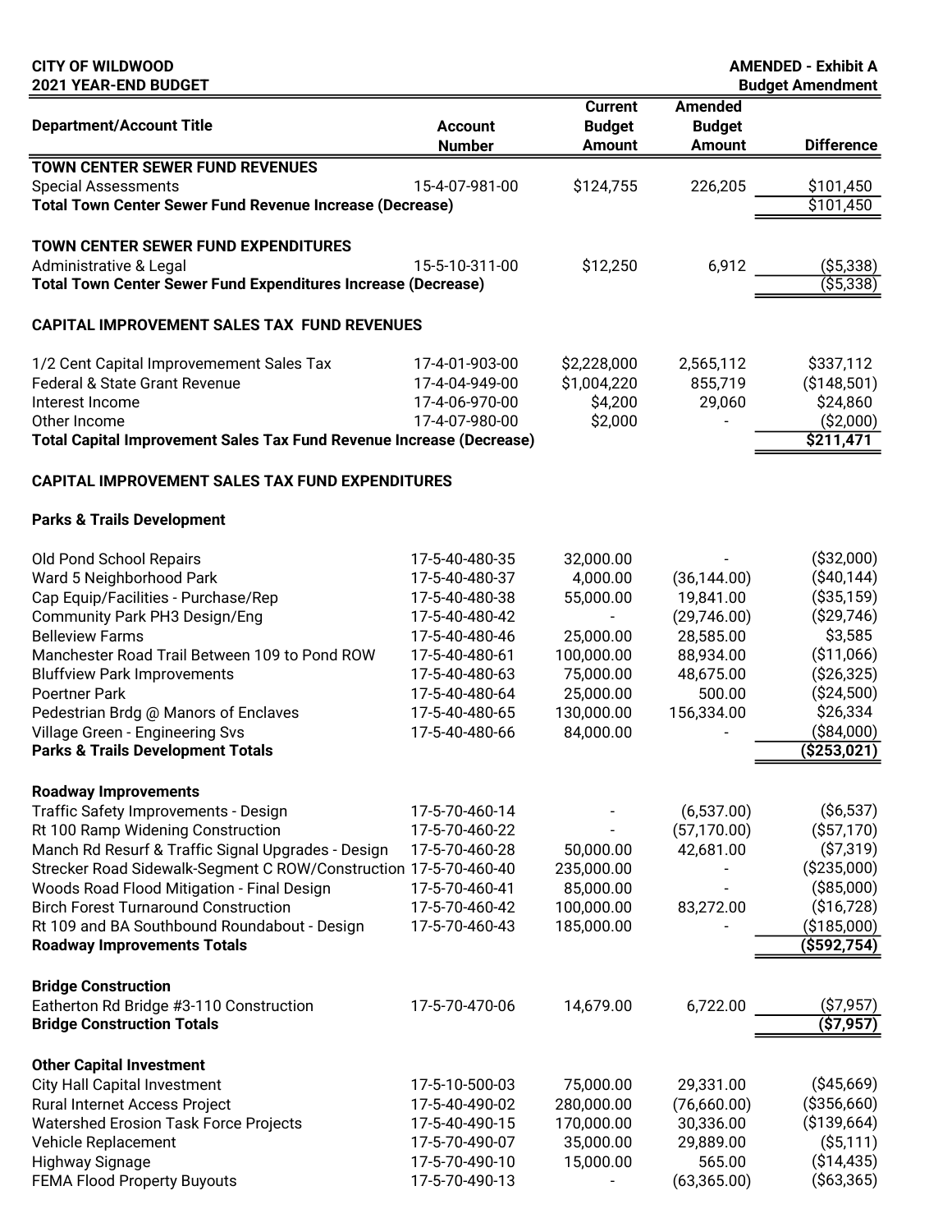**CITY OF WILDWOOD**
**2021 YEAR-END BUDGET**

**AMENDED - Exhibit A**
**Budget Amendment**

| Department/Account Title | Account Number | Current Budget Amount | Amended Budget Amount | Difference |
|---|---|---|---|---|
| **TOWN CENTER SEWER FUND REVENUES** | | | | |
| Special Assessments | 15-4-07-981-00 | $124,755 | 226,205 | $101,450 |
| **Total Town Center Sewer Fund Revenue Increase (Decrease)** | | | | $101,450 |
| | | | | |
| **TOWN CENTER SEWER FUND EXPENDITURES** | | | | |
| Administrative & Legal | 15-5-10-311-00 | $12,250 | 6,912 | ($5,338) |
| **Total Town Center Sewer Fund Expenditures Increase (Decrease)** | | | | ($5,338) |
| | | | | |
| **CAPITAL IMPROVEMENT SALES TAX FUND REVENUES** | | | | |
| 1/2 Cent Capital Improvemement Sales Tax | 17-4-01-903-00 | $2,228,000 | 2,565,112 | $337,112 |
| Federal & State Grant Revenue | 17-4-04-949-00 | $1,004,220 | 855,719 | ($148,501) |
| Interest Income | 17-4-06-970-00 | $4,200 | 29,060 | $24,860 |
| Other Income | 17-4-07-980-00 | $2,000 | - | ($2,000) |
| **Total Capital Improvement Sales Tax Fund Revenue Increase (Decrease)** | | | | **$211,471** |
| | | | | |
| **CAPITAL IMPROVEMENT SALES TAX FUND EXPENDITURES** | | | | |
| | | | | |
| **Parks & Trails Development** | | | | |
| Old Pond School Repairs | 17-5-40-480-35 | 32,000.00 | - | ($32,000) |
| Ward 5 Neighborhood Park | 17-5-40-480-37 | 4,000.00 | (36,144.00) | ($40,144) |
| Cap Equip/Facilities - Purchase/Rep | 17-5-40-480-38 | 55,000.00 | 19,841.00 | ($35,159) |
| Community Park PH3 Design/Eng | 17-5-40-480-42 | - | (29,746.00) | ($29,746) |
| Belleview Farms | 17-5-40-480-46 | 25,000.00 | 28,585.00 | $3,585 |
| Manchester Road Trail Between 109 to Pond ROW | 17-5-40-480-61 | 100,000.00 | 88,934.00 | ($11,066) |
| Bluffview Park Improvements | 17-5-40-480-63 | 75,000.00 | 48,675.00 | ($26,325) |
| Poertner Park | 17-5-40-480-64 | 25,000.00 | 500.00 | ($24,500) |
| Pedestrian Brdg @ Manors of Enclaves | 17-5-40-480-65 | 130,000.00 | 156,334.00 | $26,334 |
| Village Green - Engineering Svs | 17-5-40-480-66 | 84,000.00 | - | ($84,000) |
| **Parks & Trails Development Totals** | | | | **($253,021)** |
| | | | | |
| **Roadway Improvements** | | | | |
| Traffic Safety Improvements - Design | 17-5-70-460-14 | - | (6,537.00) | ($6,537) |
| Rt 100 Ramp Widening Construction | 17-5-70-460-22 | - | (57,170.00) | ($57,170) |
| Manch Rd Resurf & Traffic Signal Upgrades - Design | 17-5-70-460-28 | 50,000.00 | 42,681.00 | ($7,319) |
| Strecker Road Sidewalk-Segment C ROW/Construction | 17-5-70-460-40 | 235,000.00 | - | ($235,000) |
| Woods Road Flood Mitigation - Final Design | 17-5-70-460-41 | 85,000.00 | - | ($85,000) |
| Birch Forest Turnaround Construction | 17-5-70-460-42 | 100,000.00 | 83,272.00 | ($16,728) |
| Rt 109 and BA Southbound Roundabout - Design | 17-5-70-460-43 | 185,000.00 | - | ($185,000) |
| **Roadway Improvements Totals** | | | | **($592,754)** |
| | | | | |
| **Bridge Construction** | | | | |
| Eatherton Rd Bridge #3-110 Construction | 17-5-70-470-06 | 14,679.00 | 6,722.00 | ($7,957) |
| **Bridge Construction Totals** | | | | **($7,957)** |
| | | | | |
| **Other Capital Investment** | | | | |
| City Hall Capital Investment | 17-5-10-500-03 | 75,000.00 | 29,331.00 | ($45,669) |
| Rural Internet Access Project | 17-5-40-490-02 | 280,000.00 | (76,660.00) | ($356,660) |
| Watershed Erosion Task Force Projects | 17-5-40-490-15 | 170,000.00 | 30,336.00 | ($139,664) |
| Vehicle Replacement | 17-5-70-490-07 | 35,000.00 | 29,889.00 | ($5,111) |
| Highway Signage | 17-5-70-490-10 | 15,000.00 | 565.00 | ($14,435) |
| FEMA Flood Property Buyouts | 17-5-70-490-13 | - | (63,365.00) | ($63,365) |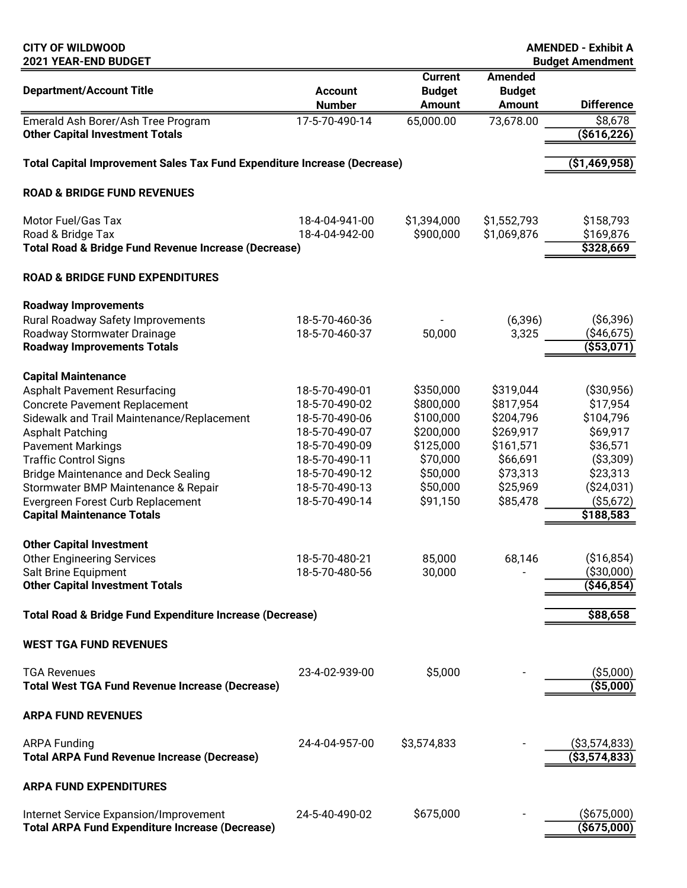**CITY OF WILDWOOD**
**2021 YEAR-END BUDGET**

**AMENDED - Exhibit A**
**Budget Amendment**

| Department/Account Title | Account Number | Current Budget Amount | Amended Budget Amount | Difference |
|---|---|---|---|---|
| Emerald Ash Borer/Ash Tree Program | 17-5-70-490-14 | 65,000.00 | 73,678.00 | $8,678 |
| **Other Capital Investment Totals** | | | | **($616,226)** |
| | | | | |
| **Total Capital Improvement Sales Tax Fund Expenditure Increase (Decrease)** | | | | **($1,469,958)** |
| | | | | |
| **ROAD & BRIDGE FUND REVENUES** | | | | |
| | | | | |
| Motor Fuel/Gas Tax | 18-4-04-941-00 | $1,394,000 | $1,552,793 | $158,793 |
| Road & Bridge Tax | 18-4-04-942-00 | $900,000 | $1,069,876 | $169,876 |
| **Total Road & Bridge Fund Revenue Increase (Decrease)** | | | | **$328,669** |
| | | | | |
| **ROAD & BRIDGE FUND EXPENDITURES** | | | | |
| | | | | |
| **Roadway Improvements** | | | | |
| Rural Roadway Safety Improvements | 18-5-70-460-36 | - | (6,396) | ($6,396) |
| Roadway Stormwater Drainage | 18-5-70-460-37 | 50,000 | 3,325 | ($46,675) |
| **Roadway Improvements Totals** | | | | **($53,071)** |
| | | | | |
| **Capital Maintenance** | | | | |
| Asphalt Pavement Resurfacing | 18-5-70-490-01 | $350,000 | $319,044 | ($30,956) |
| Concrete Pavement Replacement | 18-5-70-490-02 | $800,000 | $817,954 | $17,954 |
| Sidewalk and Trail Maintenance/Replacement | 18-5-70-490-06 | $100,000 | $204,796 | $104,796 |
| Asphalt Patching | 18-5-70-490-07 | $200,000 | $269,917 | $69,917 |
| Pavement Markings | 18-5-70-490-09 | $125,000 | $161,571 | $36,571 |
| Traffic Control Signs | 18-5-70-490-11 | $70,000 | $66,691 | ($3,309) |
| Bridge Maintenance and Deck Sealing | 18-5-70-490-12 | $50,000 | $73,313 | $23,313 |
| Stormwater BMP Maintenance & Repair | 18-5-70-490-13 | $50,000 | $25,969 | ($24,031) |
| Evergreen Forest Curb Replacement | 18-5-70-490-14 | $91,150 | $85,478 | ($5,672) |
| **Capital Maintenance Totals** | | | | **$188,583** |
| | | | | |
| **Other Capital Investment** | | | | |
| Other Engineering Services | 18-5-70-480-21 | 85,000 | 68,146 | ($16,854) |
| Salt Brine Equipment | 18-5-70-480-56 | 30,000 | - | ($30,000) |
| **Other Capital Investment Totals** | | | | **($46,854)** |
| | | | | |
| **Total Road & Bridge Fund Expenditure Increase (Decrease)** | | | | **$88,658** |
| | | | | |
| **WEST TGA FUND REVENUES** | | | | |
| | | | | |
| TGA Revenues | 23-4-02-939-00 | $5,000 | - | ($5,000) |
| **Total West TGA Fund Revenue Increase (Decrease)** | | | | **($5,000)** |
| | | | | |
| **ARPA FUND REVENUES** | | | | |
| | | | | |
| ARPA Funding | 24-4-04-957-00 | $3,574,833 | - | ($3,574,833) |
| **Total ARPA Fund Revenue Increase (Decrease)** | | | | **($3,574,833)** |
| | | | | |
| **ARPA FUND EXPENDITURES** | | | | |
| | | | | |
| Internet Service Expansion/Improvement | 24-5-40-490-02 | $675,000 | - | ($675,000) |
| **Total ARPA Fund Expenditure Increase (Decrease)** | | | | **($675,000)** |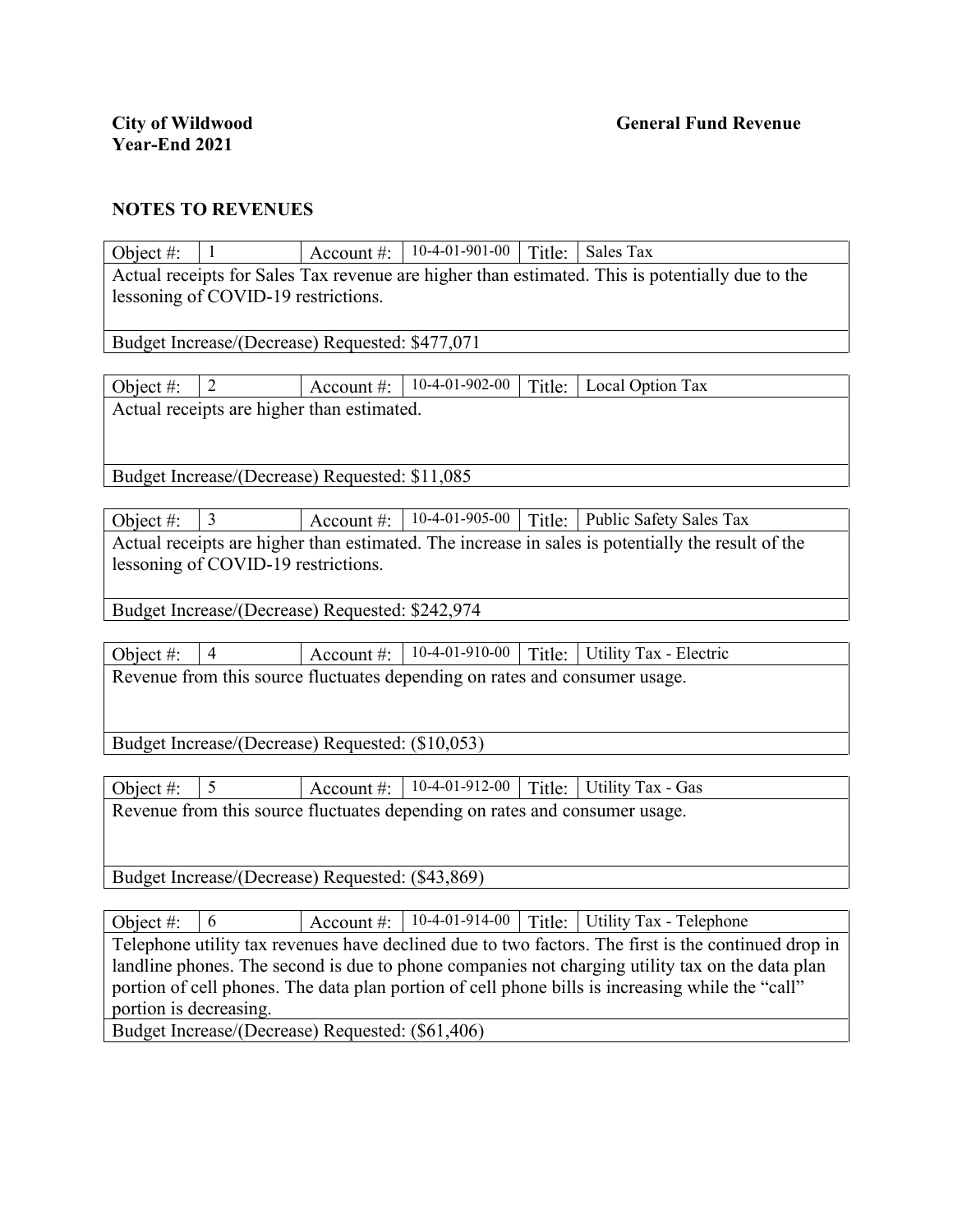**City of Wildwood** **General Fund Revenue**
**Year-End 2021**

## NOTES TO REVENUES

| Object #: | 1 | Account #: | 10-4-01-901-00 | Title: | Sales Tax |
|---|---|---|---|---|---|
| Actual receipts for Sales Tax revenue are higher than estimated. This is potentially due to the lessoning of COVID-19 restrictions. | | | | | |
| Budget Increase/(Decrease) Requested: $477,071 | | | | | |

| Object #: | 2 | Account #: | 10-4-01-902-00 | Title: | Local Option Tax |
|---|---|---|---|---|---|
| Actual receipts are higher than estimated. | | | | | |
| Budget Increase/(Decrease) Requested: $11,085 | | | | | |

| Object #: | 3 | Account #: | 10-4-01-905-00 | Title: | Public Safety Sales Tax |
|---|---|---|---|---|---|
| Actual receipts are higher than estimated. The increase in sales is potentially the result of the lessoning of COVID-19 restrictions. | | | | | |
| Budget Increase/(Decrease) Requested: $242,974 | | | | | |

| Object #: | 4 | Account #: | 10-4-01-910-00 | Title: | Utility Tax - Electric |
|---|---|---|---|---|---|
| Revenue from this source fluctuates depending on rates and consumer usage. | | | | | |
| Budget Increase/(Decrease) Requested: ($10,053) | | | | | |

| Object #: | 5 | Account #: | 10-4-01-912-00 | Title: | Utility Tax - Gas |
|---|---|---|---|---|---|
| Revenue from this source fluctuates depending on rates and consumer usage. | | | | | |
| Budget Increase/(Decrease) Requested: ($43,869) | | | | | |

| Object #: | 6 | Account #: | 10-4-01-914-00 | Title: | Utility Tax - Telephone |
|---|---|---|---|---|---|
| Telephone utility tax revenues have declined due to two factors. The first is the continued drop in landline phones. The second is due to phone companies not charging utility tax on the data plan portion of cell phones. The data plan portion of cell phone bills is increasing while the "call" portion is decreasing. | | | | | |
| Budget Increase/(Decrease) Requested: ($61,406) | | | | | |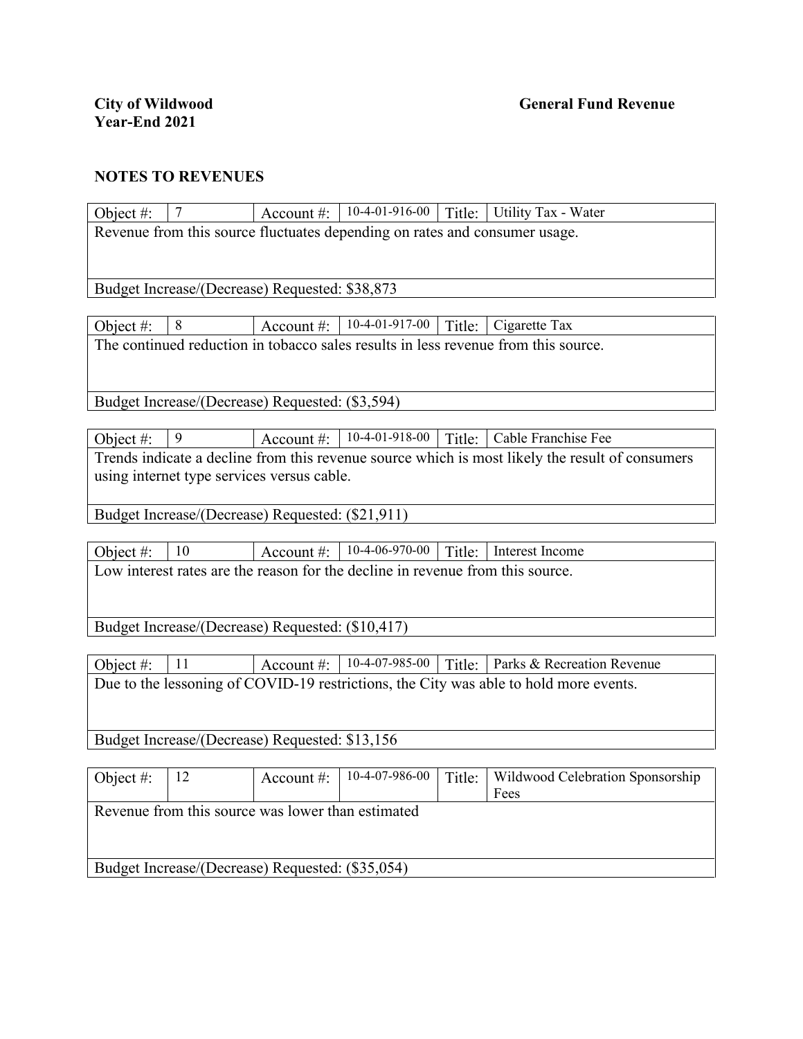**City of Wildwood** **General Fund Revenue**
**Year-End 2021**

## NOTES TO REVENUES

| Object #: | 7 | Account #: | 10-4-01-916-00 | Title: | Utility Tax - Water |
|---|---|---|---|---|---|
| Revenue from this source fluctuates depending on rates and consumer usage. | | | | | |
| Budget Increase/(Decrease) Requested: $38,873 | | | | | |

| Object #: | 8 | Account #: | 10-4-01-917-00 | Title: | Cigarette Tax |
|---|---|---|---|---|---|
| The continued reduction in tobacco sales results in less revenue from this source. | | | | | |
| Budget Increase/(Decrease) Requested: ($3,594) | | | | | |

| Object #: | 9 | Account #: | 10-4-01-918-00 | Title: | Cable Franchise Fee |
|---|---|---|---|---|---|
| Trends indicate a decline from this revenue source which is most likely the result of consumers using internet type services versus cable. | | | | | |
| Budget Increase/(Decrease) Requested: ($21,911) | | | | | |

| Object #: | 10 | Account #: | 10-4-06-970-00 | Title: | Interest Income |
|---|---|---|---|---|---|
| Low interest rates are the reason for the decline in revenue from this source. | | | | | |
| Budget Increase/(Decrease) Requested: ($10,417) | | | | | |

| Object #: | 11 | Account #: | 10-4-07-985-00 | Title: | Parks & Recreation Revenue |
|---|---|---|---|---|---|
| Due to the lessoning of COVID-19 restrictions, the City was able to hold more events. | | | | | |
| Budget Increase/(Decrease) Requested: $13,156 | | | | | |

| Object #: | 12 | Account #: | 10-4-07-986-00 | Title: | Wildwood Celebration Sponsorship Fees |
|---|---|---|---|---|---|
| Revenue from this source was lower than estimated | | | | | |
| Budget Increase/(Decrease) Requested: ($35,054) | | | | | |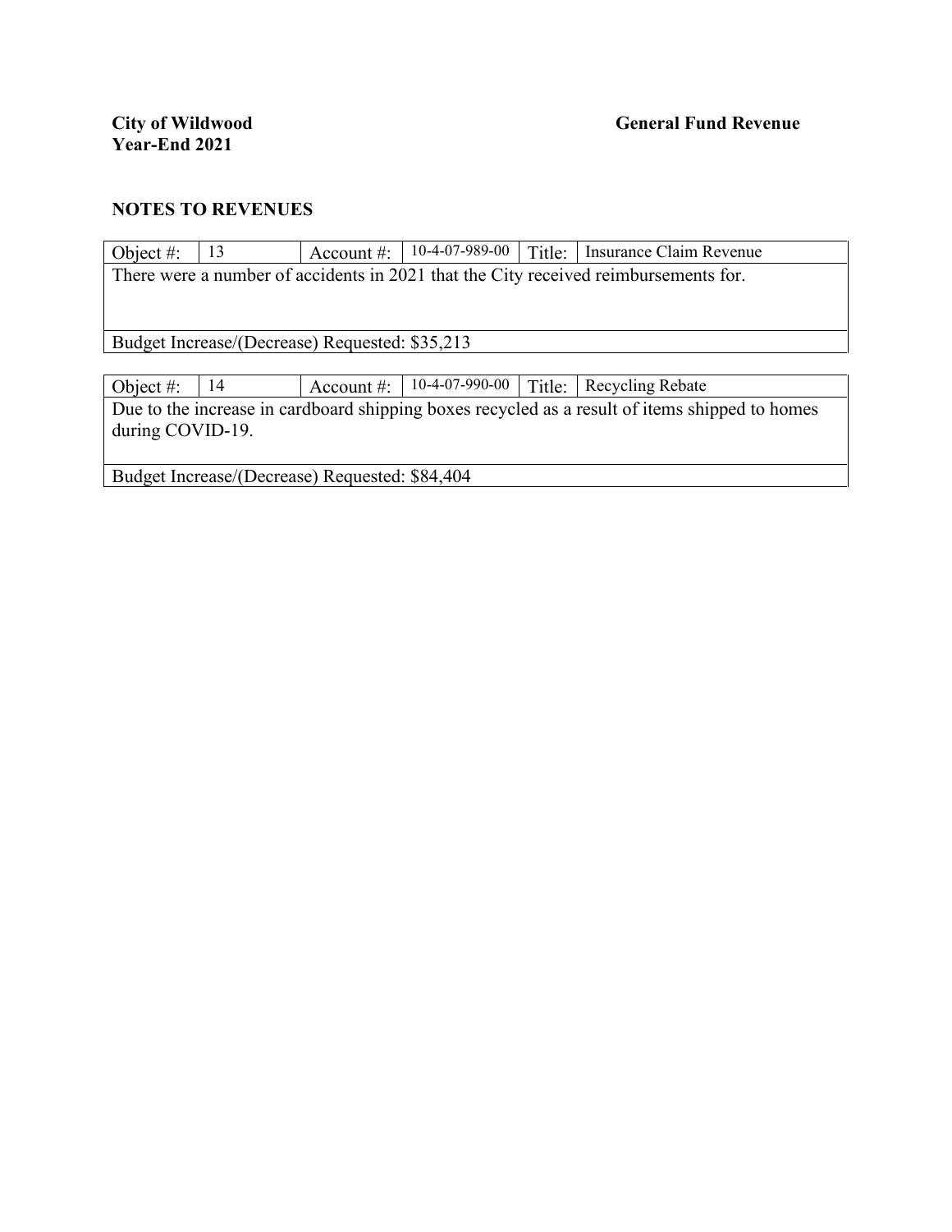**City of Wildwood** **General Fund Revenue**
**Year-End 2021**

## NOTES TO REVENUES

| Object #: | 13 | Account #: | 10-4-07-989-00 | Title: | Insurance Claim Revenue |
|---|---|---|---|---|---|
| There were a number of accidents in 2021 that the City received reimbursements for. | | | | | |
| Budget Increase/(Decrease) Requested: $35,213 | | | | | |

| Object #: | 14 | Account #: | 10-4-07-990-00 | Title: | Recycling Rebate |
|---|---|---|---|---|---|
| Due to the increase in cardboard shipping boxes recycled as a result of items shipped to homes during COVID-19. | | | | | |
| Budget Increase/(Decrease) Requested: $84,404 | | | | | |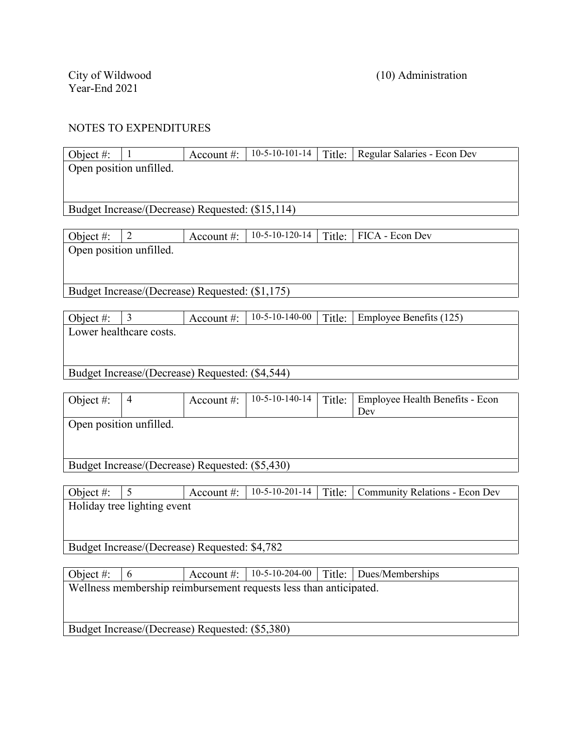City of Wildwood
Year-End 2021

(10) Administration

NOTES TO EXPENDITURES

| Object #: | 1 | Account #: | 10-5-10-101-14 | Title: | Regular Salaries - Econ Dev |
|---|---|---|---|---|---|
| Open position unfilled. | | | | | |
| Budget Increase/(Decrease) Requested: ($15,114) | | | | | |

| Object #: | 2 | Account #: | 10-5-10-120-14 | Title: | FICA - Econ Dev |
|---|---|---|---|---|---|
| Open position unfilled. | | | | | |
| Budget Increase/(Decrease) Requested: ($1,175) | | | | | |

| Object #: | 3 | Account #: | 10-5-10-140-00 | Title: | Employee Benefits (125) |
|---|---|---|---|---|---|
| Lower healthcare costs. | | | | | |
| Budget Increase/(Decrease) Requested: ($4,544) | | | | | |

| Object #: | 4 | Account #: | 10-5-10-140-14 | Title: | Employee Health Benefits - Econ Dev |
|---|---|---|---|---|---|
| Open position unfilled. | | | | | |
| Budget Increase/(Decrease) Requested: ($5,430) | | | | | |

| Object #: | 5 | Account #: | 10-5-10-201-14 | Title: | Community Relations - Econ Dev |
|---|---|---|---|---|---|
| Holiday tree lighting event | | | | | |
| Budget Increase/(Decrease) Requested: $4,782 | | | | | |

| Object #: | 6 | Account #: | 10-5-10-204-00 | Title: | Dues/Memberships |
|---|---|---|---|---|---|
| Wellness membership reimbursement requests less than anticipated. | | | | | |
| Budget Increase/(Decrease) Requested: ($5,380) | | | | | |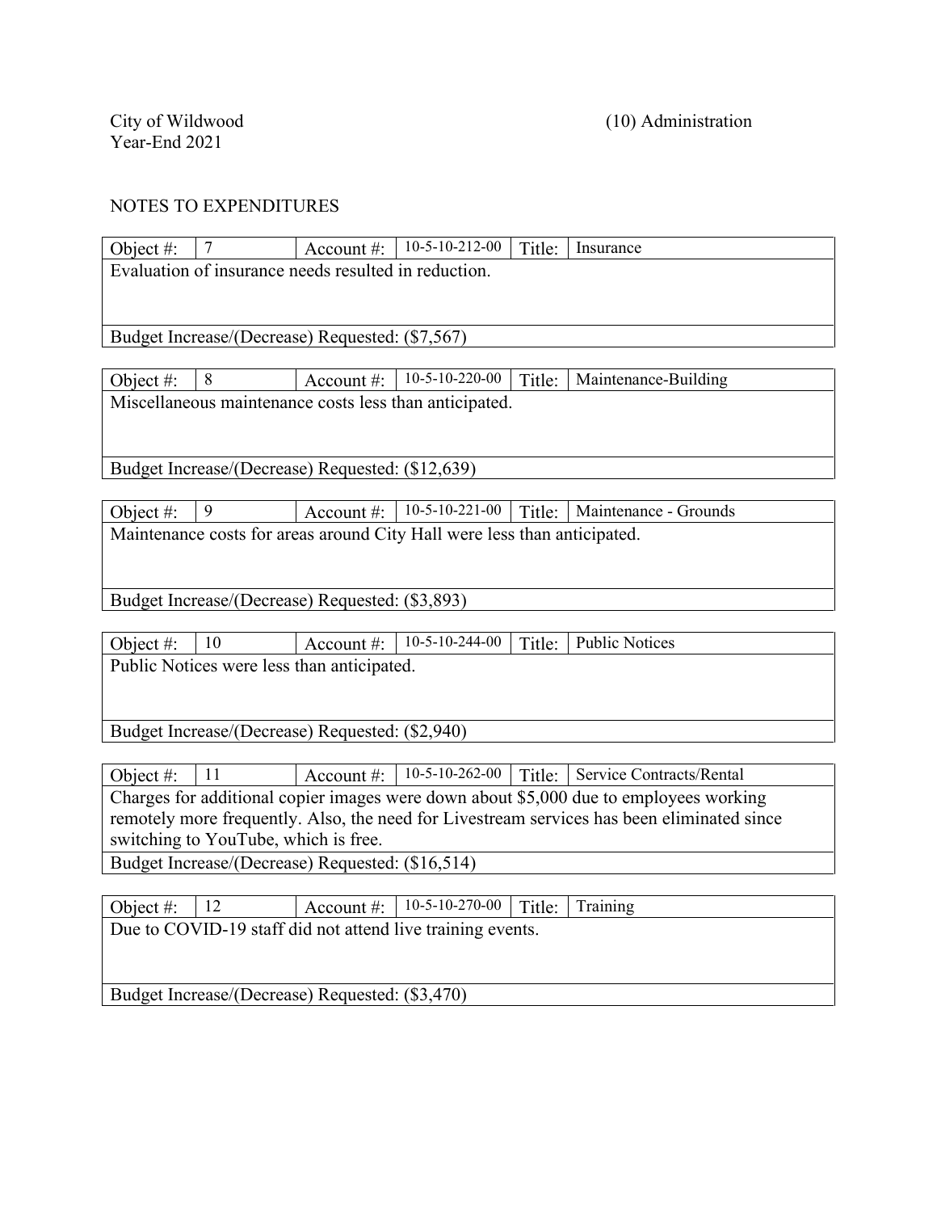City of Wildwood
Year-End 2021

(10) Administration

NOTES TO EXPENDITURES

| Object #: | 7 | Account #: | 10-5-10-212-00 | Title: | Insurance |
|---|---|---|---|---|---|
| Evaluation of insurance needs resulted in reduction. | | | | | |
| Budget Increase/(Decrease) Requested: ($7,567) | | | | | |

| Object #: | 8 | Account #: | 10-5-10-220-00 | Title: | Maintenance-Building |
|---|---|---|---|---|---|
| Miscellaneous maintenance costs less than anticipated. | | | | | |
| Budget Increase/(Decrease) Requested: ($12,639) | | | | | |

| Object #: | 9 | Account #: | 10-5-10-221-00 | Title: | Maintenance - Grounds |
|---|---|---|---|---|---|
| Maintenance costs for areas around City Hall were less than anticipated. | | | | | |
| Budget Increase/(Decrease) Requested: ($3,893) | | | | | |

| Object #: | 10 | Account #: | 10-5-10-244-00 | Title: | Public Notices |
|---|---|---|---|---|---|
| Public Notices were less than anticipated. | | | | | |
| Budget Increase/(Decrease) Requested: ($2,940) | | | | | |

| Object #: | 11 | Account #: | 10-5-10-262-00 | Title: | Service Contracts/Rental |
|---|---|---|---|---|---|
| Charges for additional copier images were down about $5,000 due to employees working remotely more frequently. Also, the need for Livestream services has been eliminated since switching to YouTube, which is free. | | | | | |
| Budget Increase/(Decrease) Requested: ($16,514) | | | | | |

| Object #: | 12 | Account #: | 10-5-10-270-00 | Title: | Training |
|---|---|---|---|---|---|
| Due to COVID-19 staff did not attend live training events. | | | | | |
| Budget Increase/(Decrease) Requested: ($3,470) | | | | | |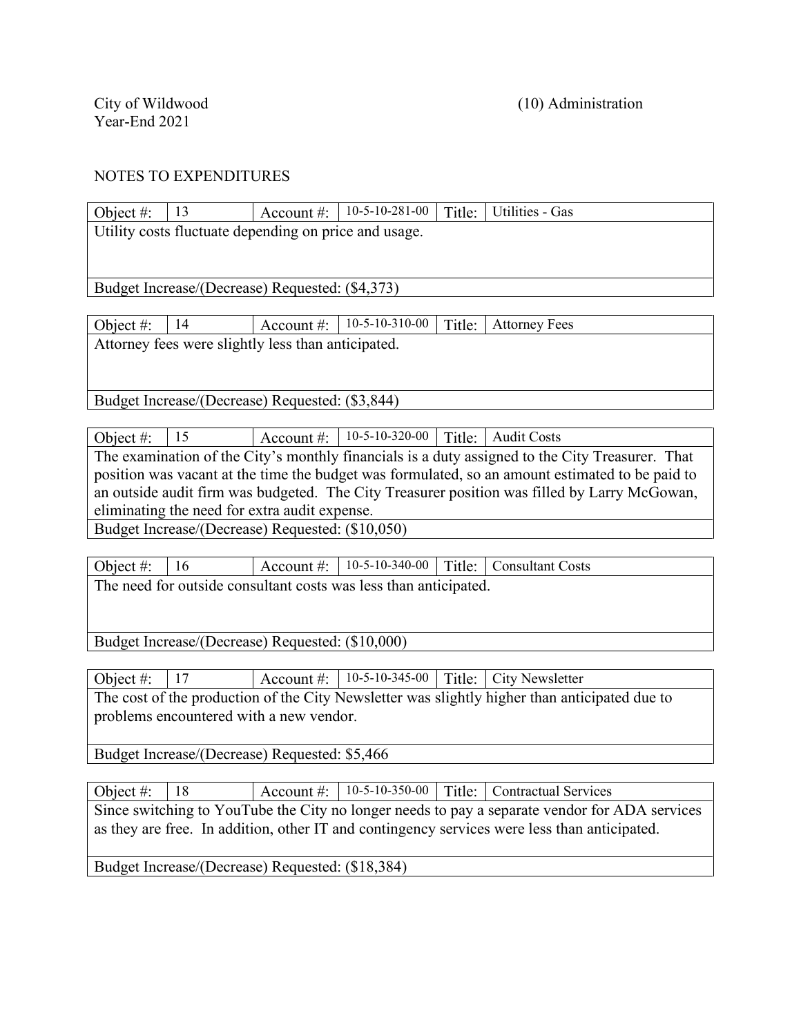City of Wildwood
Year-End 2021

(10) Administration

NOTES TO EXPENDITURES

| Object #: | 13 | Account #: | 10-5-10-281-00 | Title: | Utilities - Gas |
|---|---|---|---|---|---|
| Utility costs fluctuate depending on price and usage. | | | | | |
| Budget Increase/(Decrease) Requested: ($4,373) | | | | | |

| Object #: | 14 | Account #: | 10-5-10-310-00 | Title: | Attorney Fees |
|---|---|---|---|---|---|
| Attorney fees were slightly less than anticipated. | | | | | |
| Budget Increase/(Decrease) Requested: ($3,844) | | | | | |

| Object #: | 15 | Account #: | 10-5-10-320-00 | Title: | Audit Costs |
|---|---|---|---|---|---|
| The examination of the City's monthly financials is a duty assigned to the City Treasurer. That position was vacant at the time the budget was formulated, so an amount estimated to be paid to an outside audit firm was budgeted. The City Treasurer position was filled by Larry McGowan, eliminating the need for extra audit expense. | | | | | |
| Budget Increase/(Decrease) Requested: ($10,050) | | | | | |

| Object #: | 16 | Account #: | 10-5-10-340-00 | Title: | Consultant Costs |
|---|---|---|---|---|---|
| The need for outside consultant costs was less than anticipated. | | | | | |
| Budget Increase/(Decrease) Requested: ($10,000) | | | | | |

| Object #: | 17 | Account #: | 10-5-10-345-00 | Title: | City Newsletter |
|---|---|---|---|---|---|
| The cost of the production of the City Newsletter was slightly higher than anticipated due to problems encountered with a new vendor. | | | | | |
| Budget Increase/(Decrease) Requested: $5,466 | | | | | |

| Object #: | 18 | Account #: | 10-5-10-350-00 | Title: | Contractual Services |
|---|---|---|---|---|---|
| Since switching to YouTube the City no longer needs to pay a separate vendor for ADA services as they are free. In addition, other IT and contingency services were less than anticipated. | | | | | |
| Budget Increase/(Decrease) Requested: ($18,384) | | | | | |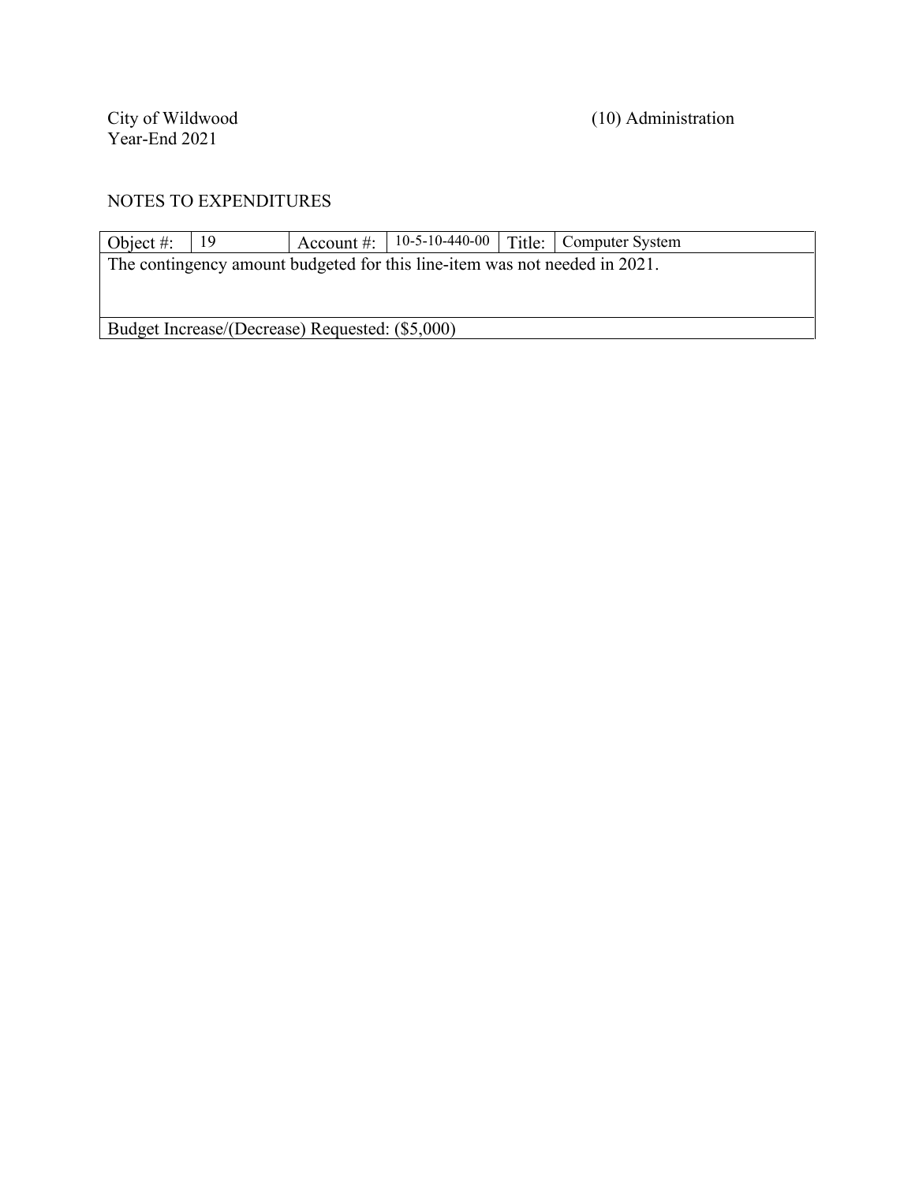City of Wildwood
Year-End 2021

(10) Administration

NOTES TO EXPENDITURES

| Object #: | 19 | Account #: | 10-5-10-440-00 | Title: | Computer System |
|---|---|---|---|---|---|
| The contingency amount budgeted for this line-item was not needed in 2021. | | | | | |
| Budget Increase/(Decrease) Requested: ($5,000) | | | | | |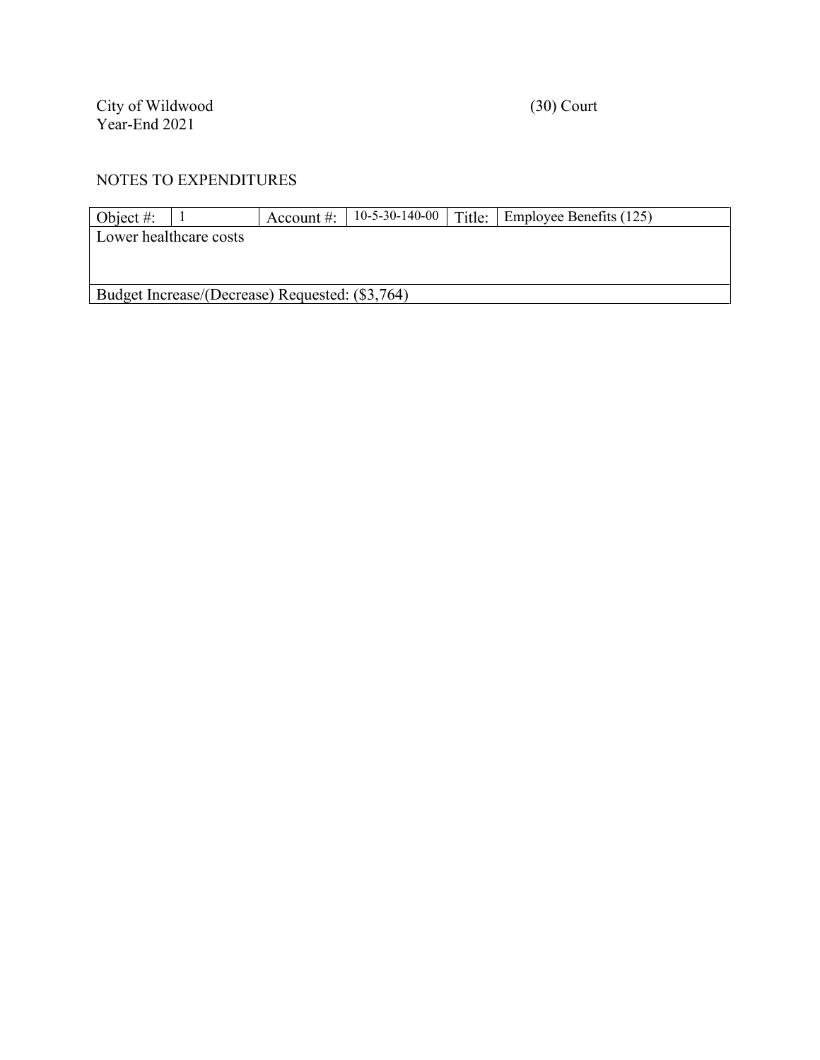City of Wildwood
Year-End 2021

(30) Court

NOTES TO EXPENDITURES

| Object #: | 1 | Account #: | 10-5-30-140-00 | Title: | Employee Benefits (125) |
|---|---|---|---|---|---|
| Lower healthcare costs | | | | | |
| Budget Increase/(Decrease) Requested: ($3,764) | | | | | |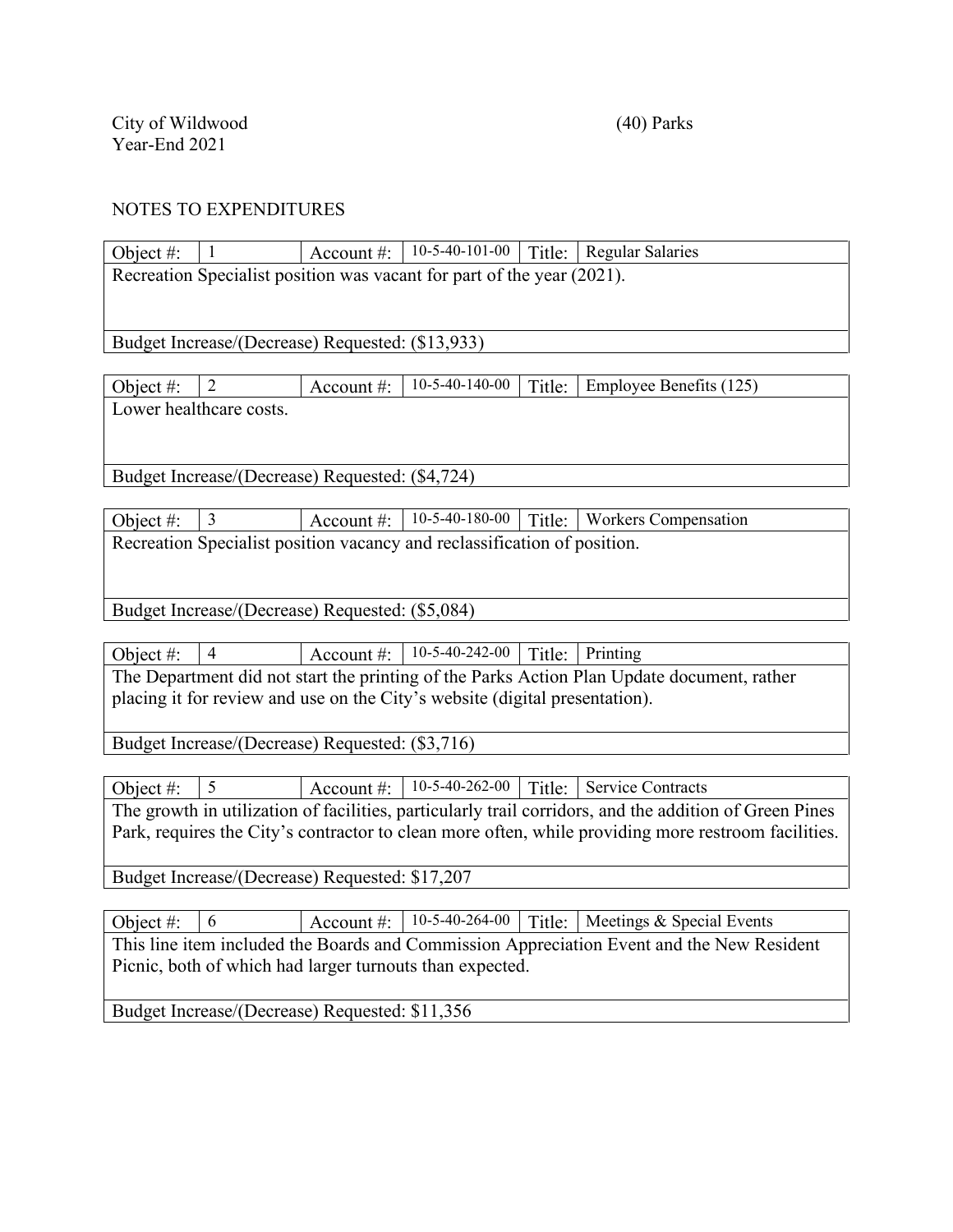City of Wildwood
Year-End 2021

(40) Parks

NOTES TO EXPENDITURES

| Object #: | 1 | Account #: | 10-5-40-101-00 | Title: | Regular Salaries |
|---|---|---|---|---|---|
| Recreation Specialist position was vacant for part of the year (2021). | | | | | |
| Budget Increase/(Decrease) Requested: ($13,933) | | | | | |

| Object #: | 2 | Account #: | 10-5-40-140-00 | Title: | Employee Benefits (125) |
|---|---|---|---|---|---|
| Lower healthcare costs. | | | | | |
| Budget Increase/(Decrease) Requested: ($4,724) | | | | | |

| Object #: | 3 | Account #: | 10-5-40-180-00 | Title: | Workers Compensation |
|---|---|---|---|---|---|
| Recreation Specialist position vacancy and reclassification of position. | | | | | |
| Budget Increase/(Decrease) Requested: ($5,084) | | | | | |

| Object #: | 4 | Account #: | 10-5-40-242-00 | Title: | Printing |
|---|---|---|---|---|---|
| The Department did not start the printing of the Parks Action Plan Update document, rather placing it for review and use on the City's website (digital presentation). | | | | | |
| Budget Increase/(Decrease) Requested: ($3,716) | | | | | |

| Object #: | 5 | Account #: | 10-5-40-262-00 | Title: | Service Contracts |
|---|---|---|---|---|---|
| The growth in utilization of facilities, particularly trail corridors, and the addition of Green Pines Park, requires the City's contractor to clean more often, while providing more restroom facilities. | | | | | |
| Budget Increase/(Decrease) Requested: $17,207 | | | | | |

| Object #: | 6 | Account #: | 10-5-40-264-00 | Title: | Meetings & Special Events |
|---|---|---|---|---|---|
| This line item included the Boards and Commission Appreciation Event and the New Resident Picnic, both of which had larger turnouts than expected. | | | | | |
| Budget Increase/(Decrease) Requested: $11,356 | | | | | |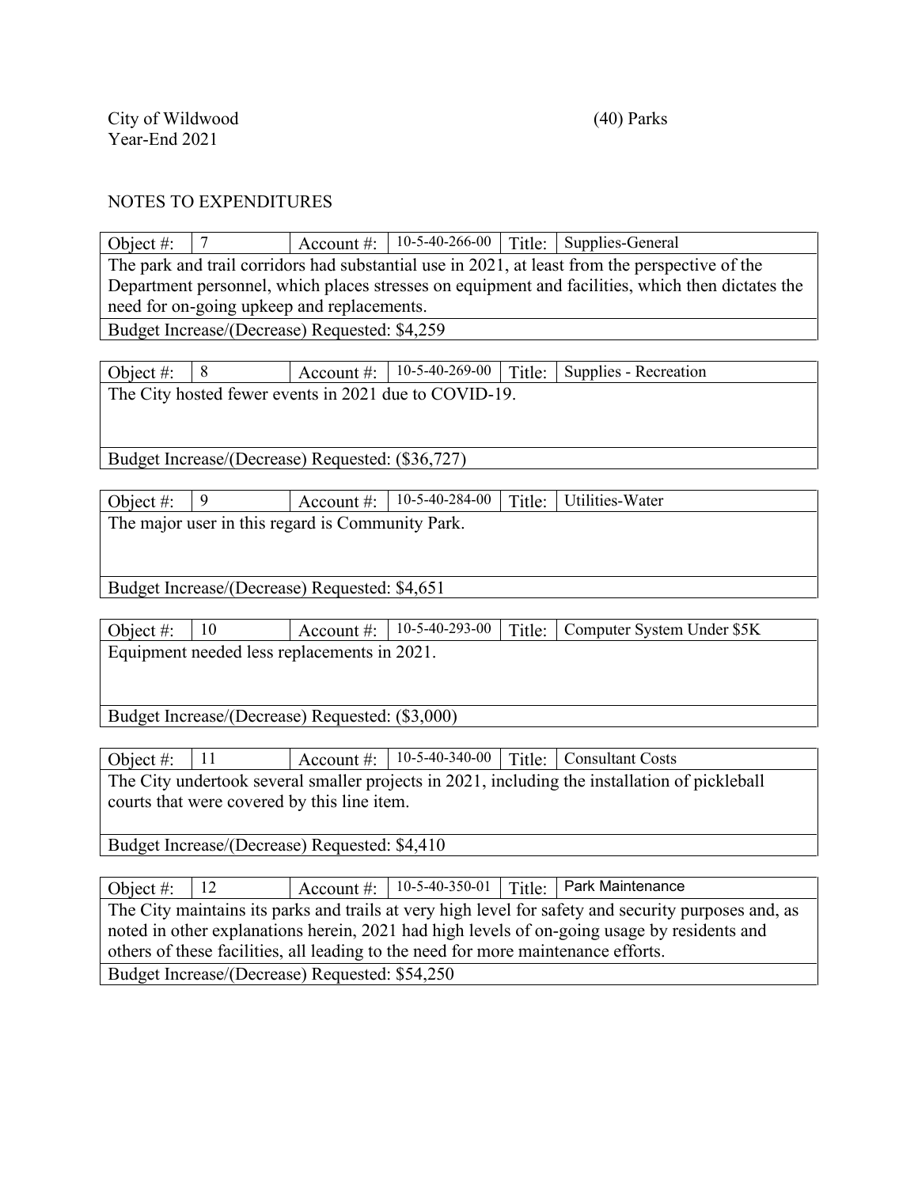City of Wildwood
Year-End 2021

(40) Parks

NOTES TO EXPENDITURES

| Object #: | 7 | Account #: | 10-5-40-266-00 | Title: | Supplies-General |
|---|---|---|---|---|---|
| The park and trail corridors had substantial use in 2021, at least from the perspective of the Department personnel, which places stresses on equipment and facilities, which then dictates the need for on-going upkeep and replacements. | | | | | |
| Budget Increase/(Decrease) Requested: $4,259 | | | | | |

| Object #: | 8 | Account #: | 10-5-40-269-00 | Title: | Supplies - Recreation |
|---|---|---|---|---|---|
| The City hosted fewer events in 2021 due to COVID-19. | | | | | |
| Budget Increase/(Decrease) Requested: ($36,727) | | | | | |

| Object #: | 9 | Account #: | 10-5-40-284-00 | Title: | Utilities-Water |
|---|---|---|---|---|---|
| The major user in this regard is Community Park. | | | | | |
| Budget Increase/(Decrease) Requested: $4,651 | | | | | |

| Object #: | 10 | Account #: | 10-5-40-293-00 | Title: | Computer System Under $5K |
|---|---|---|---|---|---|
| Equipment needed less replacements in 2021. | | | | | |
| Budget Increase/(Decrease) Requested: ($3,000) | | | | | |

| Object #: | 11 | Account #: | 10-5-40-340-00 | Title: | Consultant Costs |
|---|---|---|---|---|---|
| The City undertook several smaller projects in 2021, including the installation of pickleball courts that were covered by this line item. | | | | | |
| Budget Increase/(Decrease) Requested: $4,410 | | | | | |

| Object #: | 12 | Account #: | 10-5-40-350-01 | Title: | Park Maintenance |
|---|---|---|---|---|---|
| The City maintains its parks and trails at very high level for safety and security purposes and, as noted in other explanations herein, 2021 had high levels of on-going usage by residents and others of these facilities, all leading to the need for more maintenance efforts. | | | | | |
| Budget Increase/(Decrease) Requested: $54,250 | | | | | |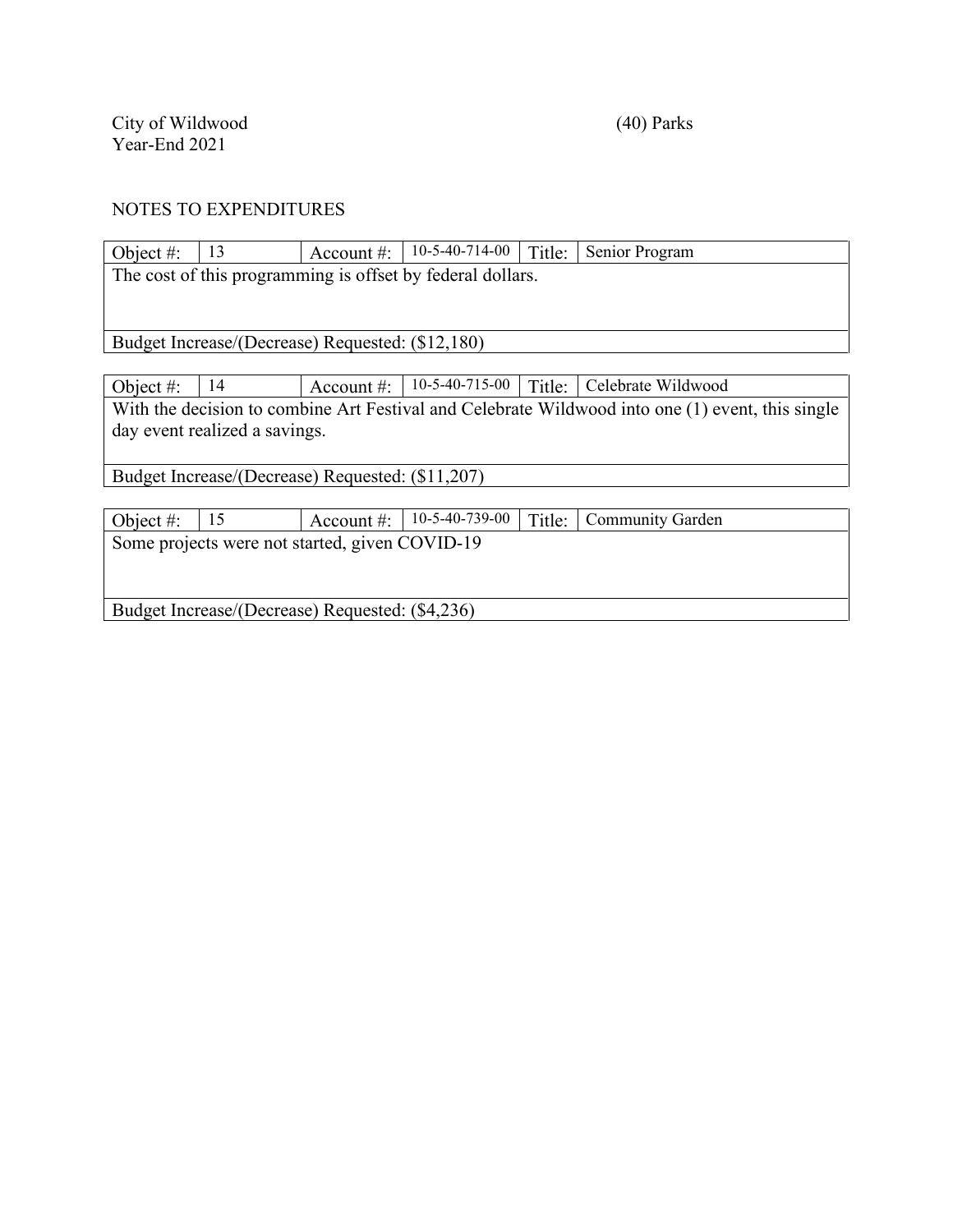City of Wildwood
Year-End 2021

(40) Parks

NOTES TO EXPENDITURES

| Object #: | 13 | Account #: | 10-5-40-714-00 | Title: | Senior Program |
|---|---|---|---|---|---|
| The cost of this programming is offset by federal dollars. | | | | | |
| Budget Increase/(Decrease) Requested: ($12,180) | | | | | |

| Object #: | 14 | Account #: | 10-5-40-715-00 | Title: | Celebrate Wildwood |
|---|---|---|---|---|---|
| With the decision to combine Art Festival and Celebrate Wildwood into one (1) event, this single day event realized a savings. | | | | | |
| Budget Increase/(Decrease) Requested: ($11,207) | | | | | |

| Object #: | 15 | Account #: | 10-5-40-739-00 | Title: | Community Garden |
|---|---|---|---|---|---|
| Some projects were not started, given COVID-19 | | | | | |
| Budget Increase/(Decrease) Requested: ($4,236) | | | | | |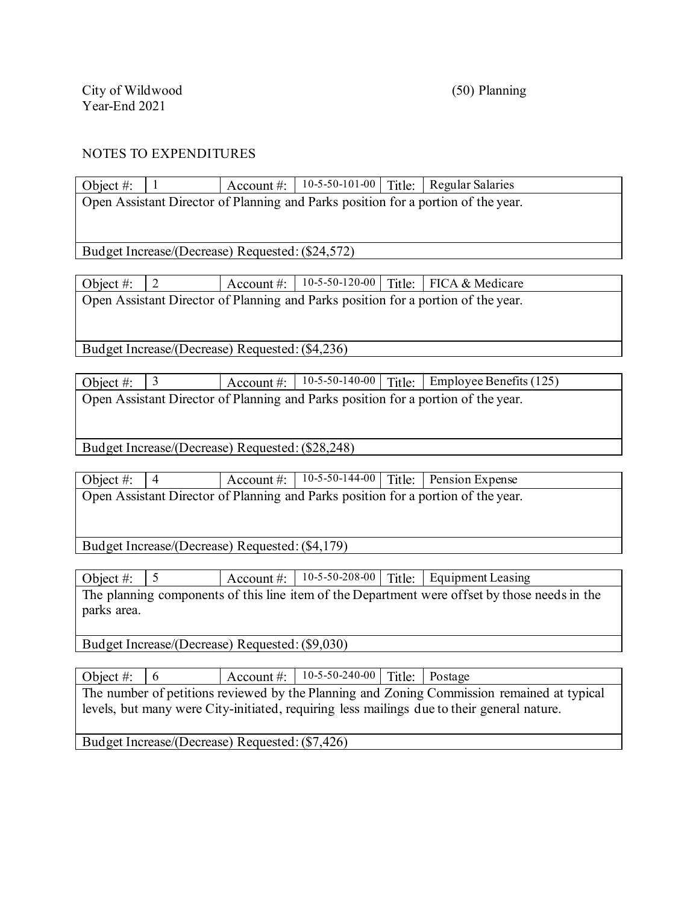City of Wildwood
Year-End 2021

(50) Planning

NOTES TO EXPENDITURES

| Object #: | 1 | Account #: | 10-5-50-101-00 | Title: | Regular Salaries |
|---|---|---|---|---|---|
| Open Assistant Director of Planning and Parks position for a portion of the year. | | | | | |
| Budget Increase/(Decrease) Requested: ($24,572) | | | | | |

| Object #: | 2 | Account #: | 10-5-50-120-00 | Title: | FICA & Medicare |
|---|---|---|---|---|---|
| Open Assistant Director of Planning and Parks position for a portion of the year. | | | | | |
| Budget Increase/(Decrease) Requested: ($4,236) | | | | | |

| Object #: | 3 | Account #: | 10-5-50-140-00 | Title: | Employee Benefits (125) |
|---|---|---|---|---|---|
| Open Assistant Director of Planning and Parks position for a portion of the year. | | | | | |
| Budget Increase/(Decrease) Requested: ($28,248) | | | | | |

| Object #: | 4 | Account #: | 10-5-50-144-00 | Title: | Pension Expense |
|---|---|---|---|---|---|
| Open Assistant Director of Planning and Parks position for a portion of the year. | | | | | |
| Budget Increase/(Decrease) Requested: ($4,179) | | | | | |

| Object #: | 5 | Account #: | 10-5-50-208-00 | Title: | Equipment Leasing |
|---|---|---|---|---|---|
| The planning components of this line item of the Department were offset by those needs in the parks area. | | | | | |
| Budget Increase/(Decrease) Requested: ($9,030) | | | | | |

| Object #: | 6 | Account #: | 10-5-50-240-00 | Title: | Postage |
|---|---|---|---|---|---|
| The number of petitions reviewed by the Planning and Zoning Commission remained at typical levels, but many were City-initiated, requiring less mailings due to their general nature. | | | | | |
| Budget Increase/(Decrease) Requested: ($7,426) | | | | | |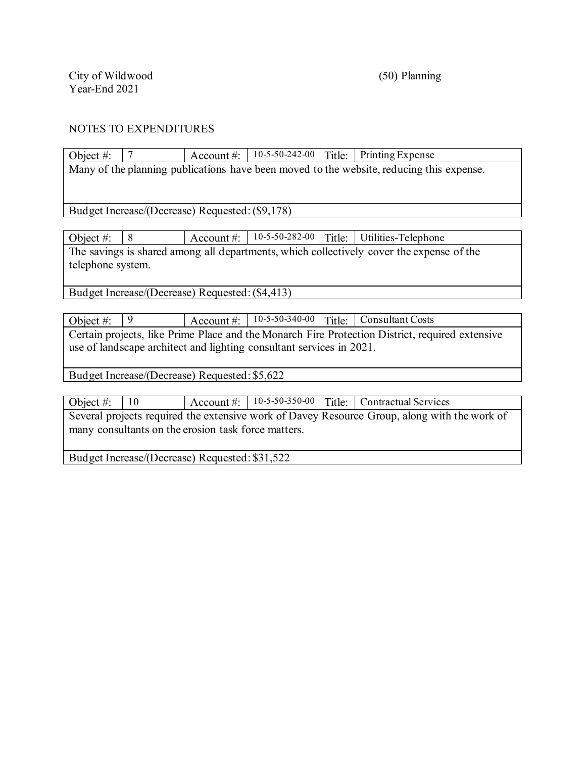City of Wildwood
Year-End 2021

(50) Planning

NOTES TO EXPENDITURES

| Object #: | 7 | Account #: | 10-5-50-242-00 | Title: | Printing Expense |
|---|---|---|---|---|---|
| Many of the planning publications have been moved to the website, reducing this expense. | | | | | |
| Budget Increase/(Decrease) Requested: ($9,178) | | | | | |

| Object #: | 8 | Account #: | 10-5-50-282-00 | Title: | Utilities-Telephone |
|---|---|---|---|---|---|
| The savings is shared among all departments, which collectively cover the expense of the telephone system. | | | | | |
| Budget Increase/(Decrease) Requested: ($4,413) | | | | | |

| Object #: | 9 | Account #: | 10-5-50-340-00 | Title: | Consultant Costs |
|---|---|---|---|---|---|
| Certain projects, like Prime Place and the Monarch Fire Protection District, required extensive use of landscape architect and lighting consultant services in 2021. | | | | | |
| Budget Increase/(Decrease) Requested: $5,622 | | | | | |

| Object #: | 10 | Account #: | 10-5-50-350-00 | Title: | Contractual Services |
|---|---|---|---|---|---|
| Several projects required the extensive work of Davey Resource Group, along with the work of many consultants on the erosion task force matters. | | | | | |
| Budget Increase/(Decrease) Requested: $31,522 | | | | | |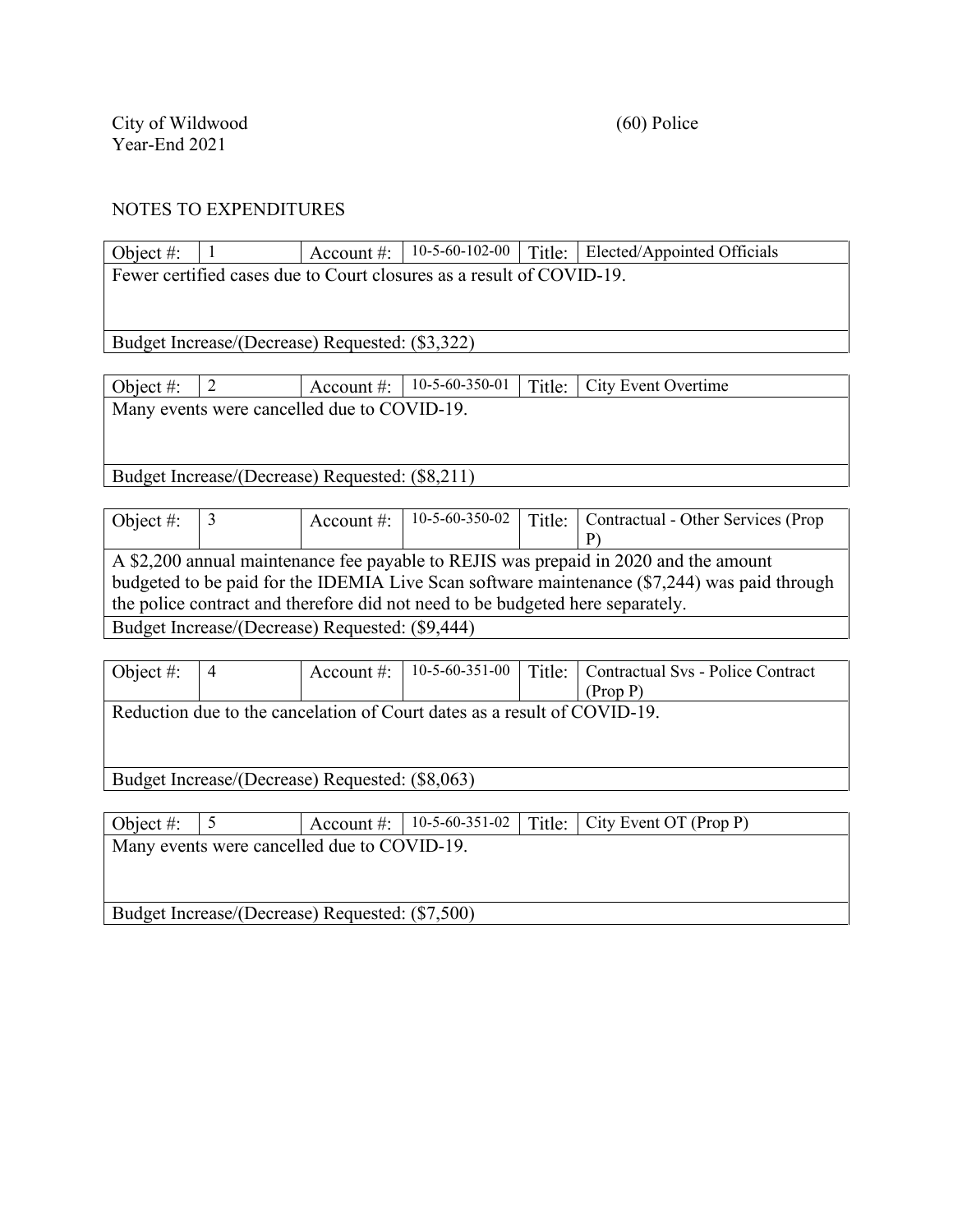City of Wildwood
Year-End 2021

(60) Police

NOTES TO EXPENDITURES

| Object #: | 1 | Account #: | 10-5-60-102-00 | Title: | Elected/Appointed Officials |
|---|---|---|---|---|---|
| Fewer certified cases due to Court closures as a result of COVID-19. | | | | | |
| Budget Increase/(Decrease) Requested: ($3,322) | | | | | |

| Object #: | 2 | Account #: | 10-5-60-350-01 | Title: | City Event Overtime |
|---|---|---|---|---|---|
| Many events were cancelled due to COVID-19. | | | | | |
| Budget Increase/(Decrease) Requested: ($8,211) | | | | | |

| Object #: | 3 | Account #: | 10-5-60-350-02 | Title: | Contractual - Other Services (Prop P) |
|---|---|---|---|---|---|
| A $2,200 annual maintenance fee payable to REJIS was prepaid in 2020 and the amount budgeted to be paid for the IDEMIA Live Scan software maintenance ($7,244) was paid through the police contract and therefore did not need to be budgeted here separately. | | | | | |
| Budget Increase/(Decrease) Requested: ($9,444) | | | | | |

| Object #: | 4 | Account #: | 10-5-60-351-00 | Title: | Contractual Svs - Police Contract (Prop P) |
|---|---|---|---|---|---|
| Reduction due to the cancelation of Court dates as a result of COVID-19. | | | | | |
| Budget Increase/(Decrease) Requested: ($8,063) | | | | | |

| Object #: | 5 | Account #: | 10-5-60-351-02 | Title: | City Event OT (Prop P) |
|---|---|---|---|---|---|
| Many events were cancelled due to COVID-19. | | | | | |
| Budget Increase/(Decrease) Requested: ($7,500) | | | | | |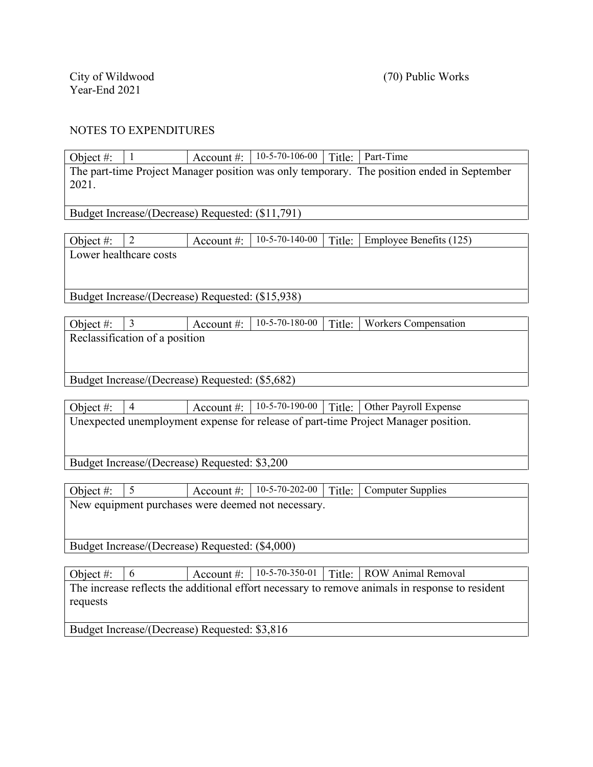City of Wildwood
Year-End 2021

(70) Public Works

NOTES TO EXPENDITURES

| Object #: | 1 | Account #: | 10-5-70-106-00 | Title: | Part-Time |
|---|---|---|---|---|---|
| The part-time Project Manager position was only temporary. The position ended in September 2021. | | | | | |
| Budget Increase/(Decrease) Requested: ($11,791) | | | | | |

| Object #: | 2 | Account #: | 10-5-70-140-00 | Title: | Employee Benefits (125) |
|---|---|---|---|---|---|
| Lower healthcare costs | | | | | |
| Budget Increase/(Decrease) Requested: ($15,938) | | | | | |

| Object #: | 3 | Account #: | 10-5-70-180-00 | Title: | Workers Compensation |
|---|---|---|---|---|---|
| Reclassification of a position | | | | | |
| Budget Increase/(Decrease) Requested: ($5,682) | | | | | |

| Object #: | 4 | Account #: | 10-5-70-190-00 | Title: | Other Payroll Expense |
|---|---|---|---|---|---|
| Unexpected unemployment expense for release of part-time Project Manager position. | | | | | |
| Budget Increase/(Decrease) Requested: $3,200 | | | | | |

| Object #: | 5 | Account #: | 10-5-70-202-00 | Title: | Computer Supplies |
|---|---|---|---|---|---|
| New equipment purchases were deemed not necessary. | | | | | |
| Budget Increase/(Decrease) Requested: ($4,000) | | | | | |

| Object #: | 6 | Account #: | 10-5-70-350-01 | Title: | ROW Animal Removal |
|---|---|---|---|---|---|
| The increase reflects the additional effort necessary to remove animals in response to resident requests | | | | | |
| Budget Increase/(Decrease) Requested: $3,816 | | | | | |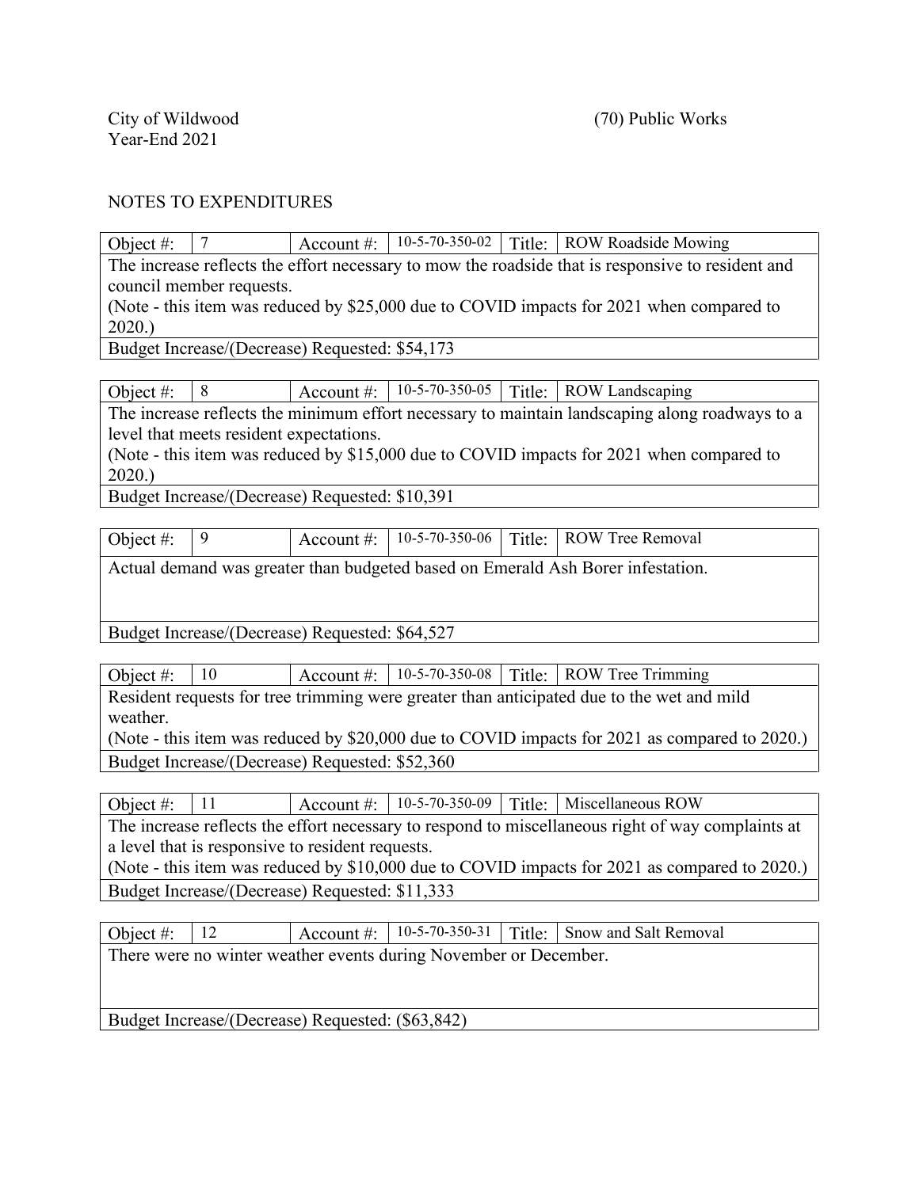City of Wildwood
Year-End 2021

(70) Public Works

NOTES TO EXPENDITURES

| Object #: | 7 | Account #: | 10-5-70-350-02 | Title: | ROW Roadside Mowing |
|---|---|---|---|---|---|
| The increase reflects the effort necessary to mow the roadside that is responsive to resident and council member requests. (Note - this item was reduced by $25,000 due to COVID impacts for 2021 when compared to 2020.) | | | | | |
| Budget Increase/(Decrease) Requested: $54,173 | | | | | |

| Object #: | 8 | Account #: | 10-5-70-350-05 | Title: | ROW Landscaping |
|---|---|---|---|---|---|
| The increase reflects the minimum effort necessary to maintain landscaping along roadways to a level that meets resident expectations. (Note - this item was reduced by $15,000 due to COVID impacts for 2021 when compared to 2020.) | | | | | |
| Budget Increase/(Decrease) Requested: $10,391 | | | | | |

| Object #: | 9 | Account #: | 10-5-70-350-06 | Title: | ROW Tree Removal |
|---|---|---|---|---|---|
| Actual demand was greater than budgeted based on Emerald Ash Borer infestation. | | | | | |
| Budget Increase/(Decrease) Requested: $64,527 | | | | | |

| Object #: | 10 | Account #: | 10-5-70-350-08 | Title: | ROW Tree Trimming |
|---|---|---|---|---|---|
| Resident requests for tree trimming were greater than anticipated due to the wet and mild weather. (Note - this item was reduced by $20,000 due to COVID impacts for 2021 as compared to 2020.) | | | | | |
| Budget Increase/(Decrease) Requested: $52,360 | | | | | |

| Object #: | 11 | Account #: | 10-5-70-350-09 | Title: | Miscellaneous ROW |
|---|---|---|---|---|---|
| The increase reflects the effort necessary to respond to miscellaneous right of way complaints at a level that is responsive to resident requests. (Note - this item was reduced by $10,000 due to COVID impacts for 2021 as compared to 2020.) | | | | | |
| Budget Increase/(Decrease) Requested: $11,333 | | | | | |

| Object #: | 12 | Account #: | 10-5-70-350-31 | Title: | Snow and Salt Removal |
|---|---|---|---|---|---|
| There were no winter weather events during November or December. | | | | | |
| Budget Increase/(Decrease) Requested: ($63,842) | | | | | |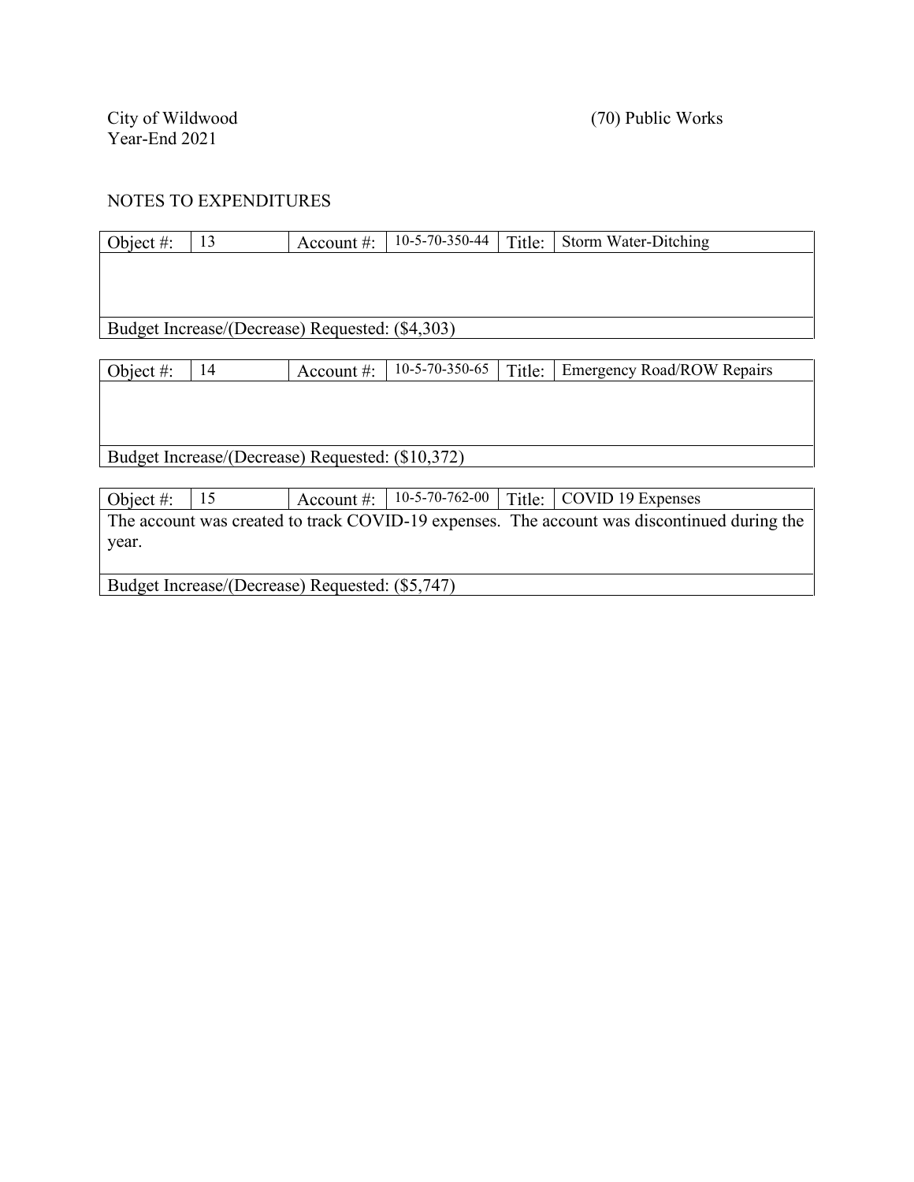City of Wildwood
Year-End 2021

(70) Public Works

NOTES TO EXPENDITURES

| Object #: | 13 | Account #: | 10-5-70-350-44 | Title: | Storm Water-Ditching |
|---|---|---|---|---|---|
| | | | | | |
| Budget Increase/(Decrease) Requested: ($4,303) | | | | | |

| Object #: | 14 | Account #: | 10-5-70-350-65 | Title: | Emergency Road/ROW Repairs |
|---|---|---|---|---|---|
| | | | | | |
| Budget Increase/(Decrease) Requested: ($10,372) | | | | | |

| Object #: | 15 | Account #: | 10-5-70-762-00 | Title: | COVID 19 Expenses |
|---|---|---|---|---|---|
| The account was created to track COVID-19 expenses. The account was discontinued during the year. | | | | | |
| Budget Increase/(Decrease) Requested: ($5,747) | | | | | |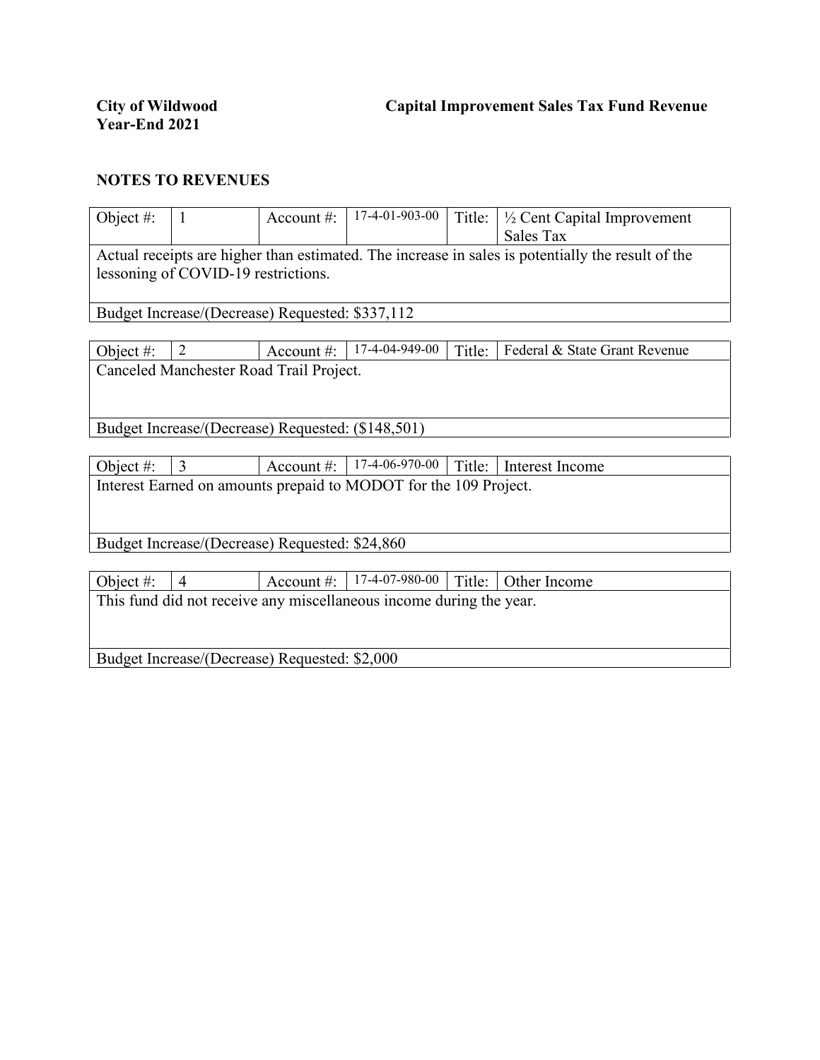**City of Wildwood** **Capital Improvement Sales Tax Fund Revenue**
**Year-End 2021**

## NOTES TO REVENUES

| Object #: | 1 | Account #: | 17-4-01-903-00 | Title: | ½ Cent Capital Improvement Sales Tax |
|---|---|---|---|---|---|
| Actual receipts are higher than estimated. The increase in sales is potentially the result of the lessoning of COVID-19 restrictions. | | | | | |
| Budget Increase/(Decrease) Requested: $337,112 | | | | | |

| Object #: | 2 | Account #: | 17-4-04-949-00 | Title: | Federal & State Grant Revenue |
|---|---|---|---|---|---|
| Canceled Manchester Road Trail Project. | | | | | |
| Budget Increase/(Decrease) Requested: ($148,501) | | | | | |

| Object #: | 3 | Account #: | 17-4-06-970-00 | Title: | Interest Income |
|---|---|---|---|---|---|
| Interest Earned on amounts prepaid to MODOT for the 109 Project. | | | | | |
| Budget Increase/(Decrease) Requested: $24,860 | | | | | |

| Object #: | 4 | Account #: | 17-4-07-980-00 | Title: | Other Income |
|---|---|---|---|---|---|
| This fund did not receive any miscellaneous income during the year. | | | | | |
| Budget Increase/(Decrease) Requested: $2,000 | | | | | |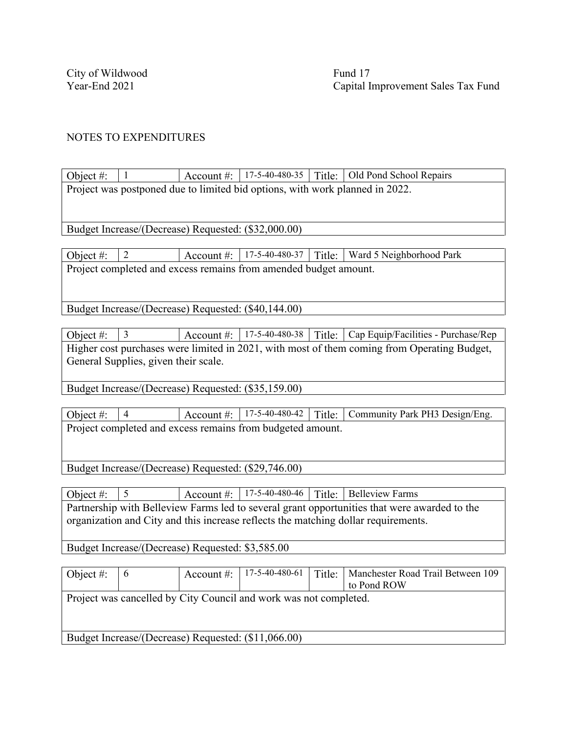City of Wildwood
Year-End 2021

Fund 17
Capital Improvement Sales Tax Fund

NOTES TO EXPENDITURES

| Object #: | 1 | Account #: | 17-5-40-480-35 | Title: | Old Pond School Repairs |
|---|---|---|---|---|---|
| Project was postponed due to limited bid options, with work planned in 2022. | | | | | |
| Budget Increase/(Decrease) Requested: ($32,000.00) | | | | | |

| Object #: | 2 | Account #: | 17-5-40-480-37 | Title: | Ward 5 Neighborhood Park |
|---|---|---|---|---|---|
| Project completed and excess remains from amended budget amount. | | | | | |
| Budget Increase/(Decrease) Requested: ($40,144.00) | | | | | |

| Object #: | 3 | Account #: | 17-5-40-480-38 | Title: | Cap Equip/Facilities - Purchase/Rep |
|---|---|---|---|---|---|
| Higher cost purchases were limited in 2021, with most of them coming from Operating Budget, General Supplies, given their scale. | | | | | |
| Budget Increase/(Decrease) Requested: ($35,159.00) | | | | | |

| Object #: | 4 | Account #: | 17-5-40-480-42 | Title: | Community Park PH3 Design/Eng. |
|---|---|---|---|---|---|
| Project completed and excess remains from budgeted amount. | | | | | |
| Budget Increase/(Decrease) Requested: ($29,746.00) | | | | | |

| Object #: | 5 | Account #: | 17-5-40-480-46 | Title: | Belleview Farms |
|---|---|---|---|---|---|
| Partnership with Belleview Farms led to several grant opportunities that were awarded to the organization and City and this increase reflects the matching dollar requirements. | | | | | |
| Budget Increase/(Decrease) Requested: $3,585.00 | | | | | |

| Object #: | 6 | Account #: | 17-5-40-480-61 | Title: | Manchester Road Trail Between 109 to Pond ROW |
|---|---|---|---|---|---|
| Project was cancelled by City Council and work was not completed. | | | | | |
| Budget Increase/(Decrease) Requested: ($11,066.00) | | | | | |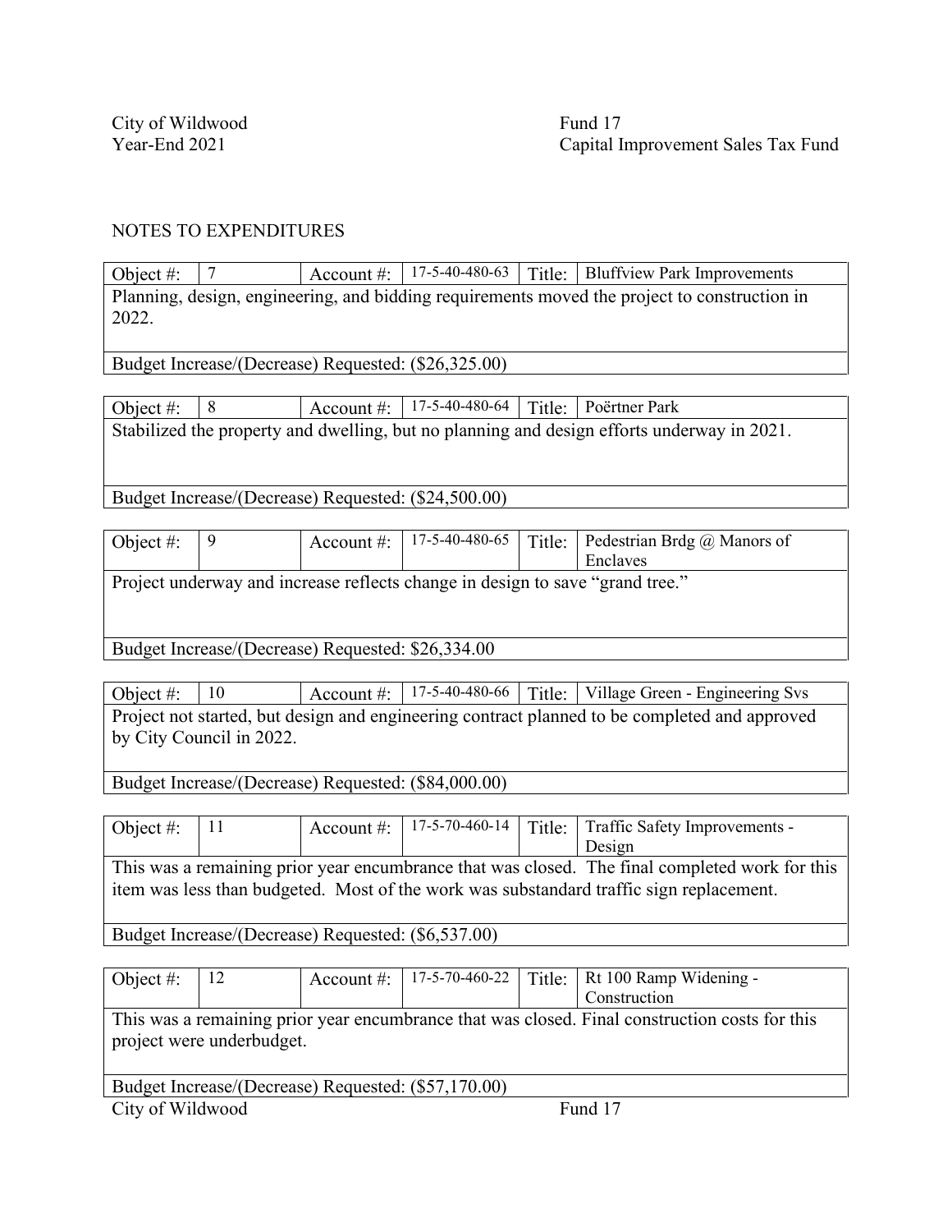City of Wildwood
Year-End 2021

Fund 17
Capital Improvement Sales Tax Fund

NOTES TO EXPENDITURES

| Object #: | 7 | Account #: | 17-5-40-480-63 | Title: | Bluffview Park Improvements |
|---|---|---|---|---|---|
| Planning, design, engineering, and bidding requirements moved the project to construction in 2022. | | | | | |
| Budget Increase/(Decrease) Requested: ($26,325.00) | | | | | |

| Object #: | 8 | Account #: | 17-5-40-480-64 | Title: | Poërtner Park |
|---|---|---|---|---|---|
| Stabilized the property and dwelling, but no planning and design efforts underway in 2021. | | | | | |
| Budget Increase/(Decrease) Requested: ($24,500.00) | | | | | |

| Object #: | 9 | Account #: | 17-5-40-480-65 | Title: | Pedestrian Brdg @ Manors of Enclaves |
|---|---|---|---|---|---|
| Project underway and increase reflects change in design to save "grand tree." | | | | | |
| Budget Increase/(Decrease) Requested: $26,334.00 | | | | | |

| Object #: | 10 | Account #: | 17-5-40-480-66 | Title: | Village Green - Engineering Svs |
|---|---|---|---|---|---|
| Project not started, but design and engineering contract planned to be completed and approved by City Council in 2022. | | | | | |
| Budget Increase/(Decrease) Requested: ($84,000.00) | | | | | |

| Object #: | 11 | Account #: | 17-5-70-460-14 | Title: | Traffic Safety Improvements - Design |
|---|---|---|---|---|---|
| This was a remaining prior year encumbrance that was closed. The final completed work for this item was less than budgeted. Most of the work was substandard traffic sign replacement. | | | | | |
| Budget Increase/(Decrease) Requested: ($6,537.00) | | | | | |

| Object #: | 12 | Account #: | 17-5-70-460-22 | Title: | Rt 100 Ramp Widening - Construction |
|---|---|---|---|---|---|
| This was a remaining prior year encumbrance that was closed. Final construction costs for this project were underbudget. | | | | | |
| Budget Increase/(Decrease) Requested: ($57,170.00) | | | | | |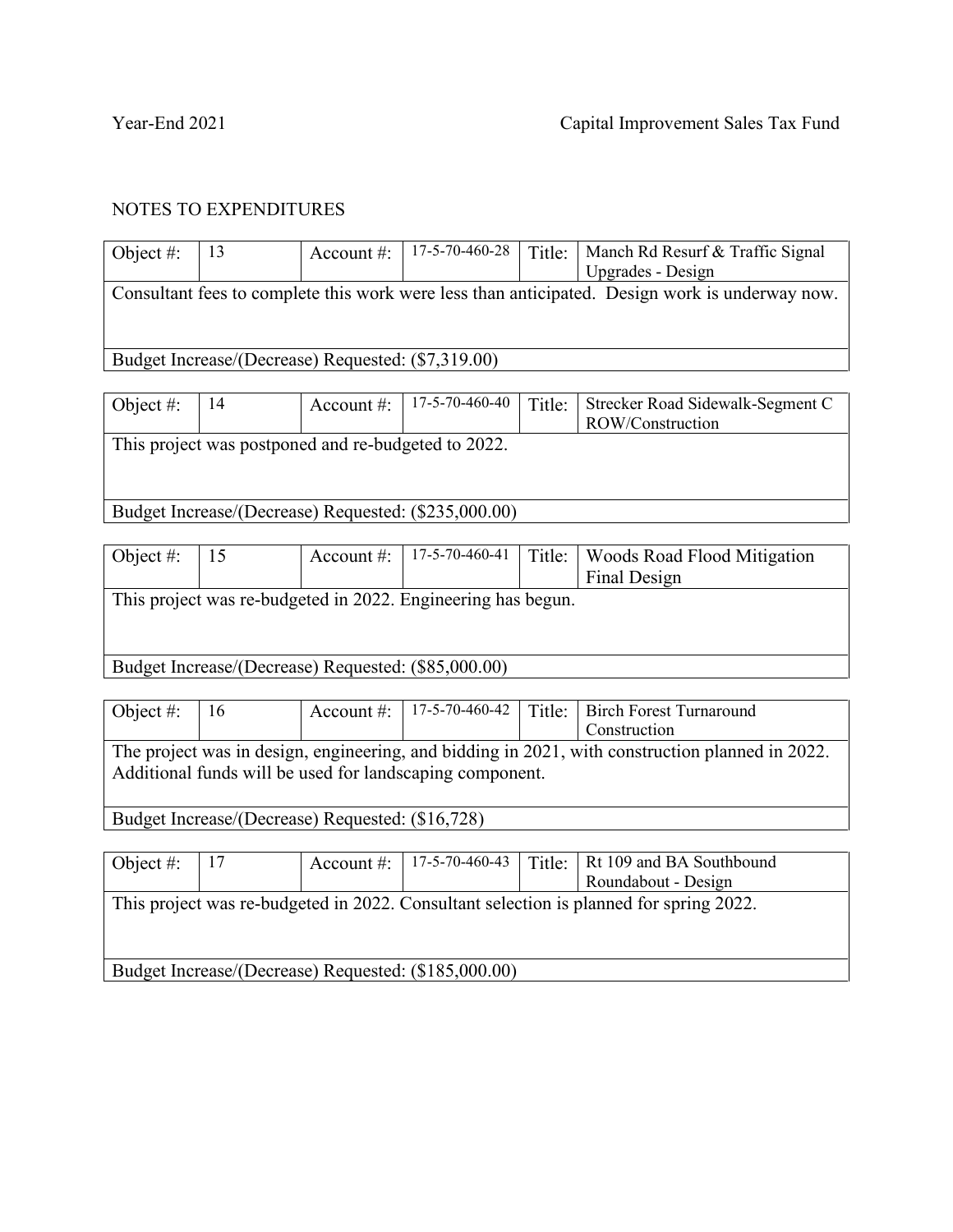Year-End 2021 Capital Improvement Sales Tax Fund

NOTES TO EXPENDITURES

| Object #: | 13 | Account #: | 17-5-70-460-28 | Title: | Manch Rd Resurf & Traffic Signal Upgrades - Design |
|---|---|---|---|---|---|
| Consultant fees to complete this work were less than anticipated. Design work is underway now. | | | | | |
| Budget Increase/(Decrease) Requested: ($7,319.00) | | | | | |

| Object #: | 14 | Account #: | 17-5-70-460-40 | Title: | Strecker Road Sidewalk-Segment C ROW/Construction |
|---|---|---|---|---|---|
| This project was postponed and re-budgeted to 2022. | | | | | |
| Budget Increase/(Decrease) Requested: ($235,000.00) | | | | | |

| Object #: | 15 | Account #: | 17-5-70-460-41 | Title: | Woods Road Flood Mitigation Final Design |
|---|---|---|---|---|---|
| This project was re-budgeted in 2022. Engineering has begun. | | | | | |
| Budget Increase/(Decrease) Requested: ($85,000.00) | | | | | |

| Object #: | 16 | Account #: | 17-5-70-460-42 | Title: | Birch Forest Turnaround Construction |
|---|---|---|---|---|---|
| The project was in design, engineering, and bidding in 2021, with construction planned in 2022. Additional funds will be used for landscaping component. | | | | | |
| Budget Increase/(Decrease) Requested: ($16,728) | | | | | |

| Object #: | 17 | Account #: | 17-5-70-460-43 | Title: | Rt 109 and BA Southbound Roundabout - Design |
|---|---|---|---|---|---|
| This project was re-budgeted in 2022. Consultant selection is planned for spring 2022. | | | | | |
| Budget Increase/(Decrease) Requested: ($185,000.00) | | | | | |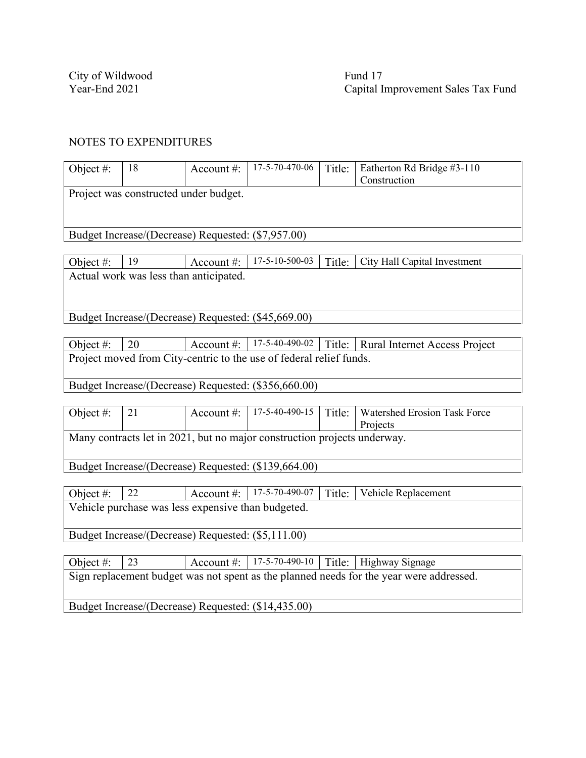City of Wildwood
Year-End 2021

Fund 17
Capital Improvement Sales Tax Fund

NOTES TO EXPENDITURES

| Object #: | 18 | Account #: | 17-5-70-470-06 | Title: | Eatherton Rd Bridge #3-110 Construction |
|---|---|---|---|---|---|
| Project was constructed under budget. | | | | | |
| Budget Increase/(Decrease) Requested: ($7,957.00) | | | | | |

| Object #: | 19 | Account #: | 17-5-10-500-03 | Title: | City Hall Capital Investment |
|---|---|---|---|---|---|
| Actual work was less than anticipated. | | | | | |
| Budget Increase/(Decrease) Requested: ($45,669.00) | | | | | |

| Object #: | 20 | Account #: | 17-5-40-490-02 | Title: | Rural Internet Access Project |
|---|---|---|---|---|---|
| Project moved from City-centric to the use of federal relief funds. | | | | | |
| Budget Increase/(Decrease) Requested: ($356,660.00) | | | | | |

| Object #: | 21 | Account #: | 17-5-40-490-15 | Title: | Watershed Erosion Task Force Projects |
|---|---|---|---|---|---|
| Many contracts let in 2021, but no major construction projects underway. | | | | | |
| Budget Increase/(Decrease) Requested: ($139,664.00) | | | | | |

| Object #: | 22 | Account #: | 17-5-70-490-07 | Title: | Vehicle Replacement |
|---|---|---|---|---|---|
| Vehicle purchase was less expensive than budgeted. | | | | | |
| Budget Increase/(Decrease) Requested: ($5,111.00) | | | | | |

| Object #: | 23 | Account #: | 17-5-70-490-10 | Title: | Highway Signage |
|---|---|---|---|---|---|
| Sign replacement budget was not spent as the planned needs for the year were addressed. | | | | | |
| Budget Increase/(Decrease) Requested: ($14,435.00) | | | | | |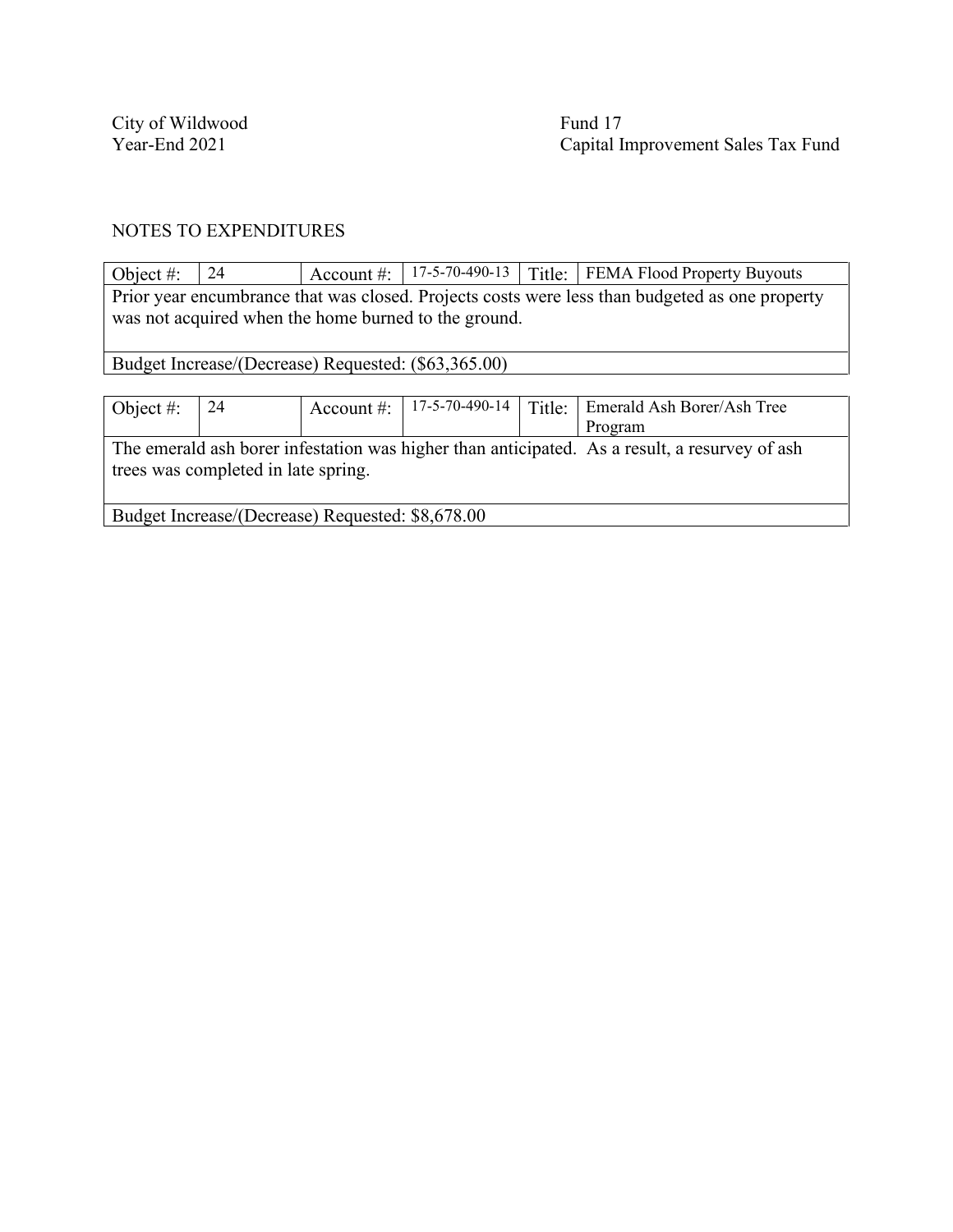City of Wildwood
Year-End 2021

Fund 17
Capital Improvement Sales Tax Fund

NOTES TO EXPENDITURES

| Object #: | 24 | Account #: | 17-5-70-490-13 | Title: | FEMA Flood Property Buyouts |
|---|---|---|---|---|---|
| Prior year encumbrance that was closed. Projects costs were less than budgeted as one property was not acquired when the home burned to the ground. | | | | | |
| Budget Increase/(Decrease) Requested: ($63,365.00) | | | | | |

| Object #: | 24 | Account #: | 17-5-70-490-14 | Title: | Emerald Ash Borer/Ash Tree Program |
|---|---|---|---|---|---|
| The emerald ash borer infestation was higher than anticipated. As a result, a resurvey of ash trees was completed in late spring. | | | | | |
| Budget Increase/(Decrease) Requested: $8,678.00 | | | | | |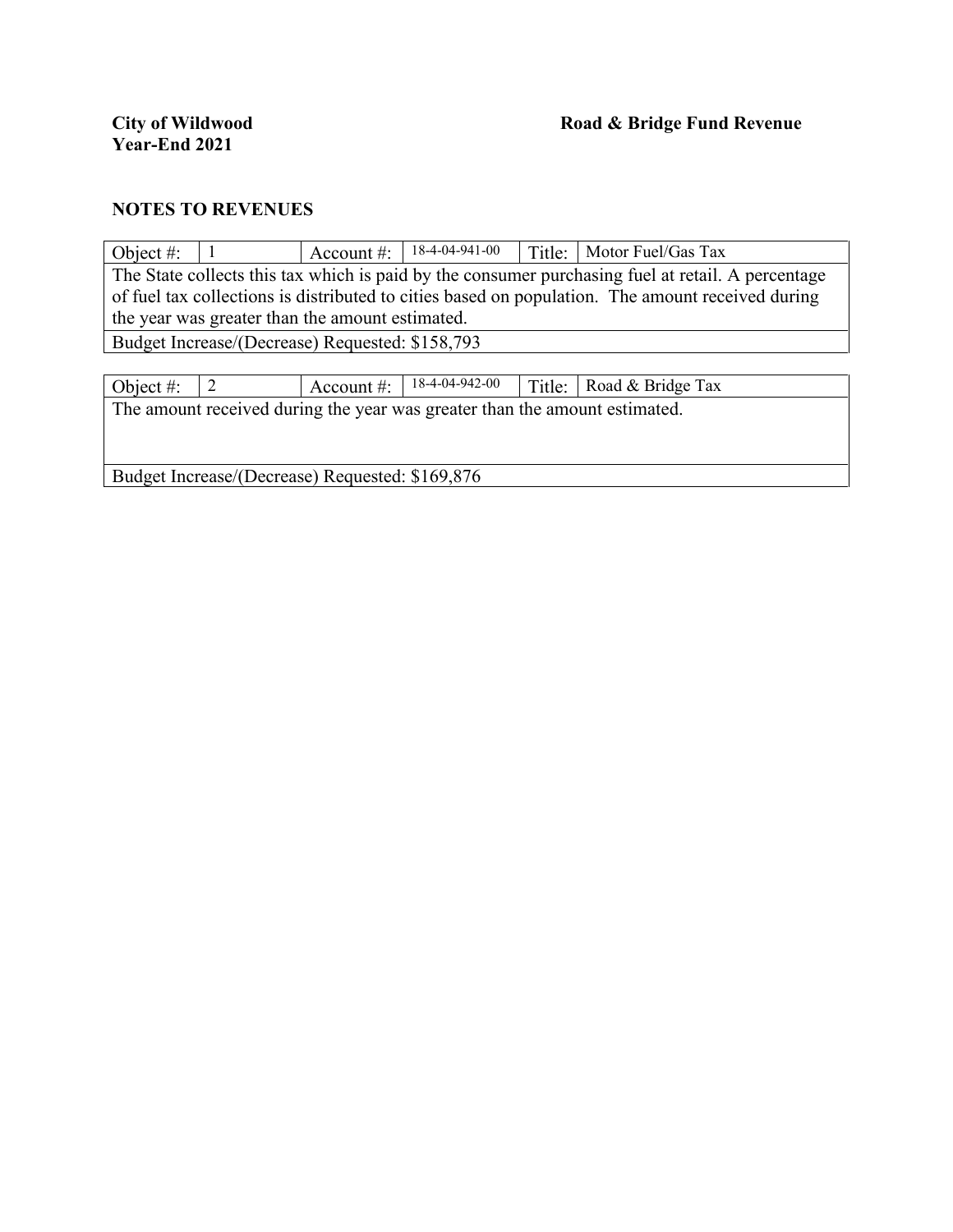**City of Wildwood** **Road & Bridge Fund Revenue**
**Year-End 2021**

**NOTES TO REVENUES**

| Object #: | 1 | Account #: | 18-4-04-941-00 | Title: | Motor Fuel/Gas Tax |
|---|---|---|---|---|---|
| The State collects this tax which is paid by the consumer purchasing fuel at retail. A percentage of fuel tax collections is distributed to cities based on population. The amount received during the year was greater than the amount estimated. | | | | | |
| Budget Increase/(Decrease) Requested: $158,793 | | | | | |

| Object #: | 2 | Account #: | 18-4-04-942-00 | Title: | Road & Bridge Tax |
|---|---|---|---|---|---|
| The amount received during the year was greater than the amount estimated. | | | | | |
| Budget Increase/(Decrease) Requested: $169,876 | | | | | |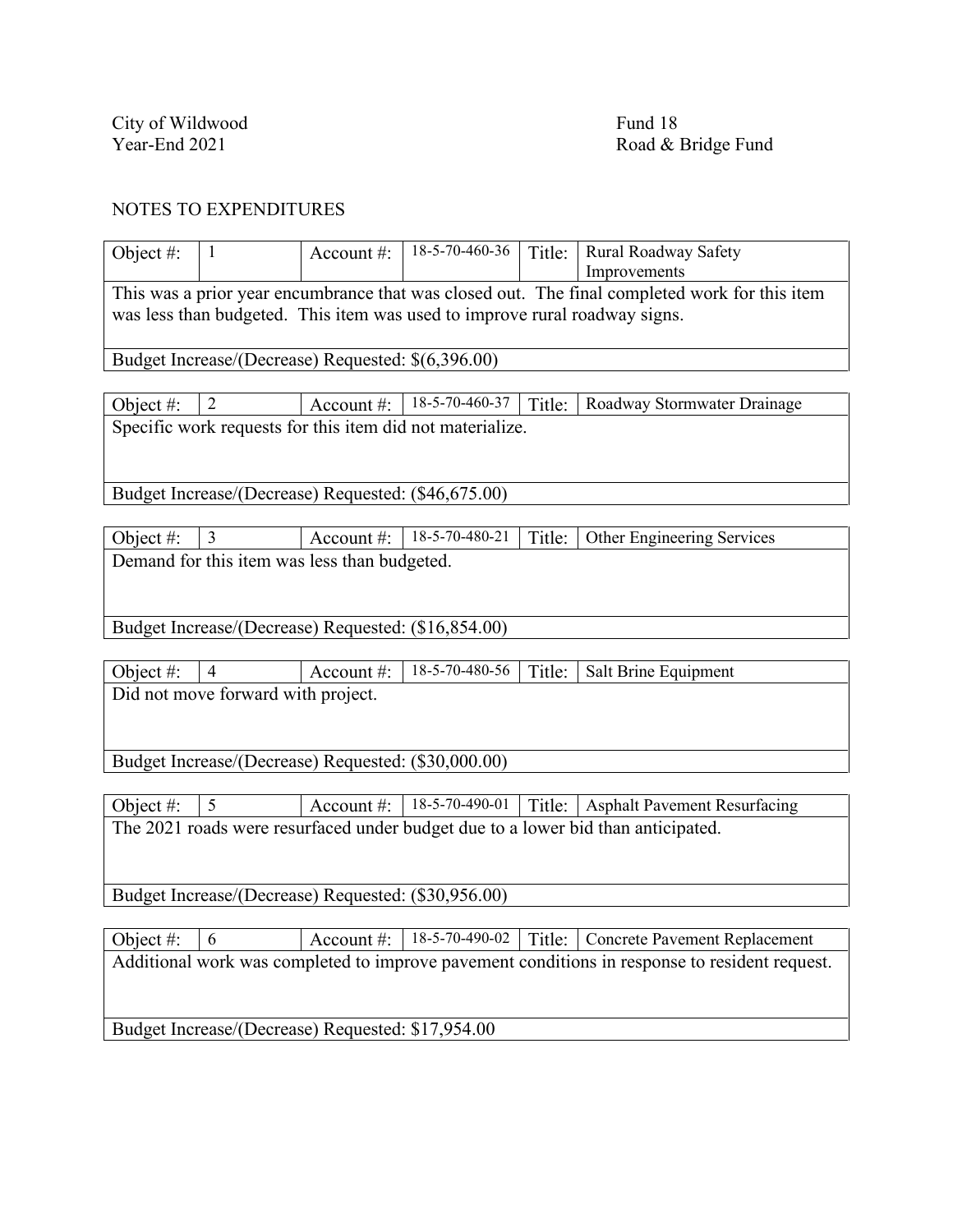City of Wildwood
Year-End 2021

Fund 18
Road & Bridge Fund

## NOTES TO EXPENDITURES

| Object #: | 1 | Account #: | 18-5-70-460-36 | Title: | Rural Roadway Safety Improvements |
|---|---|---|---|---|---|
| This was a prior year encumbrance that was closed out. The final completed work for this item was less than budgeted. This item was used to improve rural roadway signs. | | | | | |
| Budget Increase/(Decrease) Requested: $(6,396.00) | | | | | |

| Object #: | 2 | Account #: | 18-5-70-460-37 | Title: | Roadway Stormwater Drainage |
|---|---|---|---|---|---|
| Specific work requests for this item did not materialize. | | | | | |
| Budget Increase/(Decrease) Requested: ($46,675.00) | | | | | |

| Object #: | 3 | Account #: | 18-5-70-480-21 | Title: | Other Engineering Services |
|---|---|---|---|---|---|
| Demand for this item was less than budgeted. | | | | | |
| Budget Increase/(Decrease) Requested: ($16,854.00) | | | | | |

| Object #: | 4 | Account #: | 18-5-70-480-56 | Title: | Salt Brine Equipment |
|---|---|---|---|---|---|
| Did not move forward with project. | | | | | |
| Budget Increase/(Decrease) Requested: ($30,000.00) | | | | | |

| Object #: | 5 | Account #: | 18-5-70-490-01 | Title: | Asphalt Pavement Resurfacing |
|---|---|---|---|---|---|
| The 2021 roads were resurfaced under budget due to a lower bid than anticipated. | | | | | |
| Budget Increase/(Decrease) Requested: ($30,956.00) | | | | | |

| Object #: | 6 | Account #: | 18-5-70-490-02 | Title: | Concrete Pavement Replacement |
|---|---|---|---|---|---|
| Additional work was completed to improve pavement conditions in response to resident request. | | | | | |
| Budget Increase/(Decrease) Requested: $17,954.00 | | | | | |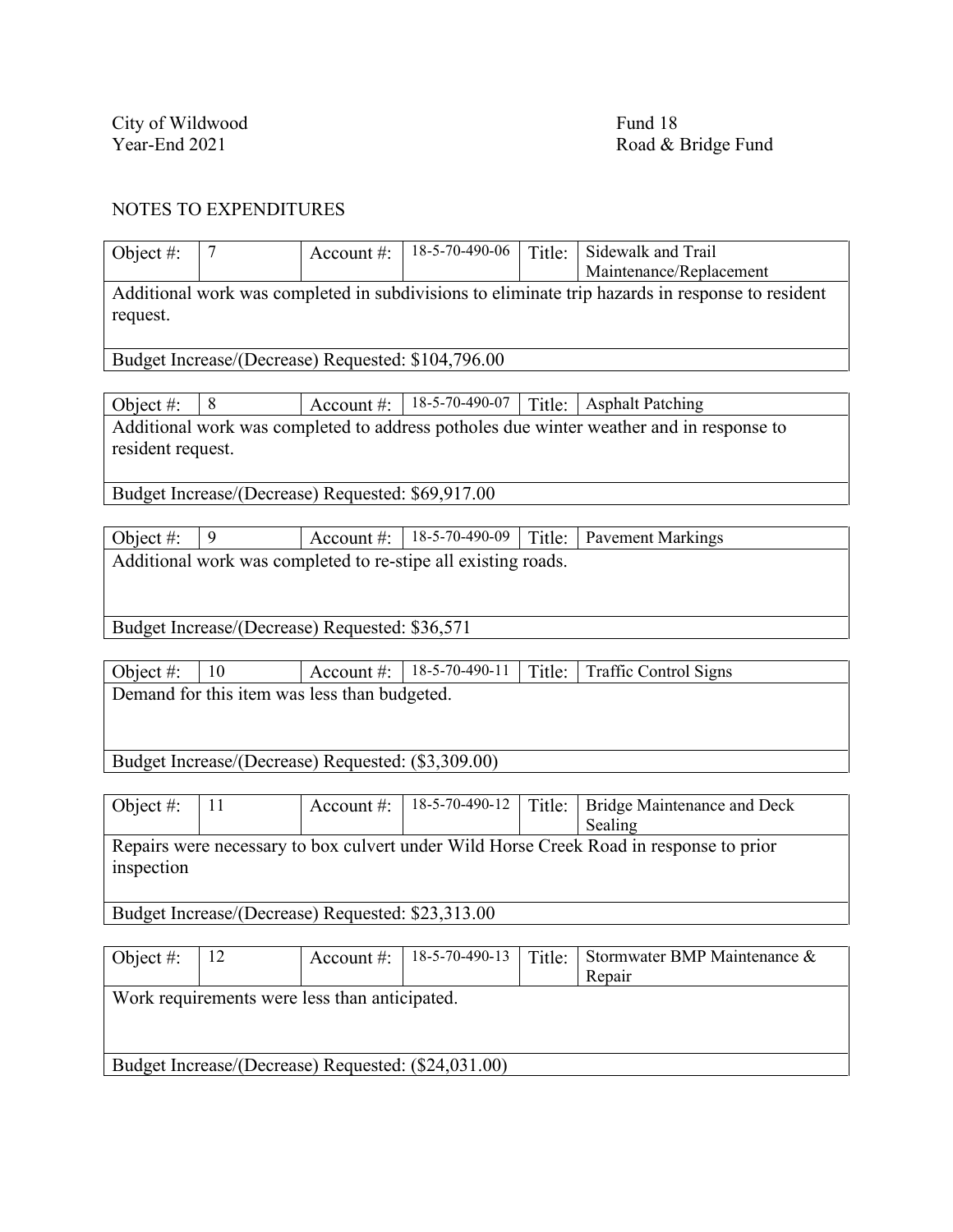City of Wildwood
Year-End 2021

Fund 18
Road & Bridge Fund

## NOTES TO EXPENDITURES

| Object #: | 7 | Account #: | 18-5-70-490-06 | Title: | Sidewalk and Trail Maintenance/Replacement |
|---|---|---|---|---|---|
| Additional work was completed in subdivisions to eliminate trip hazards in response to resident request. | | | | | |
| Budget Increase/(Decrease) Requested: $104,796.00 | | | | | |

| Object #: | 8 | Account #: | 18-5-70-490-07 | Title: | Asphalt Patching |
|---|---|---|---|---|---|
| Additional work was completed to address potholes due winter weather and in response to resident request. | | | | | |
| Budget Increase/(Decrease) Requested: $69,917.00 | | | | | |

| Object #: | 9 | Account #: | 18-5-70-490-09 | Title: | Pavement Markings |
|---|---|---|---|---|---|
| Additional work was completed to re-stipe all existing roads. | | | | | |
| Budget Increase/(Decrease) Requested: $36,571 | | | | | |

| Object #: | 10 | Account #: | 18-5-70-490-11 | Title: | Traffic Control Signs |
|---|---|---|---|---|---|
| Demand for this item was less than budgeted. | | | | | |
| Budget Increase/(Decrease) Requested: ($3,309.00) | | | | | |

| Object #: | 11 | Account #: | 18-5-70-490-12 | Title: | Bridge Maintenance and Deck Sealing |
|---|---|---|---|---|---|
| Repairs were necessary to box culvert under Wild Horse Creek Road in response to prior inspection | | | | | |
| Budget Increase/(Decrease) Requested: $23,313.00 | | | | | |

| Object #: | 12 | Account #: | 18-5-70-490-13 | Title: | Stormwater BMP Maintenance & Repair |
|---|---|---|---|---|---|
| Work requirements were less than anticipated. | | | | | |
| Budget Increase/(Decrease) Requested: ($24,031.00) | | | | | |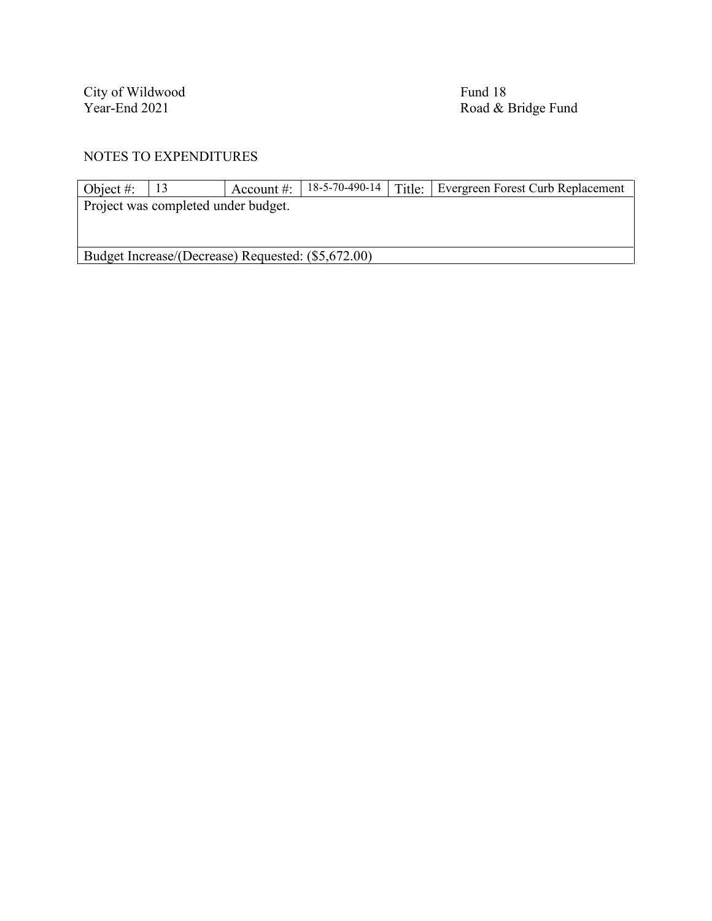City of Wildwood
Year-End 2021

Fund 18
Road & Bridge Fund

NOTES TO EXPENDITURES

| Object #: | 13 | Account #: | 18-5-70-490-14 | Title: | Evergreen Forest Curb Replacement |
|---|---|---|---|---|---|
| Project was completed under budget. | | | | | |
| Budget Increase/(Decrease) Requested: ($5,672.00) | | | | | |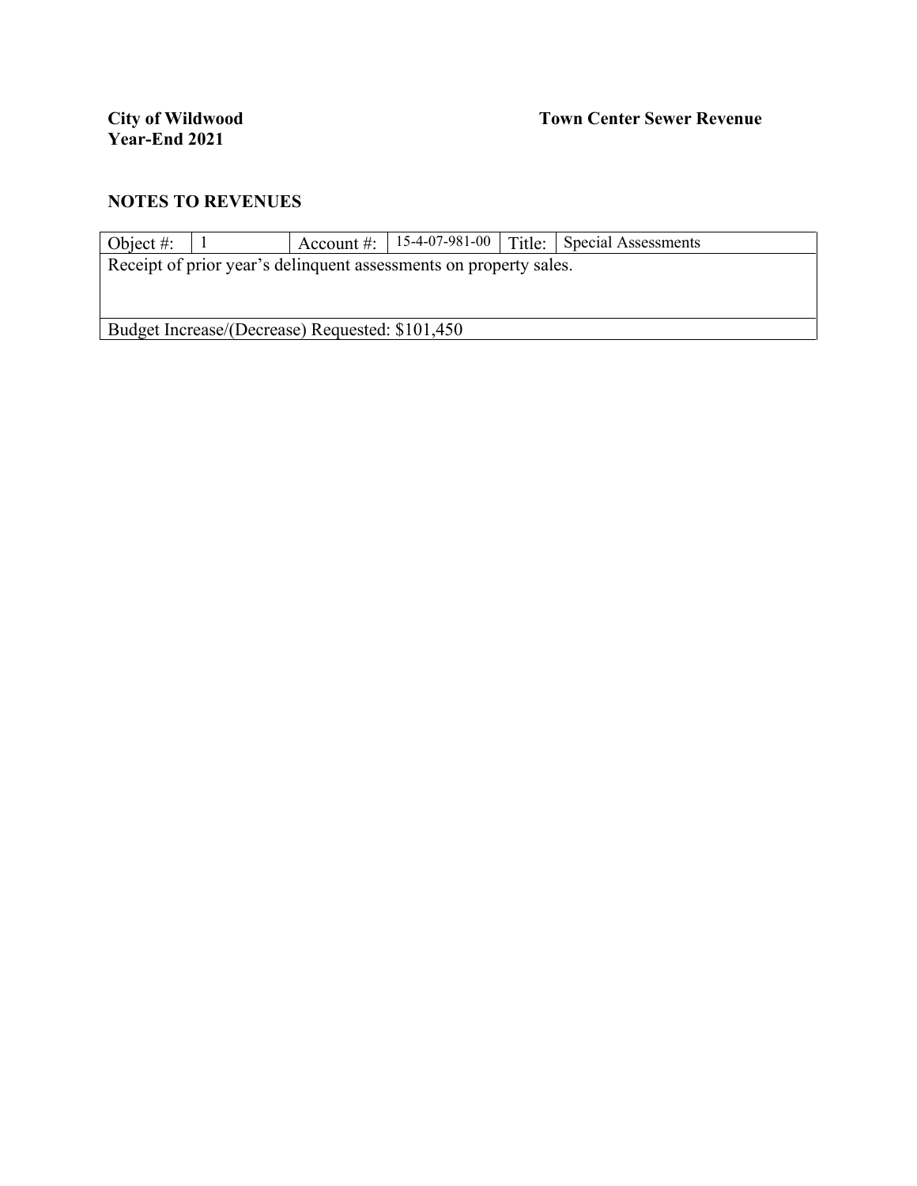**City of Wildwood** **Town Center Sewer Revenue**
**Year-End 2021**

## NOTES TO REVENUES

| Object #: | 1 | Account #: | 15-4-07-981-00 | Title: | Special Assessments |
|---|---|---|---|---|---|
| Receipt of prior year's delinquent assessments on property sales. | | | | | |
| Budget Increase/(Decrease) Requested: $101,450 | | | | | |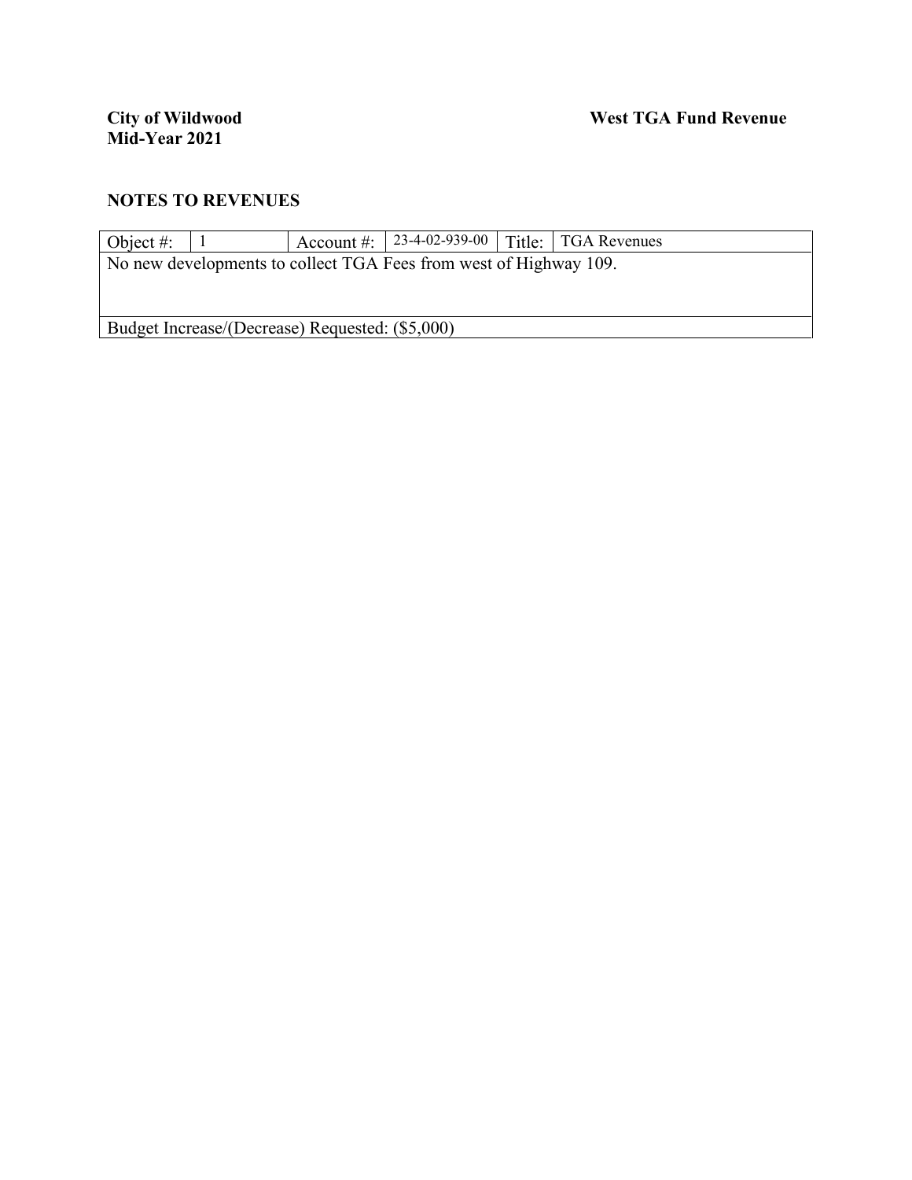**City of Wildwood** **West TGA Fund Revenue**
**Mid-Year 2021**

## NOTES TO REVENUES

| Object #: | 1 | Account #: | 23-4-02-939-00 | Title: | TGA Revenues |
|---|---|---|---|---|---|
| No new developments to collect TGA Fees from west of Highway 109. | | | | | |
| Budget Increase/(Decrease) Requested: ($5,000) | | | | | |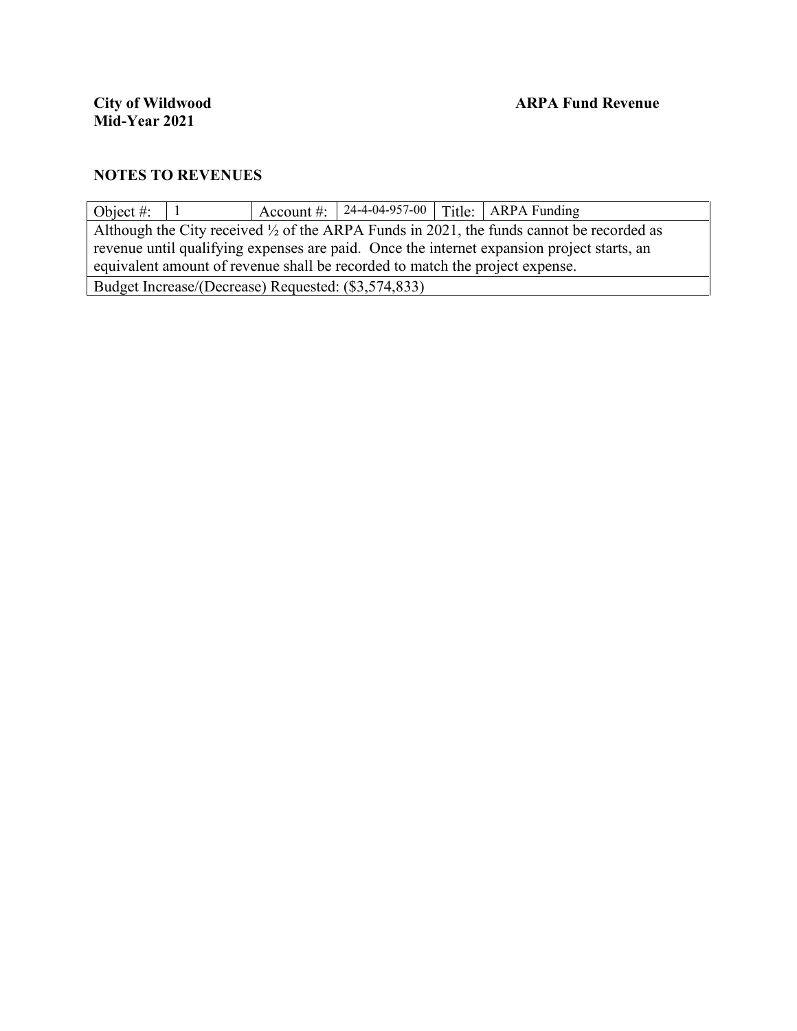**City of Wildwood**
**Mid-Year 2021**

**ARPA Fund Revenue**

## NOTES TO REVENUES

| Object #: | 1 | Account #: | 24-4-04-957-00 | Title: | ARPA Funding |
|---|---|---|---|---|---|
| Although the City received ½ of the ARPA Funds in 2021, the funds cannot be recorded as revenue until qualifying expenses are paid. Once the internet expansion project starts, an equivalent amount of revenue shall be recorded to match the project expense. | | | | | |
| Budget Increase/(Decrease) Requested: ($3,574,833) | | | | | |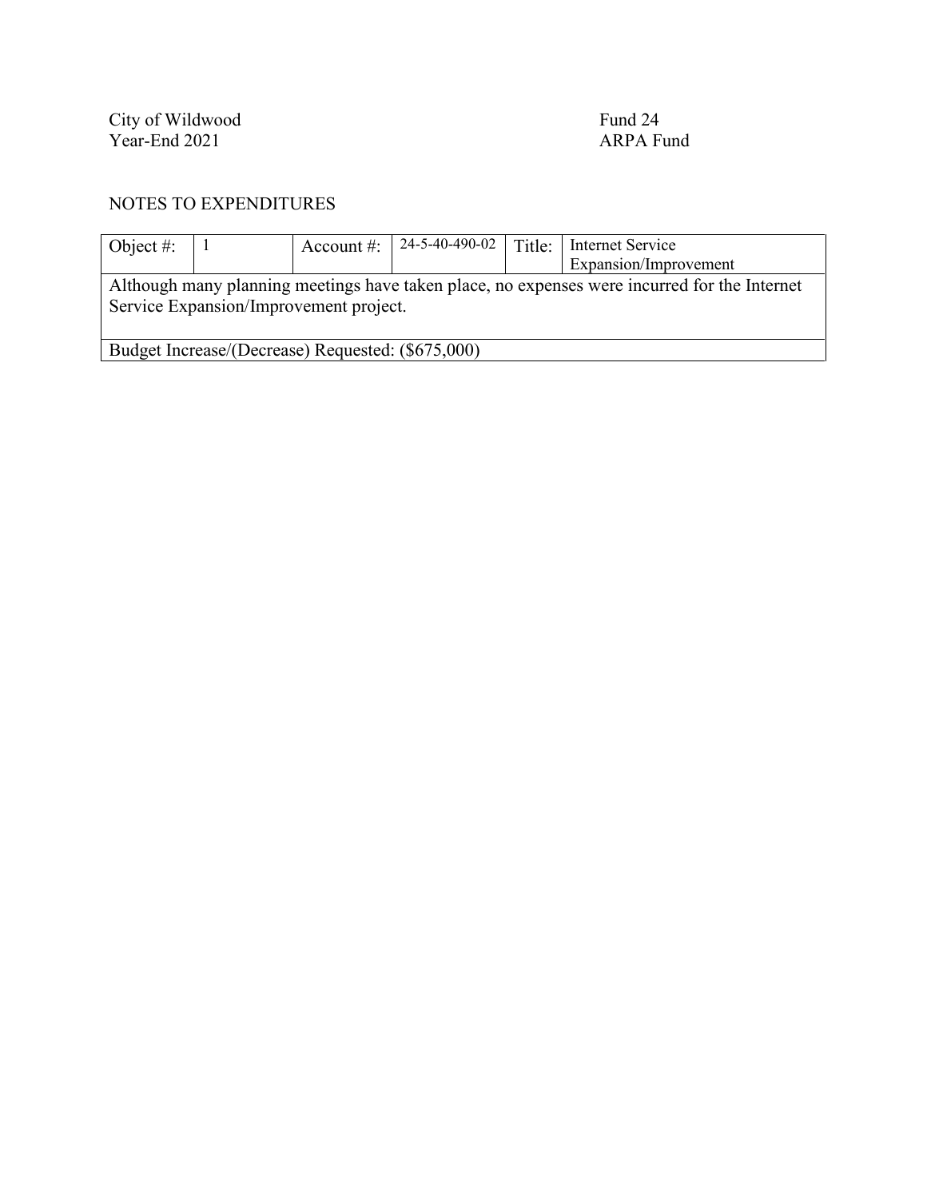City of Wildwood
Year-End 2021

Fund 24
ARPA Fund

NOTES TO EXPENDITURES

| Object #: | 1 | Account #: | 24-5-40-490-02 | Title: | Internet Service Expansion/Improvement |
|---|---|---|---|---|---|
| Although many planning meetings have taken place, no expenses were incurred for the Internet Service Expansion/Improvement project. | | | | | |
| Budget Increase/(Decrease) Requested: ($675,000) | | | | | |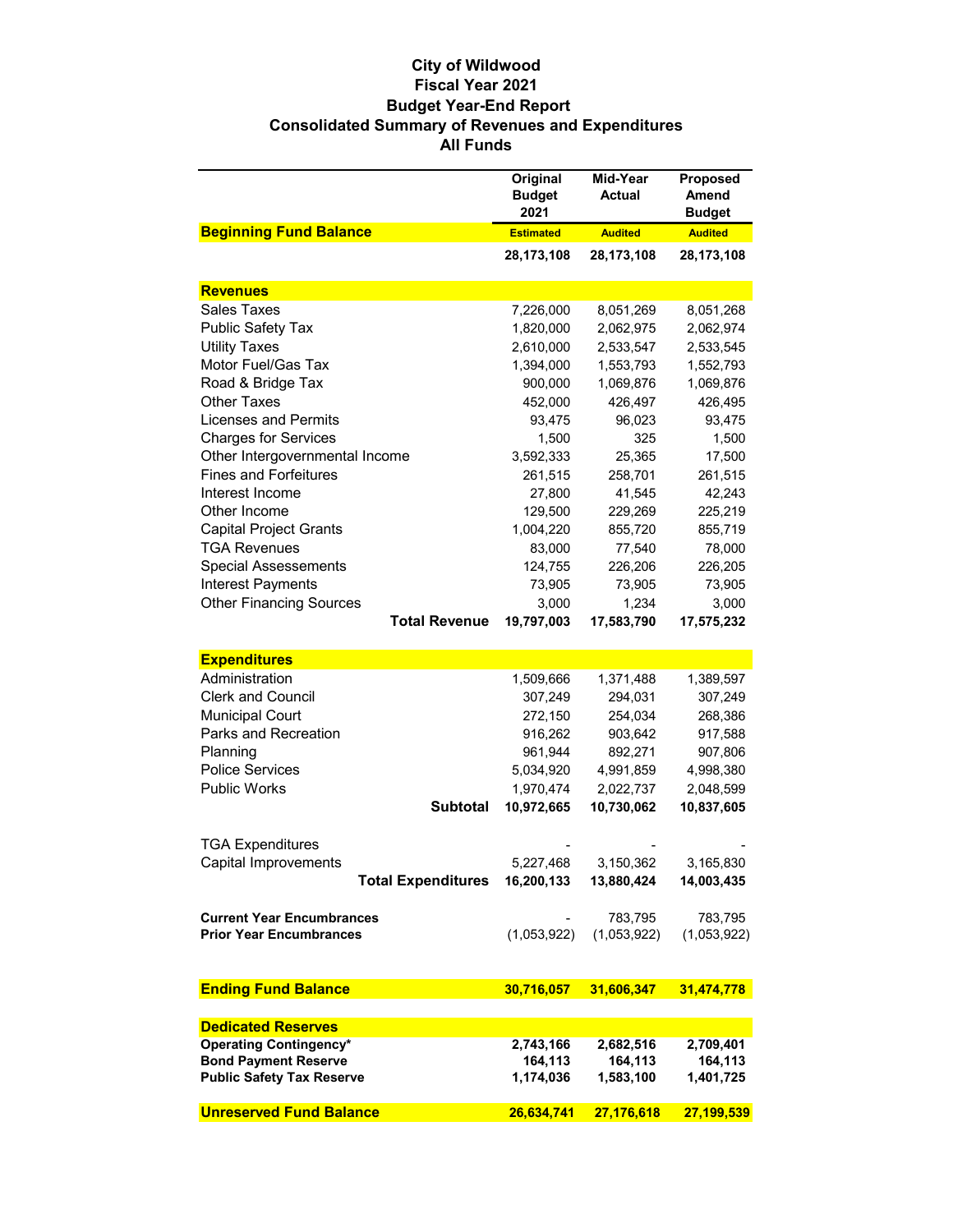# City of Wildwood
## Fiscal Year 2021
## Budget Year-End Report
## Consolidated Summary of Revenues and Expenditures
## All Funds

| | Original Budget 2021 | Mid-Year Actual | Proposed Amend Budget |
|---|---|---|---|
| **Beginning Fund Balance** | **Estimated** | **Audited** | **Audited** |
| | **28,173,108** | **28,173,108** | **28,173,108** |
| **Revenues** | | | |
| Sales Taxes | 7,226,000 | 8,051,269 | 8,051,268 |
| Public Safety Tax | 1,820,000 | 2,062,975 | 2,062,974 |
| Utility Taxes | 2,610,000 | 2,533,547 | 2,533,545 |
| Motor Fuel/Gas Tax | 1,394,000 | 1,553,793 | 1,552,793 |
| Road & Bridge Tax | 900,000 | 1,069,876 | 1,069,876 |
| Other Taxes | 452,000 | 426,497 | 426,495 |
| Licenses and Permits | 93,475 | 96,023 | 93,475 |
| Charges for Services | 1,500 | 325 | 1,500 |
| Other Intergovernmental Income | 3,592,333 | 25,365 | 17,500 |
| Fines and Forfeitures | 261,515 | 258,701 | 261,515 |
| Interest Income | 27,800 | 41,545 | 42,243 |
| Other Income | 129,500 | 229,269 | 225,219 |
| Capital Project Grants | 1,004,220 | 855,720 | 855,719 |
| TGA Revenues | 83,000 | 77,540 | 78,000 |
| Special Assessements | 124,755 | 226,206 | 226,205 |
| Interest Payments | 73,905 | 73,905 | 73,905 |
| Other Financing Sources | 3,000 | 1,234 | 3,000 |
| **Total Revenue** | **19,797,003** | **17,583,790** | **17,575,232** |
| **Expenditures** | | | |
| Administration | 1,509,666 | 1,371,488 | 1,389,597 |
| Clerk and Council | 307,249 | 294,031 | 307,249 |
| Municipal Court | 272,150 | 254,034 | 268,386 |
| Parks and Recreation | 916,262 | 903,642 | 917,588 |
| Planning | 961,944 | 892,271 | 907,806 |
| Police Services | 5,034,920 | 4,991,859 | 4,998,380 |
| Public Works | 1,970,474 | 2,022,737 | 2,048,599 |
| **Subtotal** | **10,972,665** | **10,730,062** | **10,837,605** |
| TGA Expenditures | - | - | - |
| Capital Improvements | 5,227,468 | 3,150,362 | 3,165,830 |
| **Total Expenditures** | **16,200,133** | **13,880,424** | **14,003,435** |
| **Current Year Encumbrances** | - | 783,795 | 783,795 |
| **Prior Year Encumbrances** | (1,053,922) | (1,053,922) | (1,053,922) |
| **Ending Fund Balance** | **30,716,057** | **31,606,347** | **31,474,778** |
| **Dedicated Reserves** | | | |
| **Operating Contingency*** | **2,743,166** | **2,682,516** | **2,709,401** |
| **Bond Payment Reserve** | **164,113** | **164,113** | **164,113** |
| **Public Safety Tax Reserve** | **1,174,036** | **1,583,100** | **1,401,725** |
| **Unreserved Fund Balance** | **26,634,741** | **27,176,618** | **27,199,539** |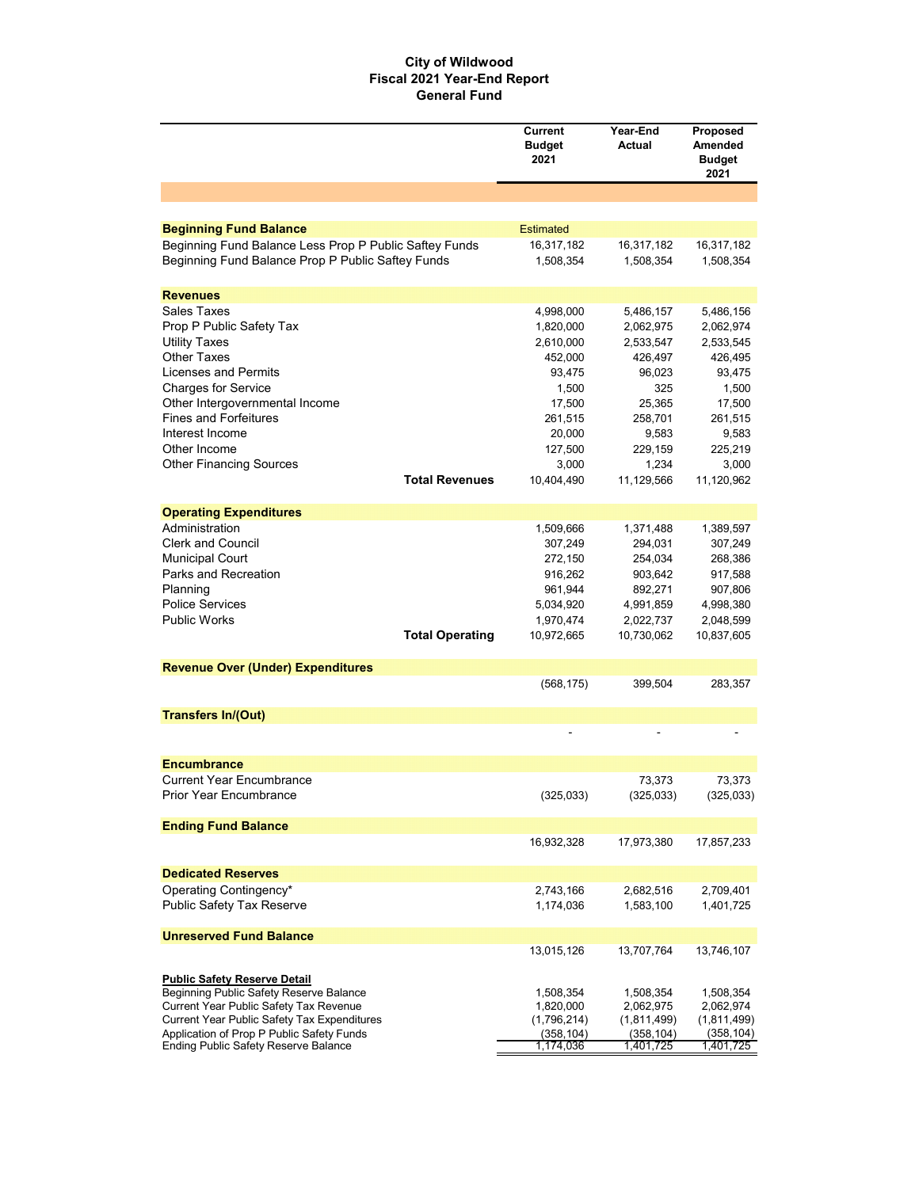# City of Wildwood
## Fiscal 2021 Year-End Report
## General Fund

| | Current Budget 2021 | Year-End Actual | Proposed Amended Budget 2021 |
|---|---|---|---|
| **Beginning Fund Balance** | Estimated | | |
| Beginning Fund Balance Less Prop P Public Saftey Funds | 16,317,182 | 16,317,182 | 16,317,182 |
| Beginning Fund Balance Prop P Public Saftey Funds | 1,508,354 | 1,508,354 | 1,508,354 |
| **Revenues** | | | |
| Sales Taxes | 4,998,000 | 5,486,157 | 5,486,156 |
| Prop P Public Safety Tax | 1,820,000 | 2,062,975 | 2,062,974 |
| Utility Taxes | 2,610,000 | 2,533,547 | 2,533,545 |
| Other Taxes | 452,000 | 426,497 | 426,495 |
| Licenses and Permits | 93,475 | 96,023 | 93,475 |
| Charges for Service | 1,500 | 325 | 1,500 |
| Other Intergovernmental Income | 17,500 | 25,365 | 17,500 |
| Fines and Forfeitures | 261,515 | 258,701 | 261,515 |
| Interest Income | 20,000 | 9,583 | 9,583 |
| Other Income | 127,500 | 229,159 | 225,219 |
| Other Financing Sources | 3,000 | 1,234 | 3,000 |
| **Total Revenues** | 10,404,490 | 11,129,566 | 11,120,962 |
| **Operating Expenditures** | | | |
| Administration | 1,509,666 | 1,371,488 | 1,389,597 |
| Clerk and Council | 307,249 | 294,031 | 307,249 |
| Municipal Court | 272,150 | 254,034 | 268,386 |
| Parks and Recreation | 916,262 | 903,642 | 917,588 |
| Planning | 961,944 | 892,271 | 907,806 |
| Police Services | 5,034,920 | 4,991,859 | 4,998,380 |
| Public Works | 1,970,474 | 2,022,737 | 2,048,599 |
| **Total Operating** | 10,972,665 | 10,730,062 | 10,837,605 |
| **Revenue Over (Under) Expenditures** | | | |
| | (568,175) | 399,504 | 283,357 |
| **Transfers In/(Out)** | | | |
| | - | - | - |
| **Encumbrance** | | | |
| Current Year Encumbrance | | 73,373 | 73,373 |
| Prior Year Encumbrance | (325,033) | (325,033) | (325,033) |
| **Ending Fund Balance** | | | |
| | 16,932,328 | 17,973,380 | 17,857,233 |
| **Dedicated Reserves** | | | |
| Operating Contingency* | 2,743,166 | 2,682,516 | 2,709,401 |
| Public Safety Tax Reserve | 1,174,036 | 1,583,100 | 1,401,725 |
| **Unreserved Fund Balance** | | | |
| | 13,015,126 | 13,707,764 | 13,746,107 |
| **Public Safety Reserve Detail** | | | |
| Beginning Public Safety Reserve Balance | 1,508,354 | 1,508,354 | 1,508,354 |
| Current Year Public Safety Tax Revenue | 1,820,000 | 2,062,975 | 2,062,974 |
| Current Year Public Safety Tax Expenditures | (1,796,214) | (1,811,499) | (1,811,499) |
| Application of Prop P Public Safety Funds | (358,104) | (358,104) | (358,104) |
| Ending Public Safety Reserve Balance | 1,174,036 | 1,401,725 | 1,401,725 |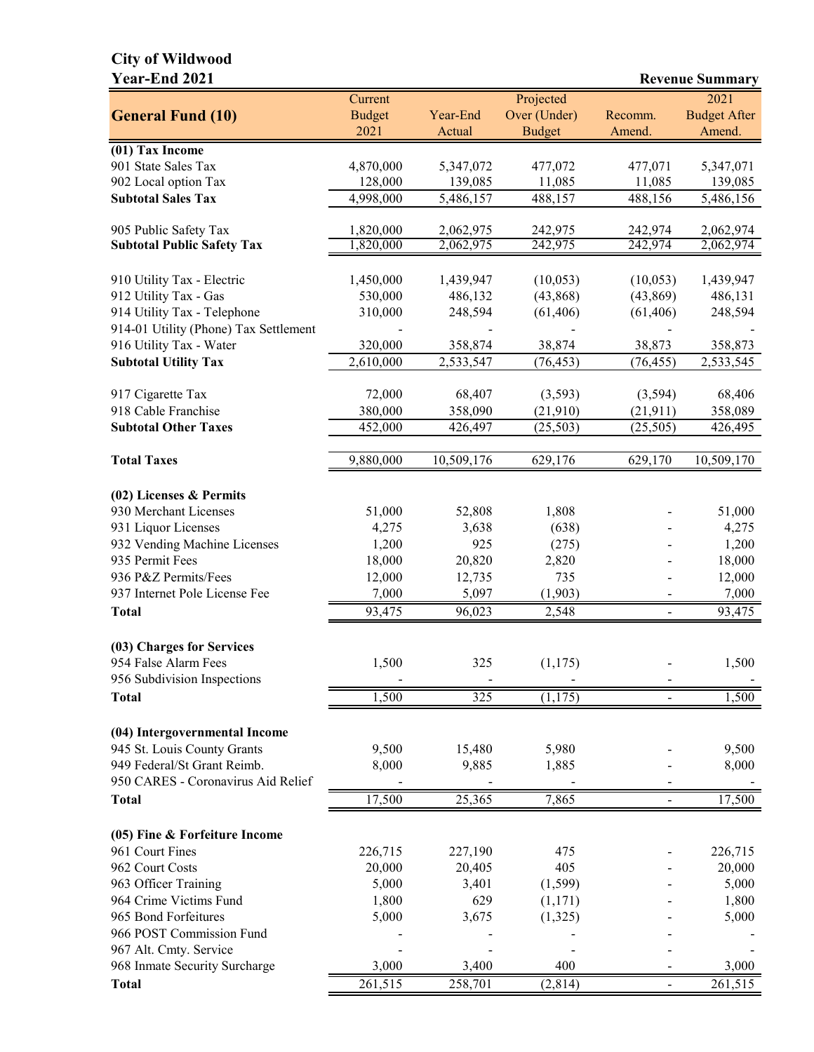# City of Wildwood
## Year-End 2021

**Revenue Summary**

| General Fund (10) | Current Budget 2021 | Year-End Actual | Projected Over (Under) Budget | Recomm. Amend. | 2021 Budget After Amend. |
|---|---|---|---|---|---|
| **(01) Tax Income** | | | | | |
| 901 State Sales Tax | 4,870,000 | 5,347,072 | 477,072 | 477,071 | 5,347,071 |
| 902 Local option Tax | 128,000 | 139,085 | 11,085 | 11,085 | 139,085 |
| **Subtotal Sales Tax** | 4,998,000 | 5,486,157 | 488,157 | 488,156 | 5,486,156 |
| | | | | | |
| 905 Public Safety Tax | 1,820,000 | 2,062,975 | 242,975 | 242,974 | 2,062,974 |
| **Subtotal Public Safety Tax** | 1,820,000 | 2,062,975 | 242,975 | 242,974 | 2,062,974 |
| | | | | | |
| 910 Utility Tax - Electric | 1,450,000 | 1,439,947 | (10,053) | (10,053) | 1,439,947 |
| 912 Utility Tax - Gas | 530,000 | 486,132 | (43,868) | (43,869) | 486,131 |
| 914 Utility Tax - Telephone | 310,000 | 248,594 | (61,406) | (61,406) | 248,594 |
| 914-01 Utility (Phone) Tax Settlement | - | - | - | - | - |
| 916 Utility Tax - Water | 320,000 | 358,874 | 38,874 | 38,873 | 358,873 |
| **Subtotal Utility Tax** | 2,610,000 | 2,533,547 | (76,453) | (76,455) | 2,533,545 |
| | | | | | |
| 917 Cigarette Tax | 72,000 | 68,407 | (3,593) | (3,594) | 68,406 |
| 918 Cable Franchise | 380,000 | 358,090 | (21,910) | (21,911) | 358,089 |
| **Subtotal Other Taxes** | 452,000 | 426,497 | (25,503) | (25,505) | 426,495 |
| | | | | | |
| **Total Taxes** | 9,880,000 | 10,509,176 | 629,176 | 629,170 | 10,509,170 |
| | | | | | |
| **(02) Licenses & Permits** | | | | | |
| 930 Merchant Licenses | 51,000 | 52,808 | 1,808 | - | 51,000 |
| 931 Liquor Licenses | 4,275 | 3,638 | (638) | - | 4,275 |
| 932 Vending Machine Licenses | 1,200 | 925 | (275) | - | 1,200 |
| 935 Permit Fees | 18,000 | 20,820 | 2,820 | - | 18,000 |
| 936 P&Z Permits/Fees | 12,000 | 12,735 | 735 | - | 12,000 |
| 937 Internet Pole License Fee | 7,000 | 5,097 | (1,903) | - | 7,000 |
| **Total** | 93,475 | 96,023 | 2,548 | - | 93,475 |
| | | | | | |
| **(03) Charges for Services** | | | | | |
| 954 False Alarm Fees | 1,500 | 325 | (1,175) | - | 1,500 |
| 956 Subdivision Inspections | - | - | - | - | - |
| **Total** | 1,500 | 325 | (1,175) | - | 1,500 |
| | | | | | |
| **(04) Intergovernmental Income** | | | | | |
| 945 St. Louis County Grants | 9,500 | 15,480 | 5,980 | - | 9,500 |
| 949 Federal/St Grant Reimb. | 8,000 | 9,885 | 1,885 | - | 8,000 |
| 950 CARES - Coronavirus Aid Relief | - | - | - | - | - |
| **Total** | 17,500 | 25,365 | 7,865 | - | 17,500 |
| | | | | | |
| **(05) Fine & Forfeiture Income** | | | | | |
| 961 Court Fines | 226,715 | 227,190 | 475 | - | 226,715 |
| 962 Court Costs | 20,000 | 20,405 | 405 | - | 20,000 |
| 963 Officer Training | 5,000 | 3,401 | (1,599) | - | 5,000 |
| 964 Crime Victims Fund | 1,800 | 629 | (1,171) | - | 1,800 |
| 965 Bond Forfeitures | 5,000 | 3,675 | (1,325) | - | 5,000 |
| 966 POST Commission Fund | - | - | - | - | - |
| 967 Alt. Cmty. Service | - | - | - | - | - |
| 968 Inmate Security Surcharge | 3,000 | 3,400 | 400 | - | 3,000 |
| **Total** | 261,515 | 258,701 | (2,814) | - | 261,515 |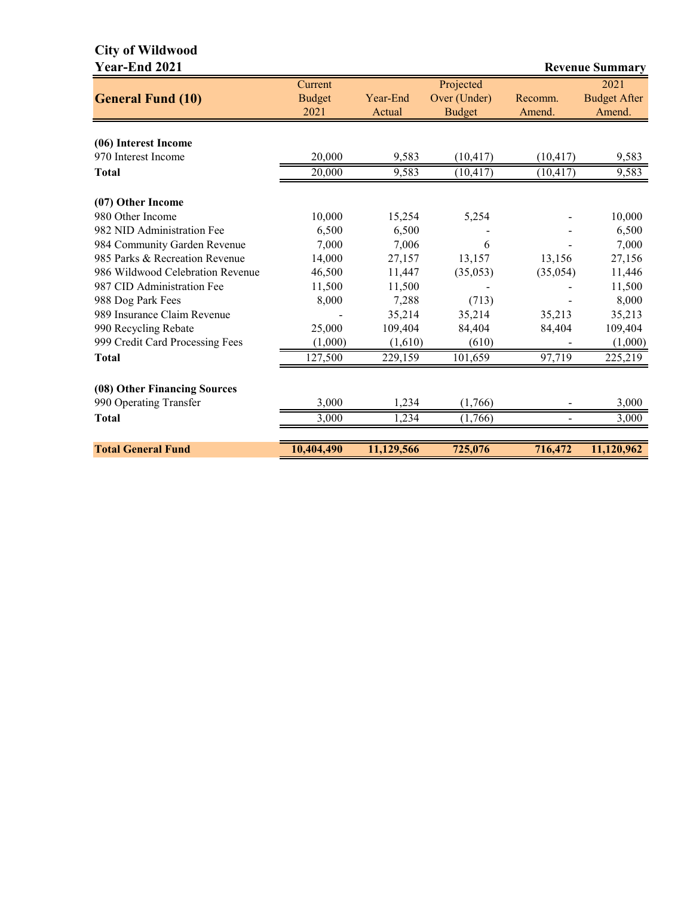# City of Wildwood
## Year-End 2021

**Revenue Summary**

| General Fund (10) | Current Budget 2021 | Year-End Actual | Projected Over (Under) Budget | Recomm. Amend. | 2021 Budget After Amend. |
|---|---|---|---|---|---|
| **(06) Interest Income** | | | | | |
| 970 Interest Income | 20,000 | 9,583 | (10,417) | (10,417) | 9,583 |
| **Total** | 20,000 | 9,583 | (10,417) | (10,417) | 9,583 |
| **(07) Other Income** | | | | | |
| 980 Other Income | 10,000 | 15,254 | 5,254 | - | 10,000 |
| 982 NID Administration Fee | 6,500 | 6,500 | - | - | 6,500 |
| 984 Community Garden Revenue | 7,000 | 7,006 | 6 | - | 7,000 |
| 985 Parks & Recreation Revenue | 14,000 | 27,157 | 13,157 | 13,156 | 27,156 |
| 986 Wildwood Celebration Revenue | 46,500 | 11,447 | (35,053) | (35,054) | 11,446 |
| 987 CID Administration Fee | 11,500 | 11,500 | - | - | 11,500 |
| 988 Dog Park Fees | 8,000 | 7,288 | (713) | - | 8,000 |
| 989 Insurance Claim Revenue | - | 35,214 | 35,214 | 35,213 | 35,213 |
| 990 Recycling Rebate | 25,000 | 109,404 | 84,404 | 84,404 | 109,404 |
| 999 Credit Card Processing Fees | (1,000) | (1,610) | (610) | - | (1,000) |
| **Total** | 127,500 | 229,159 | 101,659 | 97,719 | 225,219 |
| **(08) Other Financing Sources** | | | | | |
| 990 Operating Transfer | 3,000 | 1,234 | (1,766) | - | 3,000 |
| **Total** | 3,000 | 1,234 | (1,766) | - | 3,000 |
| **Total General Fund** | **10,404,490** | **11,129,566** | **725,076** | **716,472** | **11,120,962** |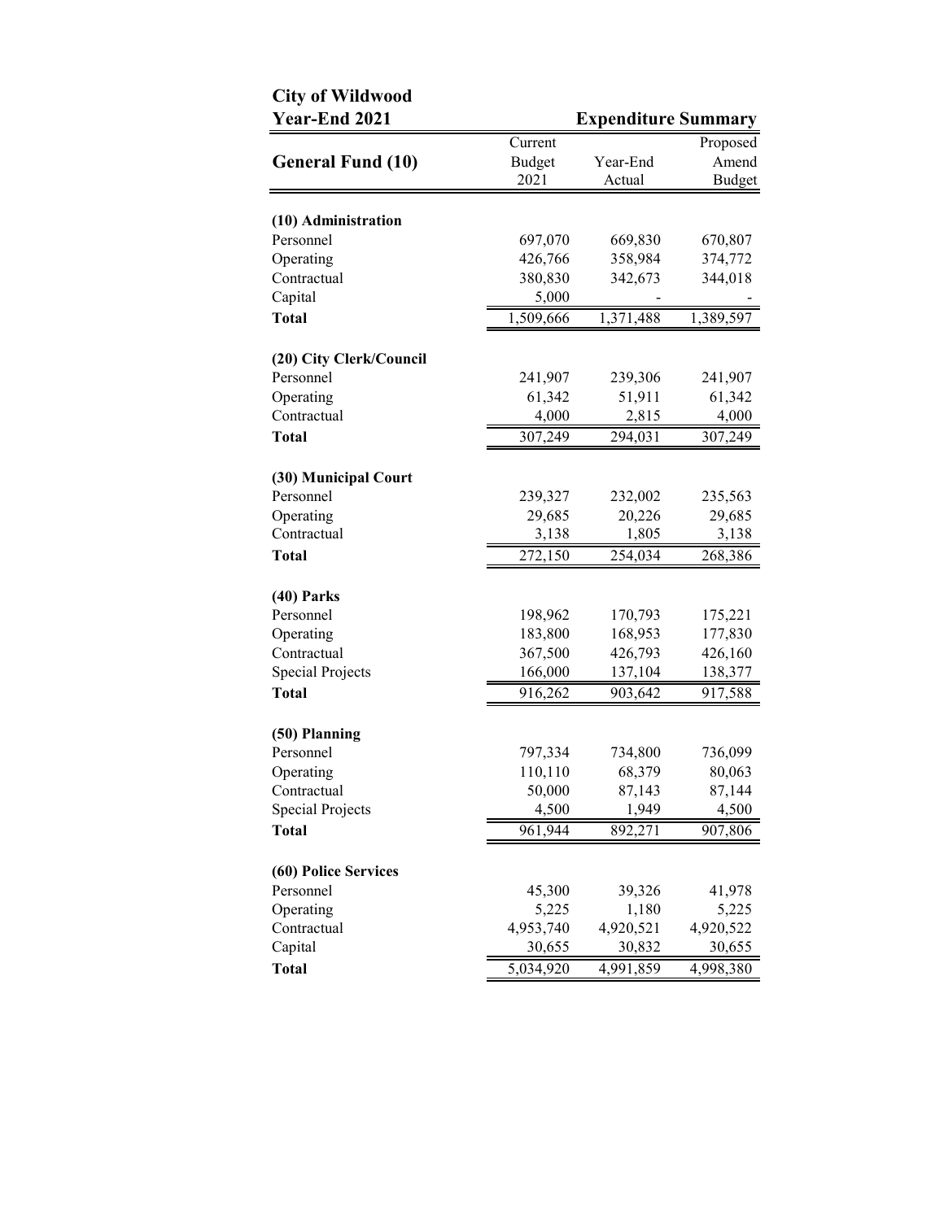**City of Wildwood**
**Year-End 2021**

**Expenditure Summary**

| General Fund (10) | Current Budget 2021 | Year-End Actual | Proposed Amend Budget |
|---|---|---|---|
| **(10) Administration** | | | |
| Personnel | 697,070 | 669,830 | 670,807 |
| Operating | 426,766 | 358,984 | 374,772 |
| Contractual | 380,830 | 342,673 | 344,018 |
| Capital | 5,000 | - | - |
| **Total** | 1,509,666 | 1,371,488 | 1,389,597 |
| **(20) City Clerk/Council** | | | |
| Personnel | 241,907 | 239,306 | 241,907 |
| Operating | 61,342 | 51,911 | 61,342 |
| Contractual | 4,000 | 2,815 | 4,000 |
| **Total** | 307,249 | 294,031 | 307,249 |
| **(30) Municipal Court** | | | |
| Personnel | 239,327 | 232,002 | 235,563 |
| Operating | 29,685 | 20,226 | 29,685 |
| Contractual | 3,138 | 1,805 | 3,138 |
| **Total** | 272,150 | 254,034 | 268,386 |
| **(40) Parks** | | | |
| Personnel | 198,962 | 170,793 | 175,221 |
| Operating | 183,800 | 168,953 | 177,830 |
| Contractual | 367,500 | 426,793 | 426,160 |
| Special Projects | 166,000 | 137,104 | 138,377 |
| **Total** | 916,262 | 903,642 | 917,588 |
| **(50) Planning** | | | |
| Personnel | 797,334 | 734,800 | 736,099 |
| Operating | 110,110 | 68,379 | 80,063 |
| Contractual | 50,000 | 87,143 | 87,144 |
| Special Projects | 4,500 | 1,949 | 4,500 |
| **Total** | 961,944 | 892,271 | 907,806 |
| **(60) Police Services** | | | |
| Personnel | 45,300 | 39,326 | 41,978 |
| Operating | 5,225 | 1,180 | 5,225 |
| Contractual | 4,953,740 | 4,920,521 | 4,920,522 |
| Capital | 30,655 | 30,832 | 30,655 |
| **Total** | 5,034,920 | 4,991,859 | 4,998,380 |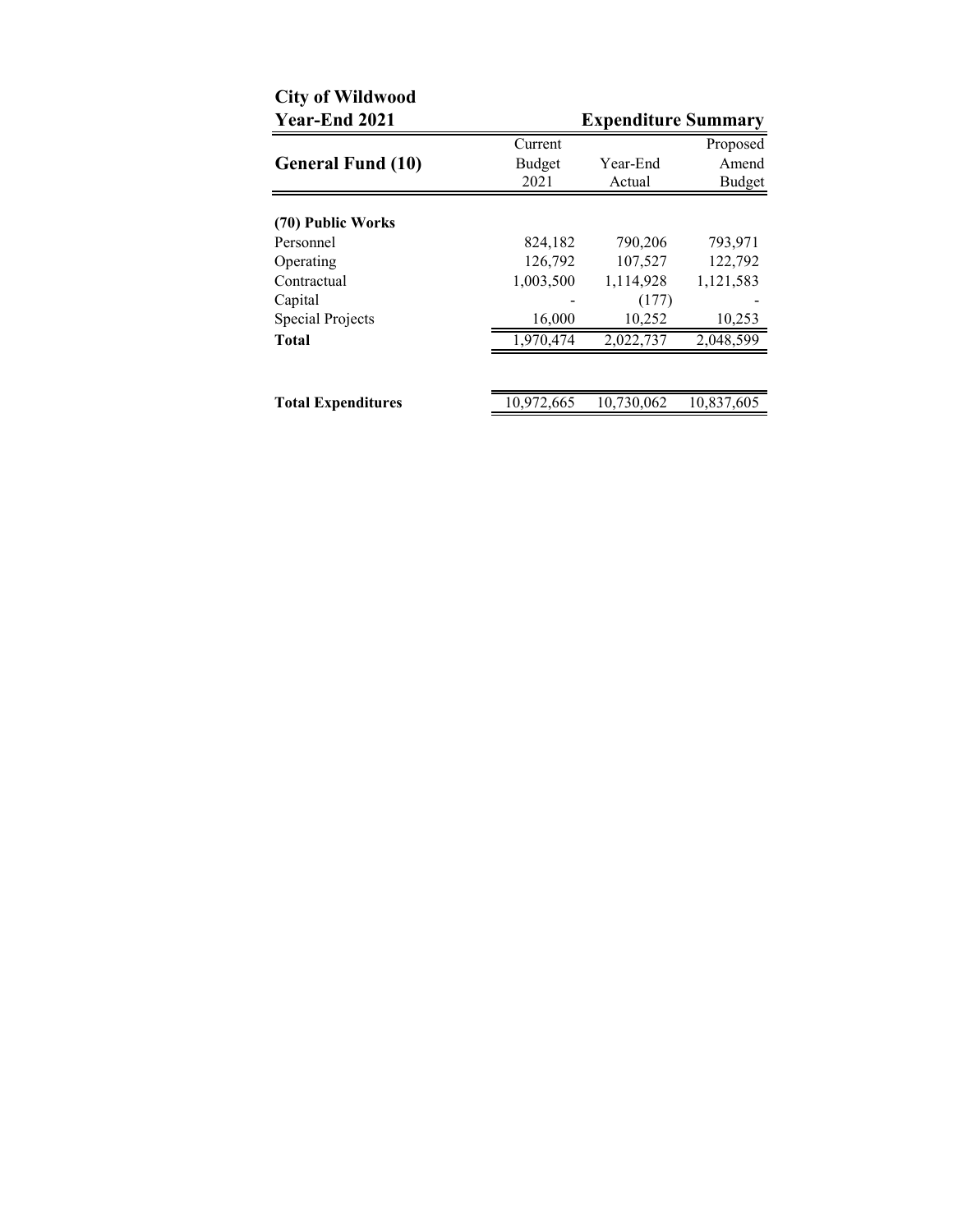**City of Wildwood**
**Year-End 2021**

**Expenditure Summary**

| General Fund (10) | Current Budget 2021 | Year-End Actual | Proposed Amend Budget |
|---|---|---|---|
| **(70) Public Works** | | | |
| Personnel | 824,182 | 790,206 | 793,971 |
| Operating | 126,792 | 107,527 | 122,792 |
| Contractual | 1,003,500 | 1,114,928 | 1,121,583 |
| Capital | - | (177) | - |
| Special Projects | 16,000 | 10,252 | 10,253 |
| **Total** | 1,970,474 | 2,022,737 | 2,048,599 |
| | | | |
| **Total Expenditures** | 10,972,665 | 10,730,062 | 10,837,605 |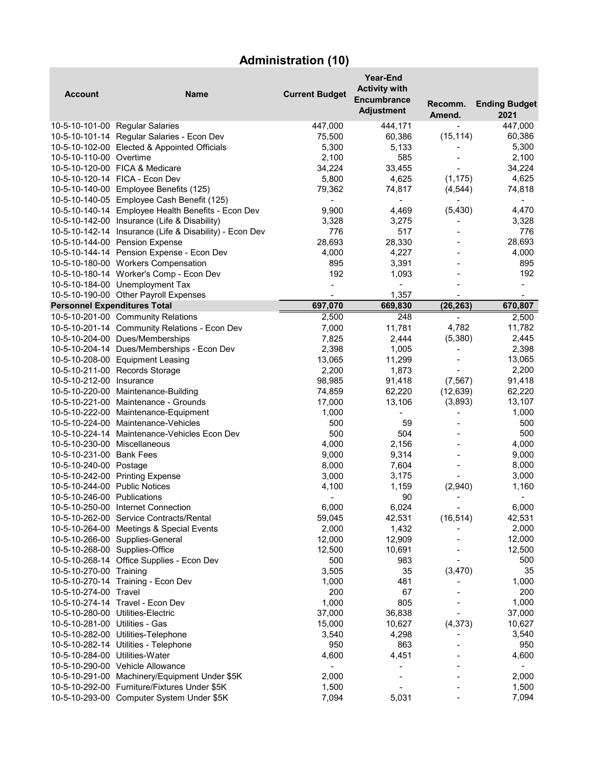# Administration (10)

| Account | Name | Current Budget | Year-End Activity with Encumbrance Adjustment | Recomm. Amend. | Ending Budget 2021 |
|---|---|---|---|---|---|
| 10-5-10-101-00 | Regular Salaries | 447,000 | 444,171 | - | 447,000 |
| 10-5-10-101-14 | Regular Salaries - Econ Dev | 75,500 | 60,386 | (15,114) | 60,386 |
| 10-5-10-102-00 | Elected & Appointed Officials | 5,300 | 5,133 | - | 5,300 |
| 10-5-10-110-00 | Overtime | 2,100 | 585 | - | 2,100 |
| 10-5-10-120-00 | FICA & Medicare | 34,224 | 33,455 | - | 34,224 |
| 10-5-10-120-14 | FICA - Econ Dev | 5,800 | 4,625 | (1,175) | 4,625 |
| 10-5-10-140-00 | Employee Benefits (125) | 79,362 | 74,817 | (4,544) | 74,818 |
| 10-5-10-140-05 | Employee Cash Benefit (125) | - | - | - | - |
| 10-5-10-140-14 | Employee Health Benefits - Econ Dev | 9,900 | 4,469 | (5,430) | 4,470 |
| 10-5-10-142-00 | Insurance (Life & Disability) | 3,328 | 3,275 | - | 3,328 |
| 10-5-10-142-14 | Insurance (Life & Disability) - Econ Dev | 776 | 517 | - | 776 |
| 10-5-10-144-00 | Pension Expense | 28,693 | 28,330 | - | 28,693 |
| 10-5-10-144-14 | Pension Expense - Econ Dev | 4,000 | 4,227 | - | 4,000 |
| 10-5-10-180-00 | Workers Compensation | 895 | 3,391 | - | 895 |
| 10-5-10-180-14 | Worker's Comp - Econ Dev | 192 | 1,093 | - | 192 |
| 10-5-10-184-00 | Unemployment Tax | - | - | - | - |
| 10-5-10-190-00 | Other Payroll Expenses | - | 1,357 | - | - |
| **Personnel Expenditures Total** | | **697,070** | **669,830** | **(26,263)** | **670,807** |
| 10-5-10-201-00 | Community Relations | 2,500 | 248 | - | 2,500 |
| 10-5-10-201-14 | Community Relations - Econ Dev | 7,000 | 11,781 | 4,782 | 11,782 |
| 10-5-10-204-00 | Dues/Memberships | 7,825 | 2,444 | (5,380) | 2,445 |
| 10-5-10-204-14 | Dues/Memberships - Econ Dev | 2,398 | 1,005 | - | 2,398 |
| 10-5-10-208-00 | Equipment Leasing | 13,065 | 11,299 | - | 13,065 |
| 10-5-10-211-00 | Records Storage | 2,200 | 1,873 | - | 2,200 |
| 10-5-10-212-00 | Insurance | 98,985 | 91,418 | (7,567) | 91,418 |
| 10-5-10-220-00 | Maintenance-Building | 74,859 | 62,220 | (12,639) | 62,220 |
| 10-5-10-221-00 | Maintenance - Grounds | 17,000 | 13,106 | (3,893) | 13,107 |
| 10-5-10-222-00 | Maintenance-Equipment | 1,000 | - | - | 1,000 |
| 10-5-10-224-00 | Maintenance-Vehicles | 500 | 59 | - | 500 |
| 10-5-10-224-14 | Maintenance-Vehicles Econ Dev | 500 | 504 | - | 500 |
| 10-5-10-230-00 | Miscellaneous | 4,000 | 2,156 | - | 4,000 |
| 10-5-10-231-00 | Bank Fees | 9,000 | 9,314 | - | 9,000 |
| 10-5-10-240-00 | Postage | 8,000 | 7,604 | - | 8,000 |
| 10-5-10-242-00 | Printing Expense | 3,000 | 3,175 | - | 3,000 |
| 10-5-10-244-00 | Public Notices | 4,100 | 1,159 | (2,940) | 1,160 |
| 10-5-10-246-00 | Publications | - | 90 | - | - |
| 10-5-10-250-00 | Internet Connection | 6,000 | 6,024 | - | 6,000 |
| 10-5-10-262-00 | Service Contracts/Rental | 59,045 | 42,531 | (16,514) | 42,531 |
| 10-5-10-264-00 | Meetings & Special Events | 2,000 | 1,432 | - | 2,000 |
| 10-5-10-266-00 | Supplies-General | 12,000 | 12,909 | - | 12,000 |
| 10-5-10-268-00 | Supplies-Office | 12,500 | 10,691 | - | 12,500 |
| 10-5-10-268-14 | Office Supplies - Econ Dev | 500 | 983 | - | 500 |
| 10-5-10-270-00 | Training | 3,505 | 35 | (3,470) | 35 |
| 10-5-10-270-14 | Training - Econ Dev | 1,000 | 481 | - | 1,000 |
| 10-5-10-274-00 | Travel | 200 | 67 | - | 200 |
| 10-5-10-274-14 | Travel - Econ Dev | 1,000 | 805 | - | 1,000 |
| 10-5-10-280-00 | Utilities-Electric | 37,000 | 36,838 | - | 37,000 |
| 10-5-10-281-00 | Utilities - Gas | 15,000 | 10,627 | (4,373) | 10,627 |
| 10-5-10-282-00 | Utilities-Telephone | 3,540 | 4,298 | - | 3,540 |
| 10-5-10-282-14 | Utilities - Telephone | 950 | 863 | - | 950 |
| 10-5-10-284-00 | Utilities-Water | 4,600 | 4,451 | - | 4,600 |
| 10-5-10-290-00 | Vehicle Allowance | - | - | - | - |
| 10-5-10-291-00 | Machinery/Equipment Under $5K | 2,000 | - | - | 2,000 |
| 10-5-10-292-00 | Furniture/Fixtures Under $5K | 1,500 | - | - | 1,500 |
| 10-5-10-293-00 | Computer System Under $5K | 7,094 | 5,031 | - | 7,094 |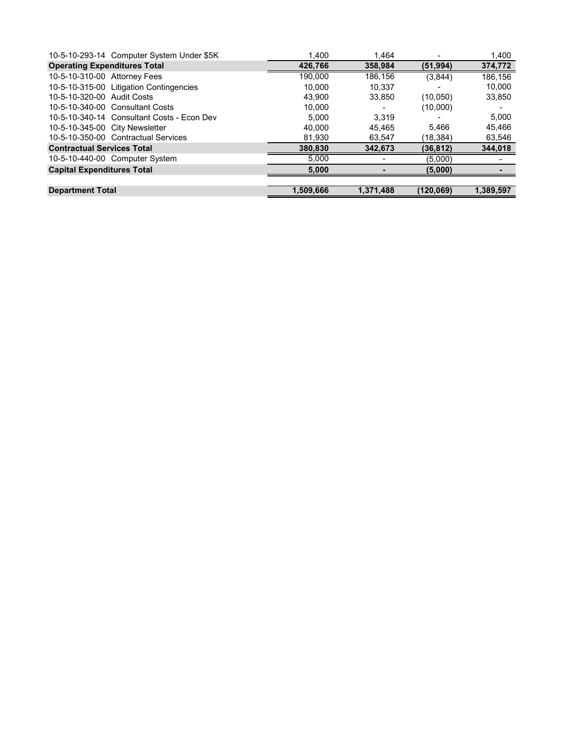| | | | | |
|---|---|---|---|---|
| 10-5-10-293-14 Computer System Under $5K | 1,400 | 1,464 | - | 1,400 |
| **Operating Expenditures Total** | **426,766** | **358,984** | **(51,994)** | **374,772** |
| 10-5-10-310-00 Attorney Fees | 190,000 | 186,156 | (3,844) | 186,156 |
| 10-5-10-315-00 Litigation Contingencies | 10,000 | 10,337 | - | 10,000 |
| 10-5-10-320-00 Audit Costs | 43,900 | 33,850 | (10,050) | 33,850 |
| 10-5-10-340-00 Consultant Costs | 10,000 | - | (10,000) | - |
| 10-5-10-340-14 Consultant Costs - Econ Dev | 5,000 | 3,319 | - | 5,000 |
| 10-5-10-345-00 City Newsletter | 40,000 | 45,465 | 5,466 | 45,466 |
| 10-5-10-350-00 Contractual Services | 81,930 | 63,547 | (18,384) | 63,546 |
| **Contractual Services Total** | **380,830** | **342,673** | **(36,812)** | **344,018** |
| 10-5-10-440-00 Computer System | 5,000 | - | (5,000) | - |
| **Capital Expenditures Total** | **5,000** | **-** | **(5,000)** | **-** |
| | | | | |
| **Department Total** | **1,509,666** | **1,371,488** | **(120,069)** | **1,389,597** |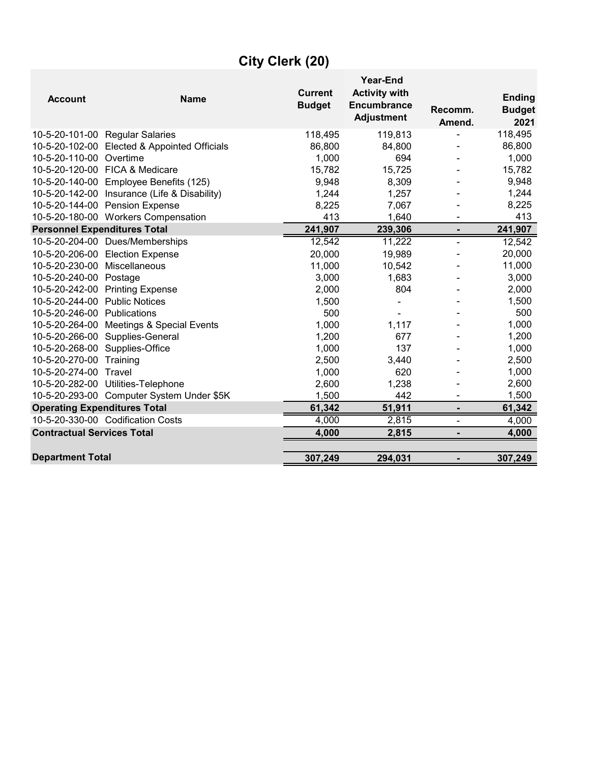# City Clerk (20)

| Account | Name | Current Budget | Year-End Activity with Encumbrance Adjustment | Recomm. Amend. | Ending Budget 2021 |
|---|---|---|---|---|---|
| 10-5-20-101-00 | Regular Salaries | 118,495 | 119,813 | - | 118,495 |
| 10-5-20-102-00 | Elected & Appointed Officials | 86,800 | 84,800 | - | 86,800 |
| 10-5-20-110-00 | Overtime | 1,000 | 694 | - | 1,000 |
| 10-5-20-120-00 | FICA & Medicare | 15,782 | 15,725 | - | 15,782 |
| 10-5-20-140-00 | Employee Benefits (125) | 9,948 | 8,309 | - | 9,948 |
| 10-5-20-142-00 | Insurance (Life & Disability) | 1,244 | 1,257 | - | 1,244 |
| 10-5-20-144-00 | Pension Expense | 8,225 | 7,067 | - | 8,225 |
| 10-5-20-180-00 | Workers Compensation | 413 | 1,640 | - | 413 |
| **Personnel Expenditures Total** | | **241,907** | **239,306** | **-** | **241,907** |
| 10-5-20-204-00 | Dues/Memberships | 12,542 | 11,222 | - | 12,542 |
| 10-5-20-206-00 | Election Expense | 20,000 | 19,989 | - | 20,000 |
| 10-5-20-230-00 | Miscellaneous | 11,000 | 10,542 | - | 11,000 |
| 10-5-20-240-00 | Postage | 3,000 | 1,683 | - | 3,000 |
| 10-5-20-242-00 | Printing Expense | 2,000 | 804 | - | 2,000 |
| 10-5-20-244-00 | Public Notices | 1,500 | - | - | 1,500 |
| 10-5-20-246-00 | Publications | 500 | - | - | 500 |
| 10-5-20-264-00 | Meetings & Special Events | 1,000 | 1,117 | - | 1,000 |
| 10-5-20-266-00 | Supplies-General | 1,200 | 677 | - | 1,200 |
| 10-5-20-268-00 | Supplies-Office | 1,000 | 137 | - | 1,000 |
| 10-5-20-270-00 | Training | 2,500 | 3,440 | - | 2,500 |
| 10-5-20-274-00 | Travel | 1,000 | 620 | - | 1,000 |
| 10-5-20-282-00 | Utilities-Telephone | 2,600 | 1,238 | - | 2,600 |
| 10-5-20-293-00 | Computer System Under $5K | 1,500 | 442 | - | 1,500 |
| **Operating Expenditures Total** | | **61,342** | **51,911** | **-** | **61,342** |
| 10-5-20-330-00 | Codification Costs | 4,000 | 2,815 | - | 4,000 |
| **Contractual Services Total** | | **4,000** | **2,815** | **-** | **4,000** |
| **Department Total** | | **307,249** | **294,031** | **-** | **307,249** |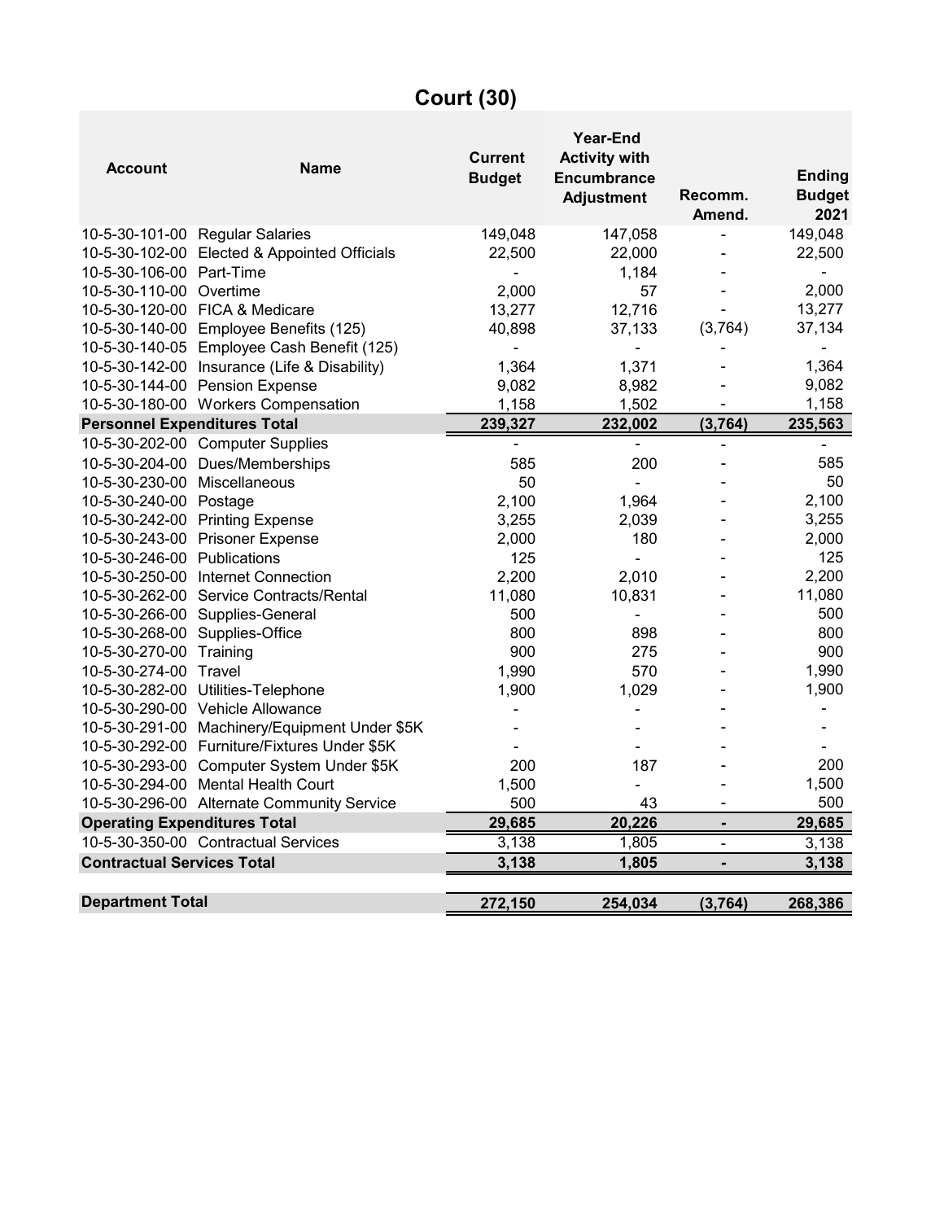# Court (30)

| Account | Name | Current Budget | Year-End Activity with Encumbrance Adjustment | Recomm. Amend. | Ending Budget 2021 |
|---|---|---|---|---|---|
| 10-5-30-101-00 | Regular Salaries | 149,048 | 147,058 | - | 149,048 |
| 10-5-30-102-00 | Elected & Appointed Officials | 22,500 | 22,000 | - | 22,500 |
| 10-5-30-106-00 | Part-Time | - | 1,184 | - | - |
| 10-5-30-110-00 | Overtime | 2,000 | 57 | - | 2,000 |
| 10-5-30-120-00 | FICA & Medicare | 13,277 | 12,716 | - | 13,277 |
| 10-5-30-140-00 | Employee Benefits (125) | 40,898 | 37,133 | (3,764) | 37,134 |
| 10-5-30-140-05 | Employee Cash Benefit (125) | - | - | - | - |
| 10-5-30-142-00 | Insurance (Life & Disability) | 1,364 | 1,371 | - | 1,364 |
| 10-5-30-144-00 | Pension Expense | 9,082 | 8,982 | - | 9,082 |
| 10-5-30-180-00 | Workers Compensation | 1,158 | 1,502 | - | 1,158 |
| **Personnel Expenditures Total** | | **239,327** | **232,002** | **(3,764)** | **235,563** |
| 10-5-30-202-00 | Computer Supplies | - | - | - | - |
| 10-5-30-204-00 | Dues/Memberships | 585 | 200 | - | 585 |
| 10-5-30-230-00 | Miscellaneous | 50 | - | - | 50 |
| 10-5-30-240-00 | Postage | 2,100 | 1,964 | - | 2,100 |
| 10-5-30-242-00 | Printing Expense | 3,255 | 2,039 | - | 3,255 |
| 10-5-30-243-00 | Prisoner Expense | 2,000 | 180 | - | 2,000 |
| 10-5-30-246-00 | Publications | 125 | - | - | 125 |
| 10-5-30-250-00 | Internet Connection | 2,200 | 2,010 | - | 2,200 |
| 10-5-30-262-00 | Service Contracts/Rental | 11,080 | 10,831 | - | 11,080 |
| 10-5-30-266-00 | Supplies-General | 500 | - | - | 500 |
| 10-5-30-268-00 | Supplies-Office | 800 | 898 | - | 800 |
| 10-5-30-270-00 | Training | 900 | 275 | - | 900 |
| 10-5-30-274-00 | Travel | 1,990 | 570 | - | 1,990 |
| 10-5-30-282-00 | Utilities-Telephone | 1,900 | 1,029 | - | 1,900 |
| 10-5-30-290-00 | Vehicle Allowance | - | - | - | - |
| 10-5-30-291-00 | Machinery/Equipment Under $5K | - | - | - | - |
| 10-5-30-292-00 | Furniture/Fixtures Under $5K | - | - | - | - |
| 10-5-30-293-00 | Computer System Under $5K | 200 | 187 | - | 200 |
| 10-5-30-294-00 | Mental Health Court | 1,500 | - | - | 1,500 |
| 10-5-30-296-00 | Alternate Community Service | 500 | 43 | - | 500 |
| **Operating Expenditures Total** | | **29,685** | **20,226** | **-** | **29,685** |
| 10-5-30-350-00 | Contractual Services | 3,138 | 1,805 | - | 3,138 |
| **Contractual Services Total** | | **3,138** | **1,805** | **-** | **3,138** |
| **Department Total** | | **272,150** | **254,034** | **(3,764)** | **268,386** |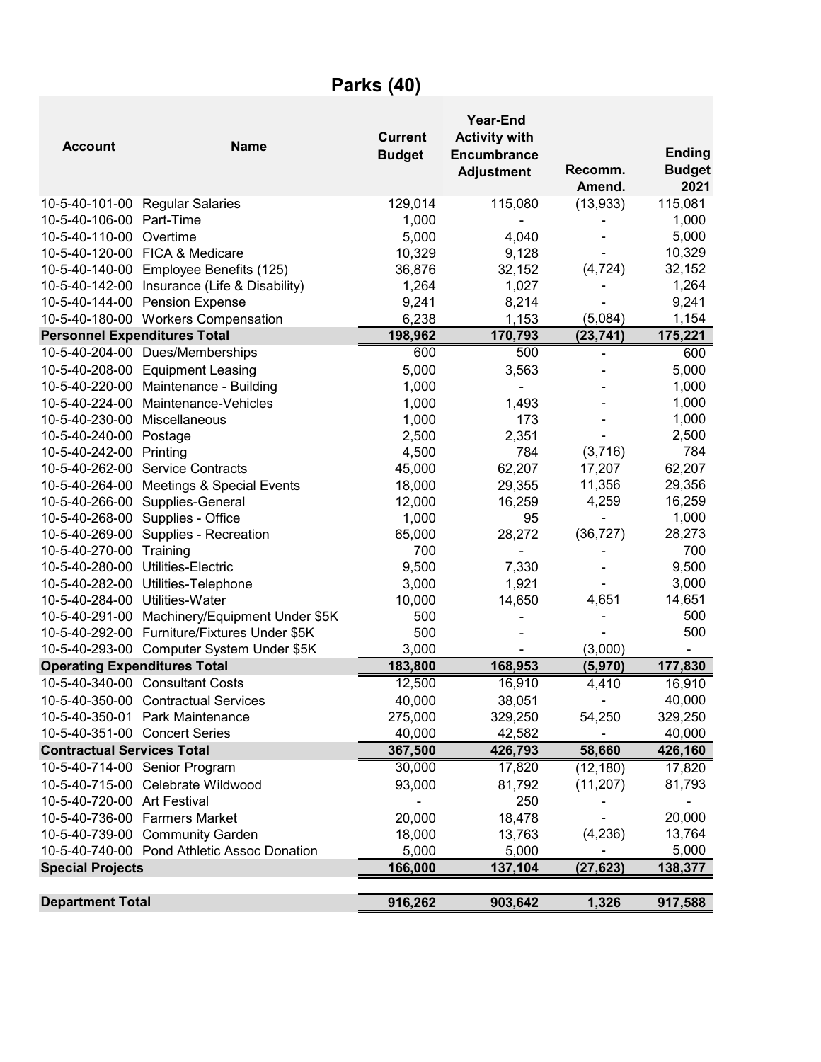# Parks (40)

| Account | Name | Current Budget | Year-End Activity with Encumbrance Adjustment | Recomm. Amend. | Ending Budget 2021 |
|---|---|---|---|---|---|
| 10-5-40-101-00 | Regular Salaries | 129,014 | 115,080 | (13,933) | 115,081 |
| 10-5-40-106-00 | Part-Time | 1,000 | - | - | 1,000 |
| 10-5-40-110-00 | Overtime | 5,000 | 4,040 | - | 5,000 |
| 10-5-40-120-00 | FICA & Medicare | 10,329 | 9,128 | - | 10,329 |
| 10-5-40-140-00 | Employee Benefits (125) | 36,876 | 32,152 | (4,724) | 32,152 |
| 10-5-40-142-00 | Insurance (Life & Disability) | 1,264 | 1,027 | - | 1,264 |
| 10-5-40-144-00 | Pension Expense | 9,241 | 8,214 | - | 9,241 |
| 10-5-40-180-00 | Workers Compensation | 6,238 | 1,153 | (5,084) | 1,154 |
| **Personnel Expenditures Total** | | **198,962** | **170,793** | **(23,741)** | **175,221** |
| 10-5-40-204-00 | Dues/Memberships | 600 | 500 | - | 600 |
| 10-5-40-208-00 | Equipment Leasing | 5,000 | 3,563 | - | 5,000 |
| 10-5-40-220-00 | Maintenance - Building | 1,000 | - | - | 1,000 |
| 10-5-40-224-00 | Maintenance-Vehicles | 1,000 | 1,493 | - | 1,000 |
| 10-5-40-230-00 | Miscellaneous | 1,000 | 173 | - | 1,000 |
| 10-5-40-240-00 | Postage | 2,500 | 2,351 | - | 2,500 |
| 10-5-40-242-00 | Printing | 4,500 | 784 | (3,716) | 784 |
| 10-5-40-262-00 | Service Contracts | 45,000 | 62,207 | 17,207 | 62,207 |
| 10-5-40-264-00 | Meetings & Special Events | 18,000 | 29,355 | 11,356 | 29,356 |
| 10-5-40-266-00 | Supplies-General | 12,000 | 16,259 | 4,259 | 16,259 |
| 10-5-40-268-00 | Supplies - Office | 1,000 | 95 | - | 1,000 |
| 10-5-40-269-00 | Supplies - Recreation | 65,000 | 28,272 | (36,727) | 28,273 |
| 10-5-40-270-00 | Training | 700 | - | - | 700 |
| 10-5-40-280-00 | Utilities-Electric | 9,500 | 7,330 | - | 9,500 |
| 10-5-40-282-00 | Utilities-Telephone | 3,000 | 1,921 | - | 3,000 |
| 10-5-40-284-00 | Utilities-Water | 10,000 | 14,650 | 4,651 | 14,651 |
| 10-5-40-291-00 | Machinery/Equipment Under $5K | 500 | - | - | 500 |
| 10-5-40-292-00 | Furniture/Fixtures Under $5K | 500 | - | - | 500 |
| 10-5-40-293-00 | Computer System Under $5K | 3,000 | - | (3,000) | - |
| **Operating Expenditures Total** | | **183,800** | **168,953** | **(5,970)** | **177,830** |
| 10-5-40-340-00 | Consultant Costs | 12,500 | 16,910 | 4,410 | 16,910 |
| 10-5-40-350-00 | Contractual Services | 40,000 | 38,051 | - | 40,000 |
| 10-5-40-350-01 | Park Maintenance | 275,000 | 329,250 | 54,250 | 329,250 |
| 10-5-40-351-00 | Concert Series | 40,000 | 42,582 | - | 40,000 |
| **Contractual Services Total** | | **367,500** | **426,793** | **58,660** | **426,160** |
| 10-5-40-714-00 | Senior Program | 30,000 | 17,820 | (12,180) | 17,820 |
| 10-5-40-715-00 | Celebrate Wildwood | 93,000 | 81,792 | (11,207) | 81,793 |
| 10-5-40-720-00 | Art Festival | - | 250 | - | - |
| 10-5-40-736-00 | Farmers Market | 20,000 | 18,478 | - | 20,000 |
| 10-5-40-739-00 | Community Garden | 18,000 | 13,763 | (4,236) | 13,764 |
| 10-5-40-740-00 | Pond Athletic Assoc Donation | 5,000 | 5,000 | - | 5,000 |
| **Special Projects** | | **166,000** | **137,104** | **(27,623)** | **138,377** |
| | | | | | |
| **Department Total** | | **916,262** | **903,642** | **1,326** | **917,588** |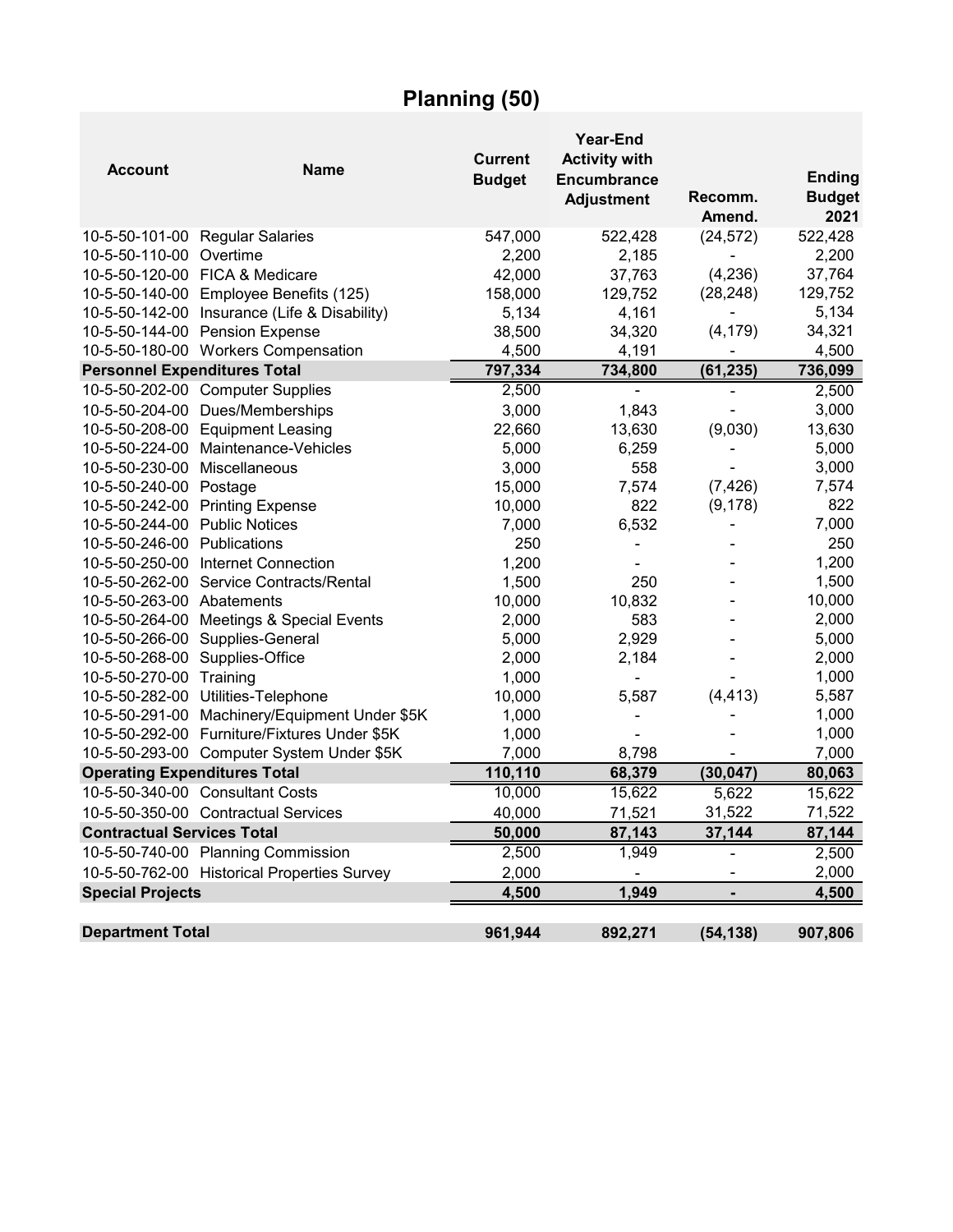# Planning (50)

| Account | Name | Current Budget | Year-End Activity with Encumbrance Adjustment | Recomm. Amend. | Ending Budget 2021 |
|---|---|---|---|---|---|
| 10-5-50-101-00 | Regular Salaries | 547,000 | 522,428 | (24,572) | 522,428 |
| 10-5-50-110-00 | Overtime | 2,200 | 2,185 | - | 2,200 |
| 10-5-50-120-00 | FICA & Medicare | 42,000 | 37,763 | (4,236) | 37,764 |
| 10-5-50-140-00 | Employee Benefits (125) | 158,000 | 129,752 | (28,248) | 129,752 |
| 10-5-50-142-00 | Insurance (Life & Disability) | 5,134 | 4,161 | - | 5,134 |
| 10-5-50-144-00 | Pension Expense | 38,500 | 34,320 | (4,179) | 34,321 |
| 10-5-50-180-00 | Workers Compensation | 4,500 | 4,191 | - | 4,500 |
| **Personnel Expenditures Total** | | **797,334** | **734,800** | **(61,235)** | **736,099** |
| 10-5-50-202-00 | Computer Supplies | 2,500 | - | - | 2,500 |
| 10-5-50-204-00 | Dues/Memberships | 3,000 | 1,843 | - | 3,000 |
| 10-5-50-208-00 | Equipment Leasing | 22,660 | 13,630 | (9,030) | 13,630 |
| 10-5-50-224-00 | Maintenance-Vehicles | 5,000 | 6,259 | - | 5,000 |
| 10-5-50-230-00 | Miscellaneous | 3,000 | 558 | - | 3,000 |
| 10-5-50-240-00 | Postage | 15,000 | 7,574 | (7,426) | 7,574 |
| 10-5-50-242-00 | Printing Expense | 10,000 | 822 | (9,178) | 822 |
| 10-5-50-244-00 | Public Notices | 7,000 | 6,532 | - | 7,000 |
| 10-5-50-246-00 | Publications | 250 | - | - | 250 |
| 10-5-50-250-00 | Internet Connection | 1,200 | - | - | 1,200 |
| 10-5-50-262-00 | Service Contracts/Rental | 1,500 | 250 | - | 1,500 |
| 10-5-50-263-00 | Abatements | 10,000 | 10,832 | - | 10,000 |
| 10-5-50-264-00 | Meetings & Special Events | 2,000 | 583 | - | 2,000 |
| 10-5-50-266-00 | Supplies-General | 5,000 | 2,929 | - | 5,000 |
| 10-5-50-268-00 | Supplies-Office | 2,000 | 2,184 | - | 2,000 |
| 10-5-50-270-00 | Training | 1,000 | - | - | 1,000 |
| 10-5-50-282-00 | Utilities-Telephone | 10,000 | 5,587 | (4,413) | 5,587 |
| 10-5-50-291-00 | Machinery/Equipment Under $5K | 1,000 | - | - | 1,000 |
| 10-5-50-292-00 | Furniture/Fixtures Under $5K | 1,000 | - | - | 1,000 |
| 10-5-50-293-00 | Computer System Under $5K | 7,000 | 8,798 | - | 7,000 |
| **Operating Expenditures Total** | | **110,110** | **68,379** | **(30,047)** | **80,063** |
| 10-5-50-340-00 | Consultant Costs | 10,000 | 15,622 | 5,622 | 15,622 |
| 10-5-50-350-00 | Contractual Services | 40,000 | 71,521 | 31,522 | 71,522 |
| **Contractual Services Total** | | **50,000** | **87,143** | **37,144** | **87,144** |
| 10-5-50-740-00 | Planning Commission | 2,500 | 1,949 | - | 2,500 |
| 10-5-50-762-00 | Historical Properties Survey | 2,000 | - | - | 2,000 |
| **Special Projects** | | **4,500** | **1,949** | **-** | **4,500** |
| | | | | | |
| **Department Total** | | **961,944** | **892,271** | **(54,138)** | **907,806** |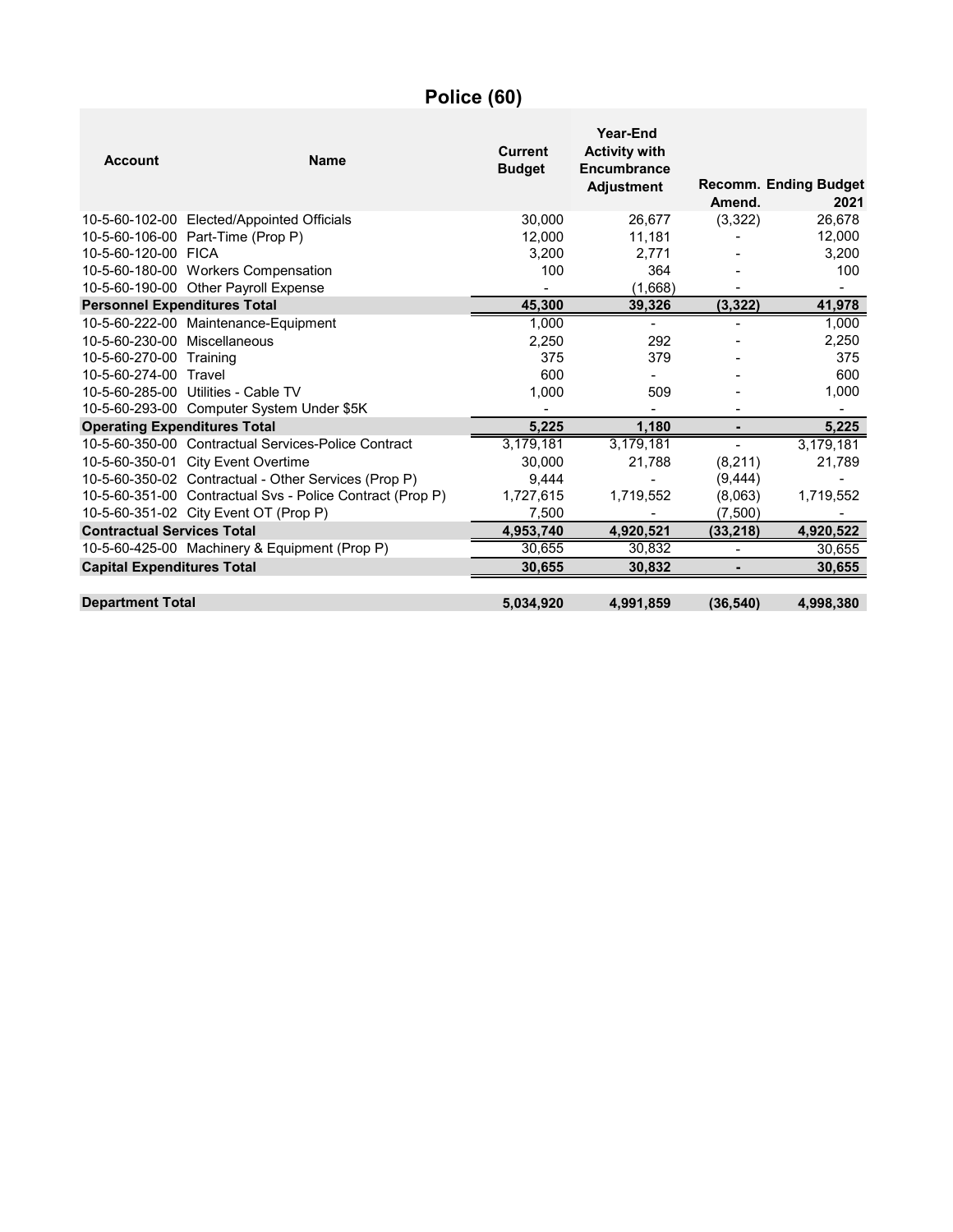# Police (60)

| Account | Name | Current Budget | Year-End Activity with Encumbrance Adjustment | Recomm. Amend. | Ending Budget 2021 |
|---|---|---|---|---|---|
| 10-5-60-102-00 | Elected/Appointed Officials | 30,000 | 26,677 | (3,322) | 26,678 |
| 10-5-60-106-00 | Part-Time (Prop P) | 12,000 | 11,181 | - | 12,000 |
| 10-5-60-120-00 | FICA | 3,200 | 2,771 | - | 3,200 |
| 10-5-60-180-00 | Workers Compensation | 100 | 364 | - | 100 |
| 10-5-60-190-00 | Other Payroll Expense | - | (1,668) | - | - |
| **Personnel Expenditures Total** | | **45,300** | **39,326** | **(3,322)** | **41,978** |
| 10-5-60-222-00 | Maintenance-Equipment | 1,000 | - | - | 1,000 |
| 10-5-60-230-00 | Miscellaneous | 2,250 | 292 | - | 2,250 |
| 10-5-60-270-00 | Training | 375 | 379 | - | 375 |
| 10-5-60-274-00 | Travel | 600 | - | - | 600 |
| 10-5-60-285-00 | Utilities - Cable TV | 1,000 | 509 | - | 1,000 |
| 10-5-60-293-00 | Computer System Under $5K | - | - | - | - |
| **Operating Expenditures Total** | | **5,225** | **1,180** | **-** | **5,225** |
| 10-5-60-350-00 | Contractual Services-Police Contract | 3,179,181 | 3,179,181 | - | 3,179,181 |
| 10-5-60-350-01 | City Event Overtime | 30,000 | 21,788 | (8,211) | 21,789 |
| 10-5-60-350-02 | Contractual - Other Services (Prop P) | 9,444 | - | (9,444) | - |
| 10-5-60-351-00 | Contractual Svs - Police Contract (Prop P) | 1,727,615 | 1,719,552 | (8,063) | 1,719,552 |
| 10-5-60-351-02 | City Event OT (Prop P) | 7,500 | - | (7,500) | - |
| **Contractual Services Total** | | **4,953,740** | **4,920,521** | **(33,218)** | **4,920,522** |
| 10-5-60-425-00 | Machinery & Equipment (Prop P) | 30,655 | 30,832 | - | 30,655 |
| **Capital Expenditures Total** | | **30,655** | **30,832** | **-** | **30,655** |
| **Department Total** | | **5,034,920** | **4,991,859** | **(36,540)** | **4,998,380** |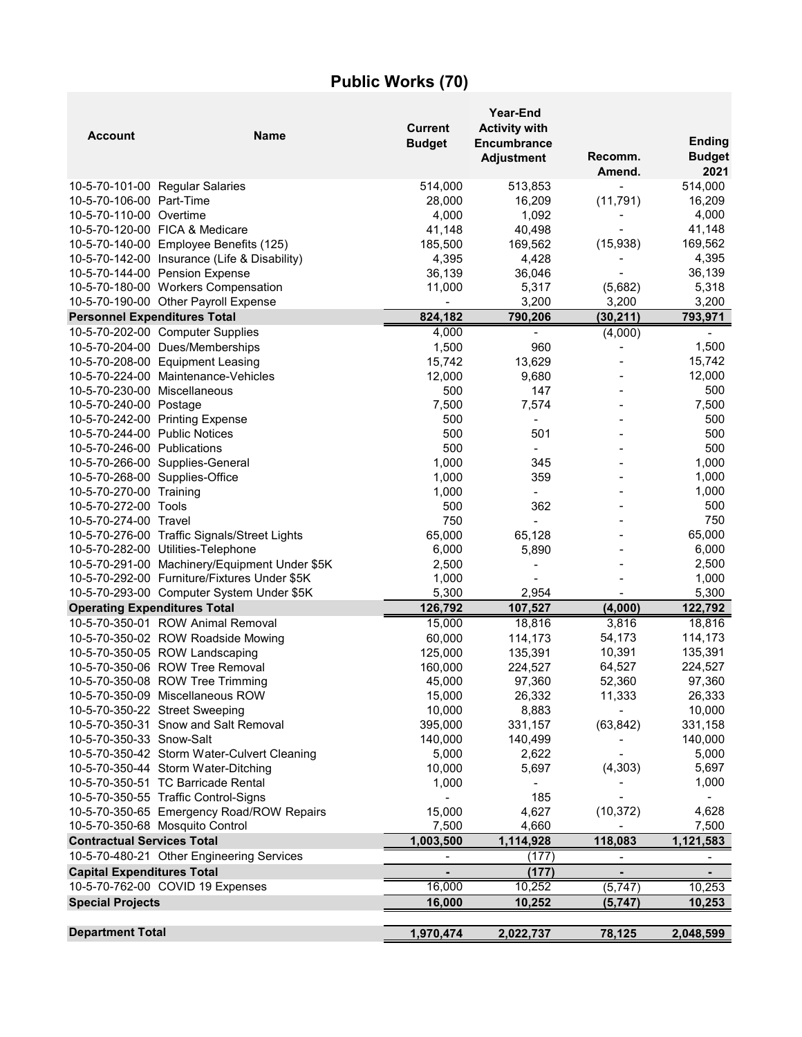# Public Works (70)

| Account | Name | Current Budget | Year-End Activity with Encumbrance Adjustment | Recomm. Amend. | Ending Budget 2021 |
|---|---|---|---|---|---|
| 10-5-70-101-00 | Regular Salaries | 514,000 | 513,853 | - | 514,000 |
| 10-5-70-106-00 | Part-Time | 28,000 | 16,209 | (11,791) | 16,209 |
| 10-5-70-110-00 | Overtime | 4,000 | 1,092 | - | 4,000 |
| 10-5-70-120-00 | FICA & Medicare | 41,148 | 40,498 | - | 41,148 |
| 10-5-70-140-00 | Employee Benefits (125) | 185,500 | 169,562 | (15,938) | 169,562 |
| 10-5-70-142-00 | Insurance (Life & Disability) | 4,395 | 4,428 | - | 4,395 |
| 10-5-70-144-00 | Pension Expense | 36,139 | 36,046 | - | 36,139 |
| 10-5-70-180-00 | Workers Compensation | 11,000 | 5,317 | (5,682) | 5,318 |
| 10-5-70-190-00 | Other Payroll Expense | - | 3,200 | 3,200 | 3,200 |
| **Personnel Expenditures Total** | | **824,182** | **790,206** | **(30,211)** | **793,971** |
| 10-5-70-202-00 | Computer Supplies | 4,000 | - | (4,000) | - |
| 10-5-70-204-00 | Dues/Memberships | 1,500 | 960 | - | 1,500 |
| 10-5-70-208-00 | Equipment Leasing | 15,742 | 13,629 | - | 15,742 |
| 10-5-70-224-00 | Maintenance-Vehicles | 12,000 | 9,680 | - | 12,000 |
| 10-5-70-230-00 | Miscellaneous | 500 | 147 | - | 500 |
| 10-5-70-240-00 | Postage | 7,500 | 7,574 | - | 7,500 |
| 10-5-70-242-00 | Printing Expense | 500 | - | - | 500 |
| 10-5-70-244-00 | Public Notices | 500 | 501 | - | 500 |
| 10-5-70-246-00 | Publications | 500 | - | - | 500 |
| 10-5-70-266-00 | Supplies-General | 1,000 | 345 | - | 1,000 |
| 10-5-70-268-00 | Supplies-Office | 1,000 | 359 | - | 1,000 |
| 10-5-70-270-00 | Training | 1,000 | - | - | 1,000 |
| 10-5-70-272-00 | Tools | 500 | 362 | - | 500 |
| 10-5-70-274-00 | Travel | 750 | - | - | 750 |
| 10-5-70-276-00 | Traffic Signals/Street Lights | 65,000 | 65,128 | - | 65,000 |
| 10-5-70-282-00 | Utilities-Telephone | 6,000 | 5,890 | - | 6,000 |
| 10-5-70-291-00 | Machinery/Equipment Under $5K | 2,500 | - | - | 2,500 |
| 10-5-70-292-00 | Furniture/Fixtures Under $5K | 1,000 | - | - | 1,000 |
| 10-5-70-293-00 | Computer System Under $5K | 5,300 | 2,954 | - | 5,300 |
| **Operating Expenditures Total** | | **126,792** | **107,527** | **(4,000)** | **122,792** |
| 10-5-70-350-01 | ROW Animal Removal | 15,000 | 18,816 | 3,816 | 18,816 |
| 10-5-70-350-02 | ROW Roadside Mowing | 60,000 | 114,173 | 54,173 | 114,173 |
| 10-5-70-350-05 | ROW Landscaping | 125,000 | 135,391 | 10,391 | 135,391 |
| 10-5-70-350-06 | ROW Tree Removal | 160,000 | 224,527 | 64,527 | 224,527 |
| 10-5-70-350-08 | ROW Tree Trimming | 45,000 | 97,360 | 52,360 | 97,360 |
| 10-5-70-350-09 | Miscellaneous ROW | 15,000 | 26,332 | 11,333 | 26,333 |
| 10-5-70-350-22 | Street Sweeping | 10,000 | 8,883 | - | 10,000 |
| 10-5-70-350-31 | Snow and Salt Removal | 395,000 | 331,157 | (63,842) | 331,158 |
| 10-5-70-350-33 | Snow-Salt | 140,000 | 140,499 | - | 140,000 |
| 10-5-70-350-42 | Storm Water-Culvert Cleaning | 5,000 | 2,622 | - | 5,000 |
| 10-5-70-350-44 | Storm Water-Ditching | 10,000 | 5,697 | (4,303) | 5,697 |
| 10-5-70-350-51 | TC Barricade Rental | 1,000 | - | - | 1,000 |
| 10-5-70-350-55 | Traffic Control-Signs | - | 185 | - | - |
| 10-5-70-350-65 | Emergency Road/ROW Repairs | 15,000 | 4,627 | (10,372) | 4,628 |
| 10-5-70-350-68 | Mosquito Control | 7,500 | 4,660 | - | 7,500 |
| **Contractual Services Total** | | **1,003,500** | **1,114,928** | **118,083** | **1,121,583** |
| 10-5-70-480-21 | Other Engineering Services | - | (177) | - | - |
| **Capital Expenditures Total** | | **-** | **(177)** | **-** | **-** |
| 10-5-70-762-00 | COVID 19 Expenses | 16,000 | 10,252 | (5,747) | 10,253 |
| **Special Projects** | | **16,000** | **10,252** | **(5,747)** | **10,253** |
| **Department Total** | | **1,970,474** | **2,022,737** | **78,125** | **2,048,599** |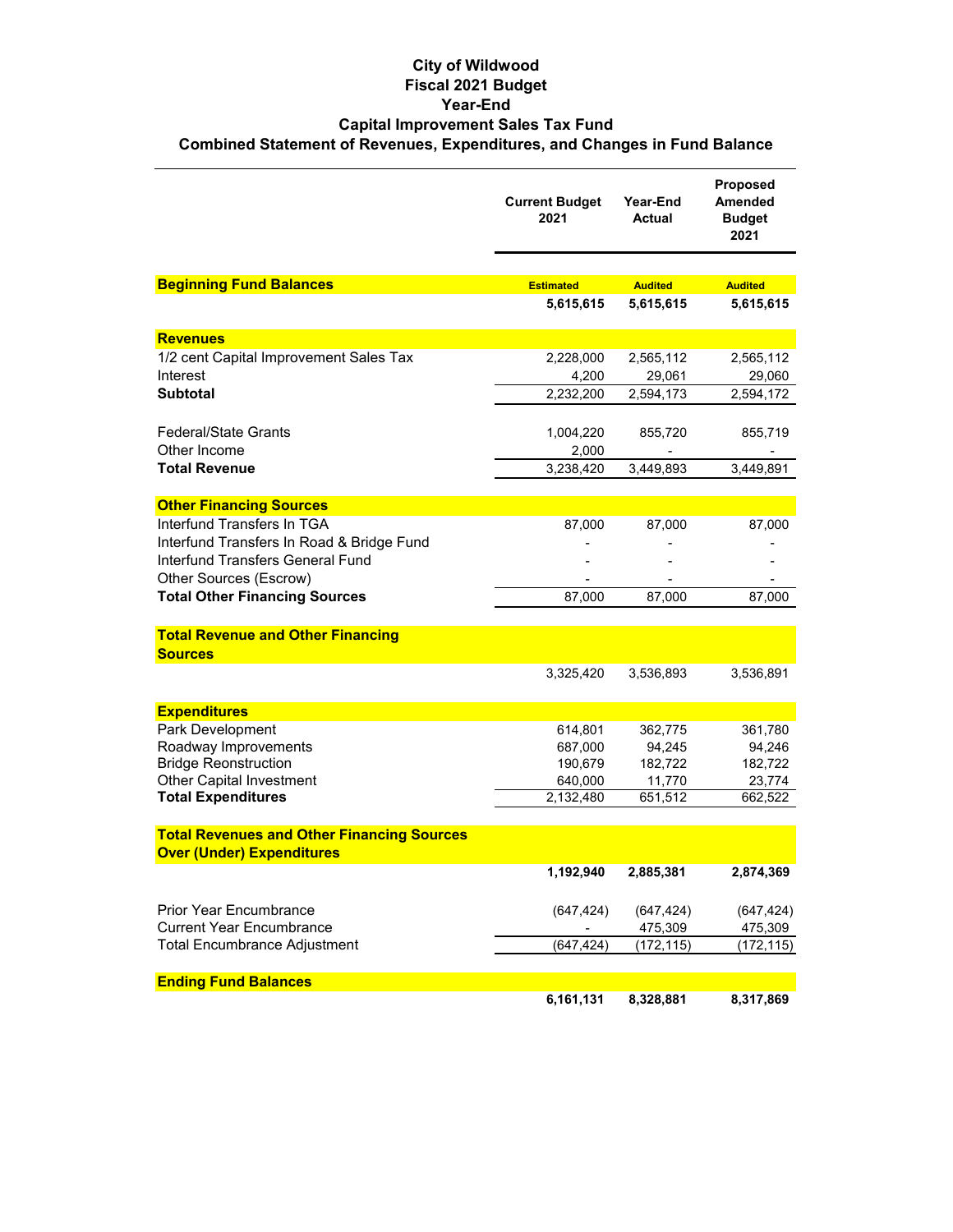# City of Wildwood
## Fiscal 2021 Budget
## Year-End
## Capital Improvement Sales Tax Fund
## Combined Statement of Revenues, Expenditures, and Changes in Fund Balance

| | Current Budget 2021 | Year-End Actual | Proposed Amended Budget 2021 |
|---|---|---|---|
| **Beginning Fund Balances** | **Estimated** | **Audited** | **Audited** |
| | **5,615,615** | **5,615,615** | **5,615,615** |
| **Revenues** | | | |
| 1/2 cent Capital Improvement Sales Tax | 2,228,000 | 2,565,112 | 2,565,112 |
| Interest | 4,200 | 29,061 | 29,060 |
| **Subtotal** | 2,232,200 | 2,594,173 | 2,594,172 |
| Federal/State Grants | 1,004,220 | 855,720 | 855,719 |
| Other Income | 2,000 | - | - |
| **Total Revenue** | 3,238,420 | 3,449,893 | 3,449,891 |
| **Other Financing Sources** | | | |
| Interfund Transfers In TGA | 87,000 | 87,000 | 87,000 |
| Interfund Transfers In Road & Bridge Fund | - | - | - |
| Interfund Transfers General Fund | - | - | - |
| Other Sources (Escrow) | - | - | - |
| **Total Other Financing Sources** | 87,000 | 87,000 | 87,000 |
| **Total Revenue and Other Financing Sources** | | | |
| | 3,325,420 | 3,536,893 | 3,536,891 |
| **Expenditures** | | | |
| Park Development | 614,801 | 362,775 | 361,780 |
| Roadway Improvements | 687,000 | 94,245 | 94,246 |
| Bridge Reonstruction | 190,679 | 182,722 | 182,722 |
| Other Capital Investment | 640,000 | 11,770 | 23,774 |
| **Total Expenditures** | 2,132,480 | 651,512 | 662,522 |
| **Total Revenues and Other Financing Sources Over (Under) Expenditures** | | | |
| | **1,192,940** | **2,885,381** | **2,874,369** |
| Prior Year Encumbrance | (647,424) | (647,424) | (647,424) |
| Current Year Encumbrance | - | 475,309 | 475,309 |
| Total Encumbrance Adjustment | (647,424) | (172,115) | (172,115) |
| **Ending Fund Balances** | | | |
| | **6,161,131** | **8,328,881** | **8,317,869** |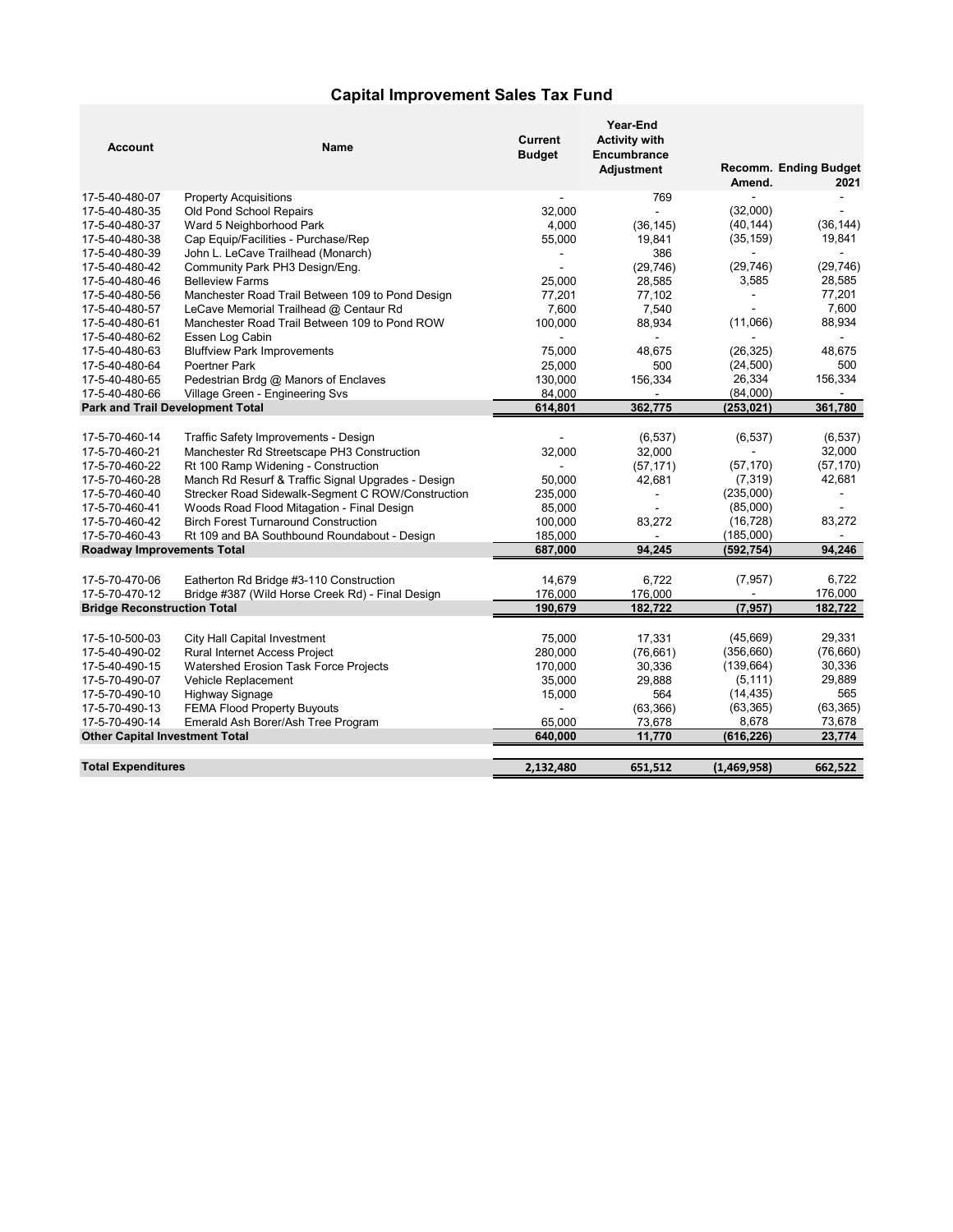# Capital Improvement Sales Tax Fund

| Account | Name | Current Budget | Year-End Activity with Encumbrance Adjustment | Recomm. Amend. | Ending Budget 2021 |
|---|---|---|---|---|---|
| 17-5-40-480-07 | Property Acquisitions | - | 769 | - | - |
| 17-5-40-480-35 | Old Pond School Repairs | 32,000 | - | (32,000) | - |
| 17-5-40-480-37 | Ward 5 Neighborhood Park | 4,000 | (36,145) | (40,144) | (36,144) |
| 17-5-40-480-38 | Cap Equip/Facilities - Purchase/Rep | 55,000 | 19,841 | (35,159) | 19,841 |
| 17-5-40-480-39 | John L. LeCave Trailhead (Monarch) | - | 386 | - | - |
| 17-5-40-480-42 | Community Park PH3 Design/Eng. | - | (29,746) | (29,746) | (29,746) |
| 17-5-40-480-46 | Belleview Farms | 25,000 | 28,585 | 3,585 | 28,585 |
| 17-5-40-480-56 | Manchester Road Trail Between 109 to Pond Design | 77,201 | 77,102 | - | 77,201 |
| 17-5-40-480-57 | LeCave Memorial Trailhead @ Centaur Rd | 7,600 | 7,540 | - | 7,600 |
| 17-5-40-480-61 | Manchester Road Trail Between 109 to Pond ROW | 100,000 | 88,934 | (11,066) | 88,934 |
| 17-5-40-480-62 | Essen Log Cabin | - | - | - | - |
| 17-5-40-480-63 | Bluffview Park Improvements | 75,000 | 48,675 | (26,325) | 48,675 |
| 17-5-40-480-64 | Poertner Park | 25,000 | 500 | (24,500) | 500 |
| 17-5-40-480-65 | Pedestrian Brdg @ Manors of Enclaves | 130,000 | 156,334 | 26,334 | 156,334 |
| 17-5-40-480-66 | Village Green - Engineering Svs | 84,000 | - | (84,000) | - |
| **Park and Trail Development Total** | | **614,801** | **362,775** | **(253,021)** | **361,780** |
| 17-5-70-460-14 | Traffic Safety Improvements - Design | - | (6,537) | (6,537) | (6,537) |
| 17-5-70-460-21 | Manchester Rd Streetscape PH3 Construction | 32,000 | 32,000 | - | 32,000 |
| 17-5-70-460-22 | Rt 100 Ramp Widening - Construction | - | (57,171) | (57,170) | (57,170) |
| 17-5-70-460-28 | Manch Rd Resurf & Traffic Signal Upgrades - Design | 50,000 | 42,681 | (7,319) | 42,681 |
| 17-5-70-460-40 | Strecker Road Sidewalk-Segment C ROW/Construction | 235,000 | - | (235,000) | - |
| 17-5-70-460-41 | Woods Road Flood Mitagation - Final Design | 85,000 | - | (85,000) | - |
| 17-5-70-460-42 | Birch Forest Turnaround Construction | 100,000 | 83,272 | (16,728) | 83,272 |
| 17-5-70-460-43 | Rt 109 and BA Southbound Roundabout - Design | 185,000 | - | (185,000) | - |
| **Roadway Improvements Total** | | **687,000** | **94,245** | **(592,754)** | **94,246** |
| 17-5-70-470-06 | Eatherton Rd Bridge #3-110 Construction | 14,679 | 6,722 | (7,957) | 6,722 |
| 17-5-70-470-12 | Bridge #387 (Wild Horse Creek Rd) - Final Design | 176,000 | 176,000 | - | 176,000 |
| **Bridge Reconstruction Total** | | **190,679** | **182,722** | **(7,957)** | **182,722** |
| 17-5-10-500-03 | City Hall Capital Investment | 75,000 | 17,331 | (45,669) | 29,331 |
| 17-5-40-490-02 | Rural Internet Access Project | 280,000 | (76,661) | (356,660) | (76,660) |
| 17-5-40-490-15 | Watershed Erosion Task Force Projects | 170,000 | 30,336 | (139,664) | 30,336 |
| 17-5-70-490-07 | Vehicle Replacement | 35,000 | 29,888 | (5,111) | 29,889 |
| 17-5-70-490-10 | Highway Signage | 15,000 | 564 | (14,435) | 565 |
| 17-5-70-490-13 | FEMA Flood Property Buyouts | - | (63,366) | (63,365) | (63,365) |
| 17-5-70-490-14 | Emerald Ash Borer/Ash Tree Program | 65,000 | 73,678 | 8,678 | 73,678 |
| **Other Capital Investment Total** | | **640,000** | **11,770** | **(616,226)** | **23,774** |
| **Total Expenditures** | | **2,132,480** | **651,512** | **(1,469,958)** | **662,522** |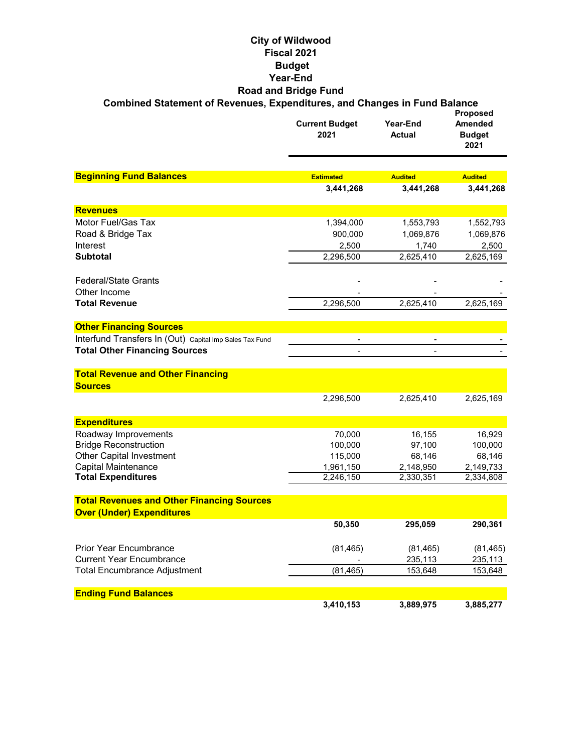# City of Wildwood
## Fiscal 2021
## Budget
## Year-End
## Road and Bridge Fund
### Combined Statement of Revenues, Expenditures, and Changes in Fund Balance

| | Current Budget 2021 | Year-End Actual | Proposed Amended Budget 2021 |
|---|---|---|---|
| **Beginning Fund Balances** | **Estimated** | **Audited** | **Audited** |
| | **3,441,268** | **3,441,268** | **3,441,268** |
| **Revenues** | | | |
| Motor Fuel/Gas Tax | 1,394,000 | 1,553,793 | 1,552,793 |
| Road & Bridge Tax | 900,000 | 1,069,876 | 1,069,876 |
| Interest | 2,500 | 1,740 | 2,500 |
| **Subtotal** | 2,296,500 | 2,625,410 | 2,625,169 |
| Federal/State Grants | - | - | - |
| Other Income | - | - | - |
| **Total Revenue** | 2,296,500 | 2,625,410 | 2,625,169 |
| **Other Financing Sources** | | | |
| Interfund Transfers In (Out) Capital Imp Sales Tax Fund | - | - | - |
| **Total Other Financing Sources** | - | - | - |
| **Total Revenue and Other Financing Sources** | 2,296,500 | 2,625,410 | 2,625,169 |
| **Expenditures** | | | |
| Roadway Improvements | 70,000 | 16,155 | 16,929 |
| Bridge Reconstruction | 100,000 | 97,100 | 100,000 |
| Other Capital Investment | 115,000 | 68,146 | 68,146 |
| Capital Maintenance | 1,961,150 | 2,148,950 | 2,149,733 |
| **Total Expenditures** | 2,246,150 | 2,330,351 | 2,334,808 |
| **Total Revenues and Other Financing Sources Over (Under) Expenditures** | **50,350** | **295,059** | **290,361** |
| Prior Year Encumbrance | (81,465) | (81,465) | (81,465) |
| Current Year Encumbrance | - | 235,113 | 235,113 |
| Total Encumbrance Adjustment | (81,465) | 153,648 | 153,648 |
| **Ending Fund Balances** | **3,410,153** | **3,889,975** | **3,885,277** |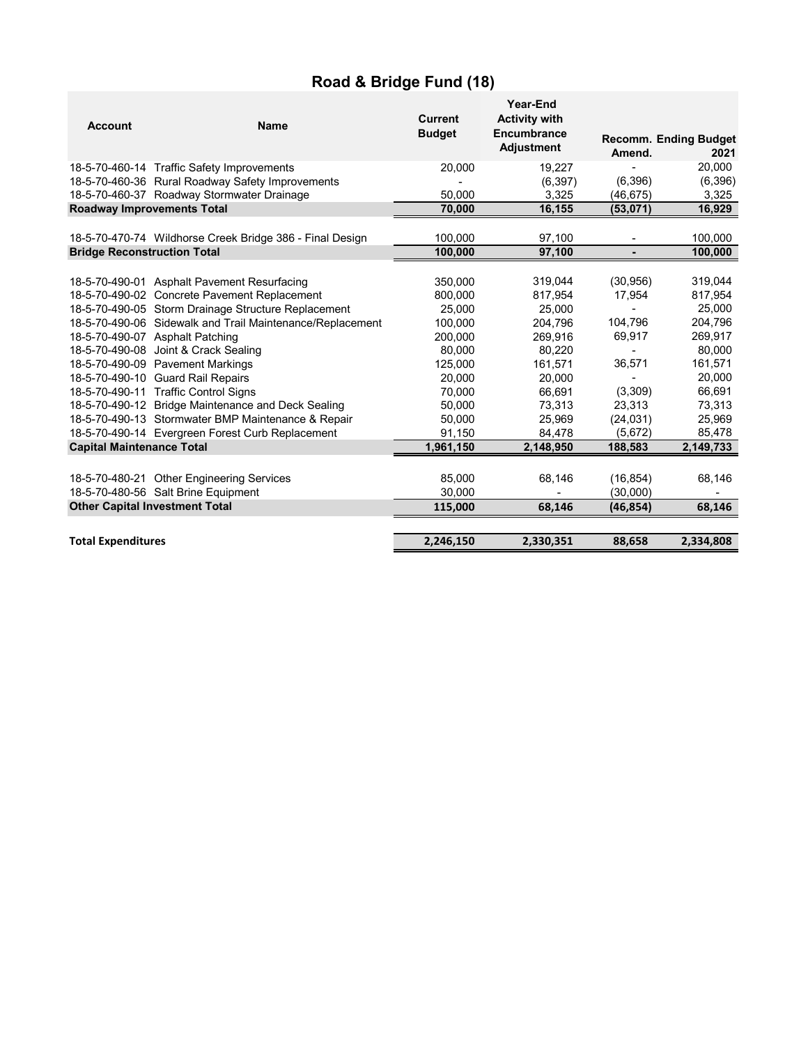# Road & Bridge Fund (18)

| Account | Name | Current Budget | Year-End Activity with Encumbrance Adjustment | Recomm. Amend. | Ending Budget 2021 |
|---|---|---|---|---|---|
| 18-5-70-460-14 | Traffic Safety Improvements | 20,000 | 19,227 | - | 20,000 |
| 18-5-70-460-36 | Rural Roadway Safety Improvements | - | (6,397) | (6,396) | (6,396) |
| 18-5-70-460-37 | Roadway Stormwater Drainage | 50,000 | 3,325 | (46,675) | 3,325 |
| **Roadway Improvements Total** | | **70,000** | **16,155** | **(53,071)** | **16,929** |
| | | | | | |
| 18-5-70-470-74 | Wildhorse Creek Bridge 386 - Final Design | 100,000 | 97,100 | - | 100,000 |
| **Bridge Reconstruction Total** | | **100,000** | **97,100** | **-** | **100,000** |
| | | | | | |
| 18-5-70-490-01 | Asphalt Pavement Resurfacing | 350,000 | 319,044 | (30,956) | 319,044 |
| 18-5-70-490-02 | Concrete Pavement Replacement | 800,000 | 817,954 | 17,954 | 817,954 |
| 18-5-70-490-05 | Storm Drainage Structure Replacement | 25,000 | 25,000 | - | 25,000 |
| 18-5-70-490-06 | Sidewalk and Trail Maintenance/Replacement | 100,000 | 204,796 | 104,796 | 204,796 |
| 18-5-70-490-07 | Asphalt Patching | 200,000 | 269,916 | 69,917 | 269,917 |
| 18-5-70-490-08 | Joint & Crack Sealing | 80,000 | 80,220 | - | 80,000 |
| 18-5-70-490-09 | Pavement Markings | 125,000 | 161,571 | 36,571 | 161,571 |
| 18-5-70-490-10 | Guard Rail Repairs | 20,000 | 20,000 | - | 20,000 |
| 18-5-70-490-11 | Traffic Control Signs | 70,000 | 66,691 | (3,309) | 66,691 |
| 18-5-70-490-12 | Bridge Maintenance and Deck Sealing | 50,000 | 73,313 | 23,313 | 73,313 |
| 18-5-70-490-13 | Stormwater BMP Maintenance & Repair | 50,000 | 25,969 | (24,031) | 25,969 |
| 18-5-70-490-14 | Evergreen Forest Curb Replacement | 91,150 | 84,478 | (5,672) | 85,478 |
| **Capital Maintenance Total** | | **1,961,150** | **2,148,950** | **188,583** | **2,149,733** |
| | | | | | |
| 18-5-70-480-21 | Other Engineering Services | 85,000 | 68,146 | (16,854) | 68,146 |
| 18-5-70-480-56 | Salt Brine Equipment | 30,000 | - | (30,000) | - |
| **Other Capital Investment Total** | | **115,000** | **68,146** | **(46,854)** | **68,146** |
| | | | | | |
| **Total Expenditures** | | **2,246,150** | **2,330,351** | **88,658** | **2,334,808** |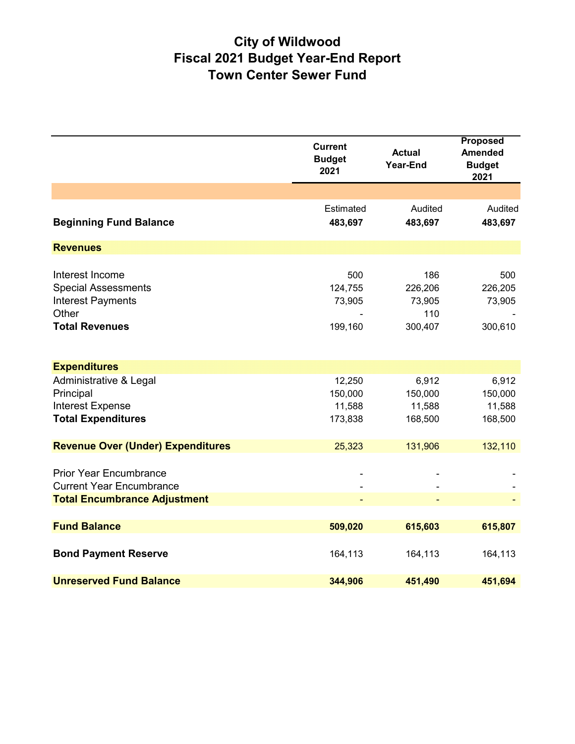# City of Wildwood
# Fiscal 2021 Budget Year-End Report
# Town Center Sewer Fund

| | Current Budget 2021 | Actual Year-End | Proposed Amended Budget 2021 |
|---|---|---|---|
| | Estimated | Audited | Audited |
| **Beginning Fund Balance** | **483,697** | **483,697** | **483,697** |
| **Revenues** | | | |
| Interest Income | 500 | 186 | 500 |
| Special Assessments | 124,755 | 226,206 | 226,205 |
| Interest Payments | 73,905 | 73,905 | 73,905 |
| Other | - | 110 | - |
| **Total Revenues** | 199,160 | 300,407 | 300,610 |
| **Expenditures** | | | |
| Administrative & Legal | 12,250 | 6,912 | 6,912 |
| Principal | 150,000 | 150,000 | 150,000 |
| Interest Expense | 11,588 | 11,588 | 11,588 |
| **Total Expenditures** | 173,838 | 168,500 | 168,500 |
| **Revenue Over (Under) Expenditures** | 25,323 | 131,906 | 132,110 |
| Prior Year Encumbrance | - | - | - |
| Current Year Encumbrance | - | - | - |
| **Total Encumbrance Adjustment** | - | - | - |
| **Fund Balance** | **509,020** | **615,603** | **615,807** |
| **Bond Payment Reserve** | 164,113 | 164,113 | 164,113 |
| **Unreserved Fund Balance** | **344,906** | **451,490** | **451,694** |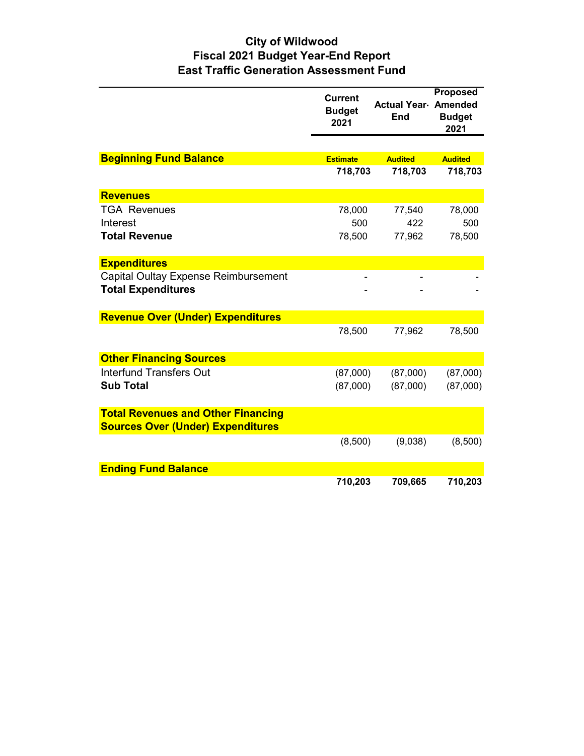# City of Wildwood
# Fiscal 2021 Budget Year-End Report
# East Traffic Generation Assessment Fund

| | Current Budget 2021 | Actual Year-End | Proposed Amended Budget 2021 |
|---|---|---|---|
| **Beginning Fund Balance** | **Estimate** | **Audited** | **Audited** |
| | **718,703** | **718,703** | **718,703** |
| **Revenues** | | | |
| TGA Revenues | 78,000 | 77,540 | 78,000 |
| Interest | 500 | 422 | 500 |
| **Total Revenue** | 78,500 | 77,962 | 78,500 |
| **Expenditures** | | | |
| Capital Oultay Expense Reimbursement | - | - | - |
| **Total Expenditures** | - | - | - |
| **Revenue Over (Under) Expenditures** | | | |
| | 78,500 | 77,962 | 78,500 |
| **Other Financing Sources** | | | |
| Interfund Transfers Out | (87,000) | (87,000) | (87,000) |
| **Sub Total** | (87,000) | (87,000) | (87,000) |
| **Total Revenues and Other Financing Sources Over (Under) Expenditures** | | | |
| | (8,500) | (9,038) | (8,500) |
| **Ending Fund Balance** | | | |
| | **710,203** | **709,665** | **710,203** |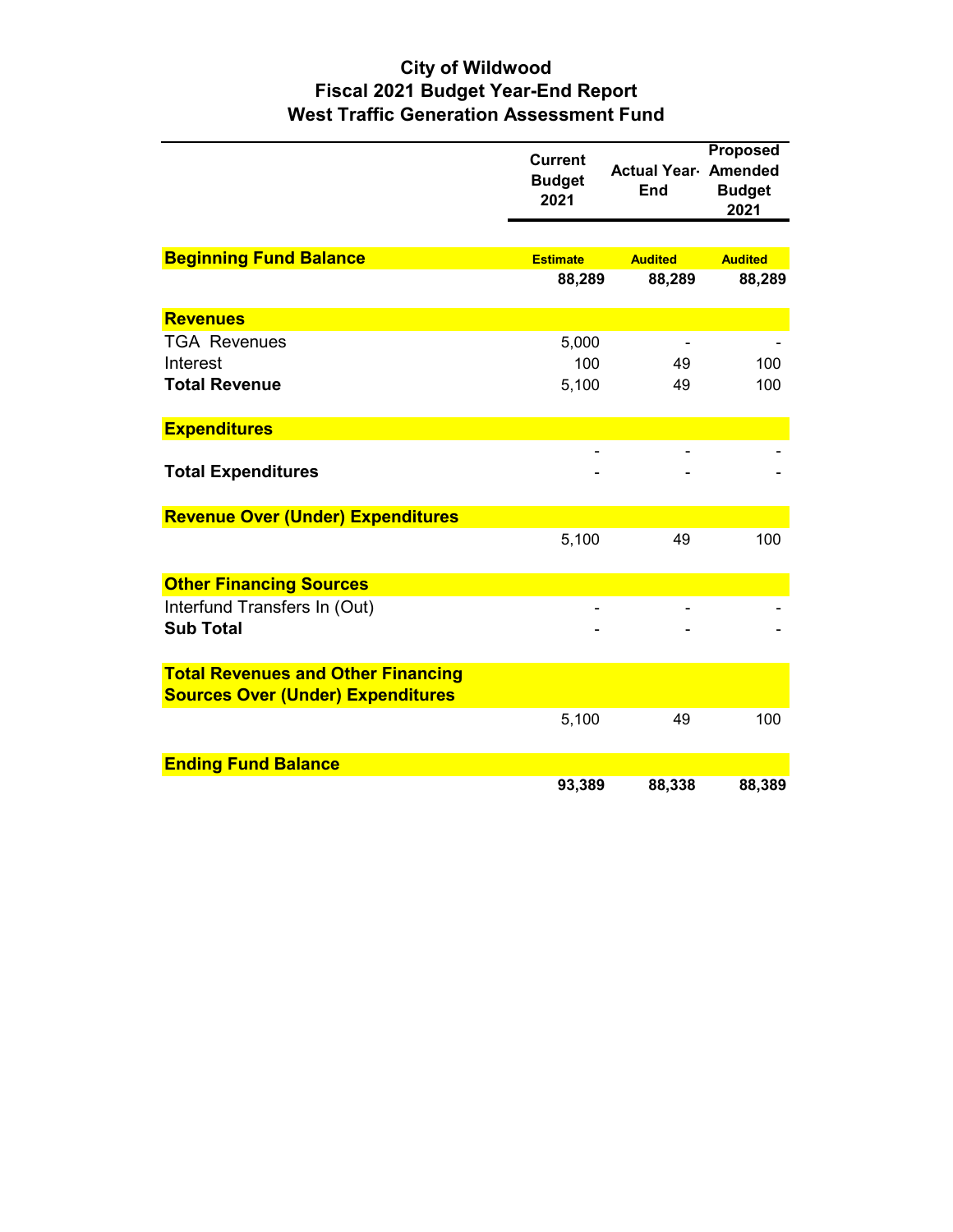# City of Wildwood
## Fiscal 2021 Budget Year-End Report
## West Traffic Generation Assessment Fund

| | Current Budget 2021 | Actual Year-End | Proposed Amended Budget 2021 |
|---|---|---|---|
| **Beginning Fund Balance** | **Estimate** | **Audited** | **Audited** |
| | **88,289** | **88,289** | **88,289** |
| **Revenues** | | | |
| TGA Revenues | 5,000 | - | - |
| Interest | 100 | 49 | 100 |
| **Total Revenue** | 5,100 | 49 | 100 |
| **Expenditures** | | | |
| | - | - | - |
| **Total Expenditures** | - | - | - |
| **Revenue Over (Under) Expenditures** | | | |
| | 5,100 | 49 | 100 |
| **Other Financing Sources** | | | |
| Interfund Transfers In (Out) | - | - | - |
| **Sub Total** | - | - | - |
| **Total Revenues and Other Financing Sources Over (Under) Expenditures** | | | |
| | 5,100 | 49 | 100 |
| **Ending Fund Balance** | | | |
| | **93,389** | **88,338** | **88,389** |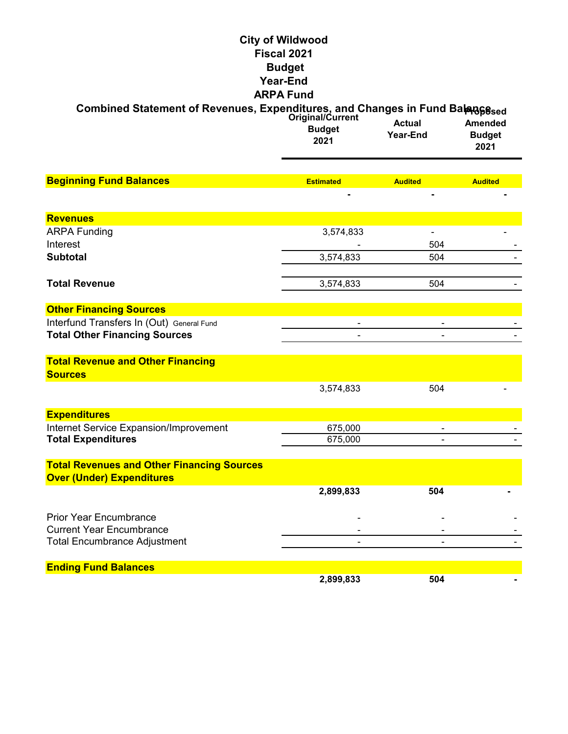# City of Wildwood
# Fiscal 2021
# Budget
# Year-End
# ARPA Fund

## Combined Statement of Revenues, Expenditures, and Changes in Fund Balances

| | Original/Current Budget 2021 | Actual Year-End | Proposed Amended Budget 2021 |
|---|---|---|---|
| **Beginning Fund Balances** | **Estimated** | **Audited** | **Audited** |
| | **-** | **-** | **-** |
| **Revenues** | | | |
| ARPA Funding | 3,574,833 | - | - |
| Interest | - | 504 | - |
| **Subtotal** | 3,574,833 | 504 | - |
| **Total Revenue** | 3,574,833 | 504 | - |
| **Other Financing Sources** | | | |
| Interfund Transfers In (Out) General Fund | - | - | - |
| **Total Other Financing Sources** | - | - | - |
| **Total Revenue and Other Financing Sources** | 3,574,833 | 504 | - |
| **Expenditures** | | | |
| Internet Service Expansion/Improvement | 675,000 | - | - |
| **Total Expenditures** | 675,000 | - | - |
| **Total Revenues and Other Financing Sources Over (Under) Expenditures** | **2,899,833** | **504** | **-** |
| Prior Year Encumbrance | - | - | - |
| Current Year Encumbrance | - | - | - |
| Total Encumbrance Adjustment | - | - | - |
| **Ending Fund Balances** | **2,899,833** | **504** | **-** |